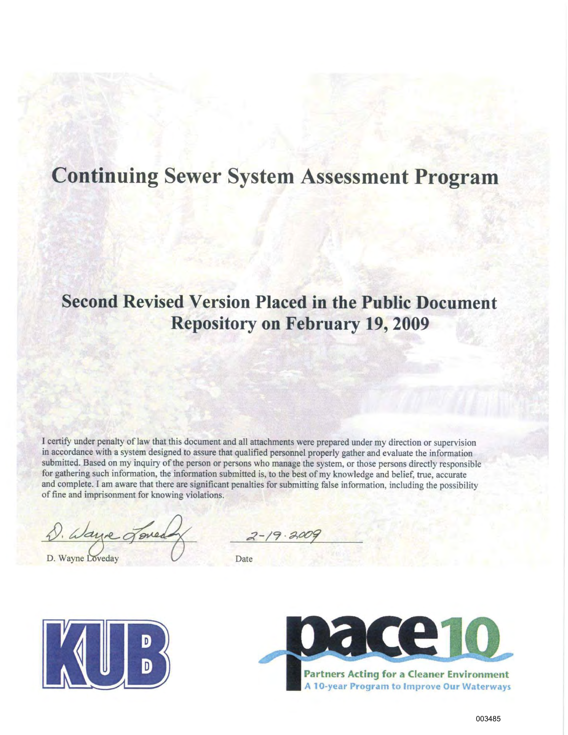# Continuing Sewer System Assessment Program

## Second Revised Version Placed in the Public Document Repository on February 19, 2009

I certify under penalty of law that this document and all attachments were prepared under my direction or supervision in accordance with a system designed to assure that qualified personnel properly gather and evaluate the information submitted. Based on my inquiry of the person or persons who manage the system, or those persons directly responsible for gathering such information, the information submitted is, to the best of my knowledge and belief, true, accurate and complete. I am aware that there are significant penalties for submitting false information, including the possibility of fine and imprisonment for knowing violations.

D. Wayne Loveday — 2-19-2009

D. Wayne Loveday | Date

KUB

pace10

Partners Acting for a Cleaner Environment

A 10-year Program to Improve Our Waterways

003485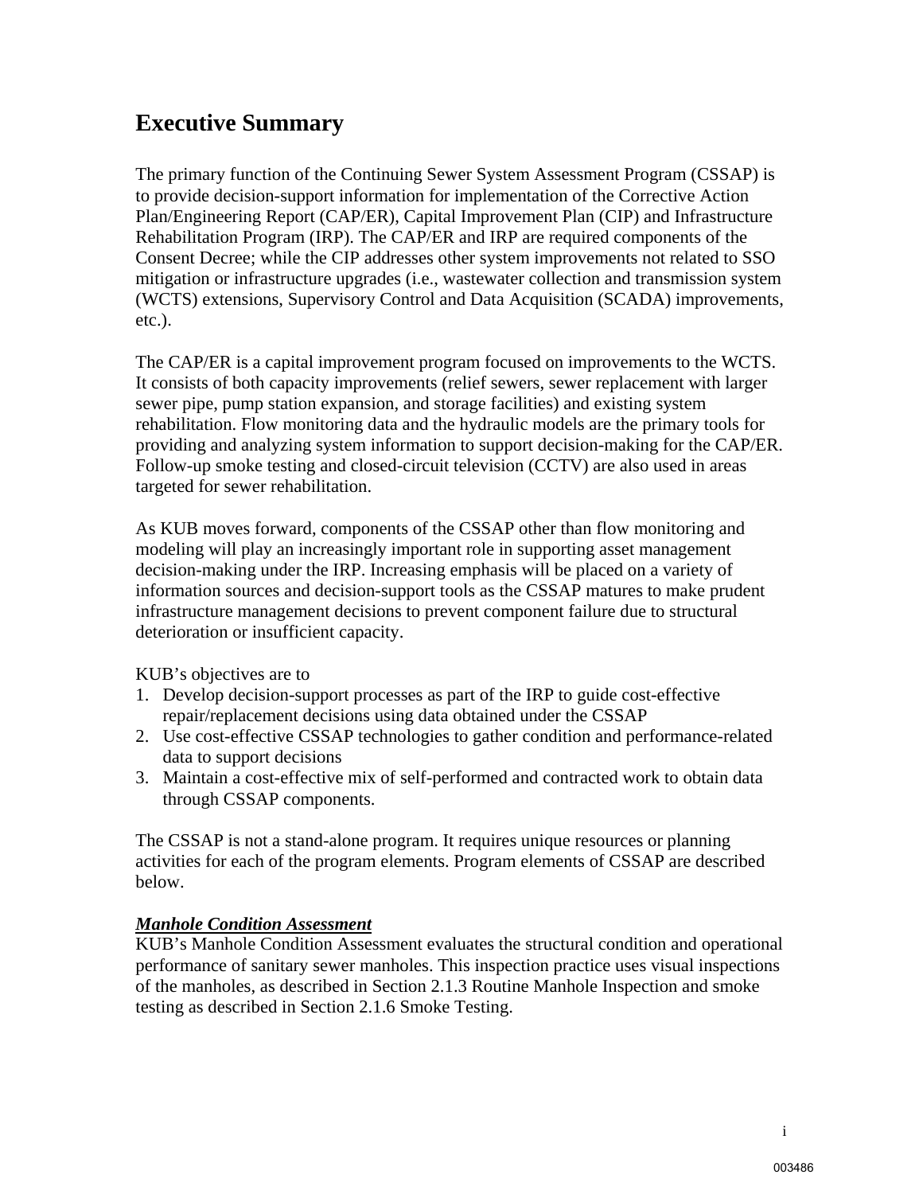# Executive Summary

The primary function of the Continuing Sewer System Assessment Program (CSSAP) is to provide decision-support information for implementation of the Corrective Action Plan/Engineering Report (CAP/ER), Capital Improvement Plan (CIP) and Infrastructure Rehabilitation Program (IRP). The CAP/ER and IRP are required components of the Consent Decree; while the CIP addresses other system improvements not related to SSO mitigation or infrastructure upgrades (i.e., wastewater collection and transmission system (WCTS) extensions, Supervisory Control and Data Acquisition (SCADA) improvements, etc.).

The CAP/ER is a capital improvement program focused on improvements to the WCTS. It consists of both capacity improvements (relief sewers, sewer replacement with larger sewer pipe, pump station expansion, and storage facilities) and existing system rehabilitation. Flow monitoring data and the hydraulic models are the primary tools for providing and analyzing system information to support decision-making for the CAP/ER. Follow-up smoke testing and closed-circuit television (CCTV) are also used in areas targeted for sewer rehabilitation.

As KUB moves forward, components of the CSSAP other than flow monitoring and modeling will play an increasingly important role in supporting asset management decision-making under the IRP. Increasing emphasis will be placed on a variety of information sources and decision-support tools as the CSSAP matures to make prudent infrastructure management decisions to prevent component failure due to structural deterioration or insufficient capacity.

KUB's objectives are to

1. Develop decision-support processes as part of the IRP to guide cost-effective repair/replacement decisions using data obtained under the CSSAP
2. Use cost-effective CSSAP technologies to gather condition and performance-related data to support decisions
3. Maintain a cost-effective mix of self-performed and contracted work to obtain data through CSSAP components.

The CSSAP is not a stand-alone program. It requires unique resources or planning activities for each of the program elements. Program elements of CSSAP are described below.

***Manhole Condition Assessment***

KUB's Manhole Condition Assessment evaluates the structural condition and operational performance of sanitary sewer manholes. This inspection practice uses visual inspections of the manholes, as described in Section 2.1.3 Routine Manhole Inspection and smoke testing as described in Section 2.1.6 Smoke Testing.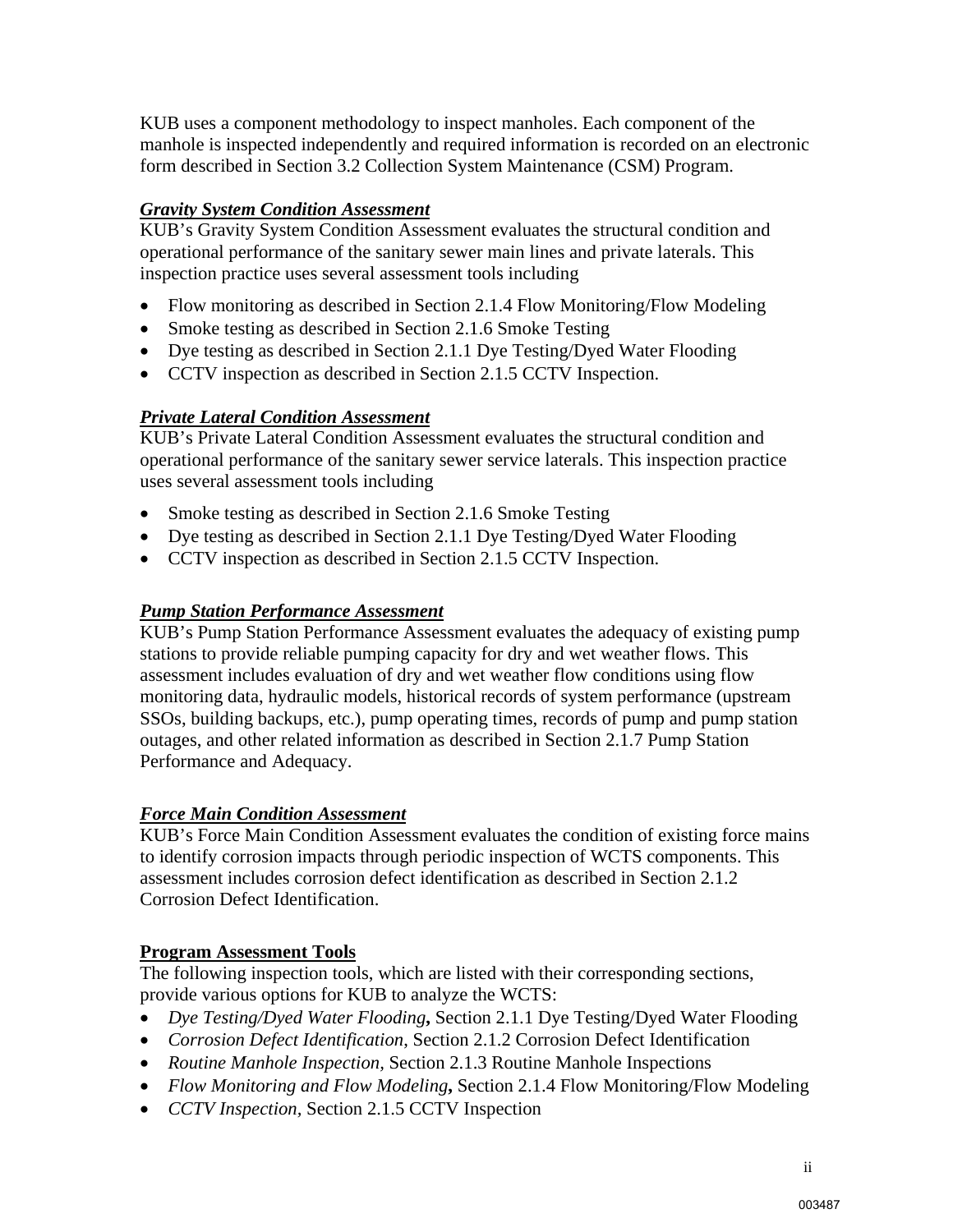KUB uses a component methodology to inspect manholes. Each component of the manhole is inspected independently and required information is recorded on an electronic form described in Section 3.2 Collection System Maintenance (CSM) Program.

***Gravity System Condition Assessment***

KUB's Gravity System Condition Assessment evaluates the structural condition and operational performance of the sanitary sewer main lines and private laterals. This inspection practice uses several assessment tools including

- Flow monitoring as described in Section 2.1.4 Flow Monitoring/Flow Modeling
- Smoke testing as described in Section 2.1.6 Smoke Testing
- Dye testing as described in Section 2.1.1 Dye Testing/Dyed Water Flooding
- CCTV inspection as described in Section 2.1.5 CCTV Inspection.

***Private Lateral Condition Assessment***

KUB's Private Lateral Condition Assessment evaluates the structural condition and operational performance of the sanitary sewer service laterals. This inspection practice uses several assessment tools including

- Smoke testing as described in Section 2.1.6 Smoke Testing
- Dye testing as described in Section 2.1.1 Dye Testing/Dyed Water Flooding
- CCTV inspection as described in Section 2.1.5 CCTV Inspection.

***Pump Station Performance Assessment***

KUB's Pump Station Performance Assessment evaluates the adequacy of existing pump stations to provide reliable pumping capacity for dry and wet weather flows. This assessment includes evaluation of dry and wet weather flow conditions using flow monitoring data, hydraulic models, historical records of system performance (upstream SSOs, building backups, etc.), pump operating times, records of pump and pump station outages, and other related information as described in Section 2.1.7 Pump Station Performance and Adequacy.

***Force Main Condition Assessment***

KUB's Force Main Condition Assessment evaluates the condition of existing force mains to identify corrosion impacts through periodic inspection of WCTS components. This assessment includes corrosion defect identification as described in Section 2.1.2 Corrosion Defect Identification.

**Program Assessment Tools**

The following inspection tools, which are listed with their corresponding sections, provide various options for KUB to analyze the WCTS:

- *Dye Testing/Dyed Water Flooding***,** Section 2.1.1 Dye Testing/Dyed Water Flooding
- *Corrosion Defect Identification*, Section 2.1.2 Corrosion Defect Identification
- *Routine Manhole Inspection,* Section 2.1.3 Routine Manhole Inspections
- *Flow Monitoring and Flow Modeling***,** Section 2.1.4 Flow Monitoring/Flow Modeling
- *CCTV Inspection,* Section 2.1.5 CCTV Inspection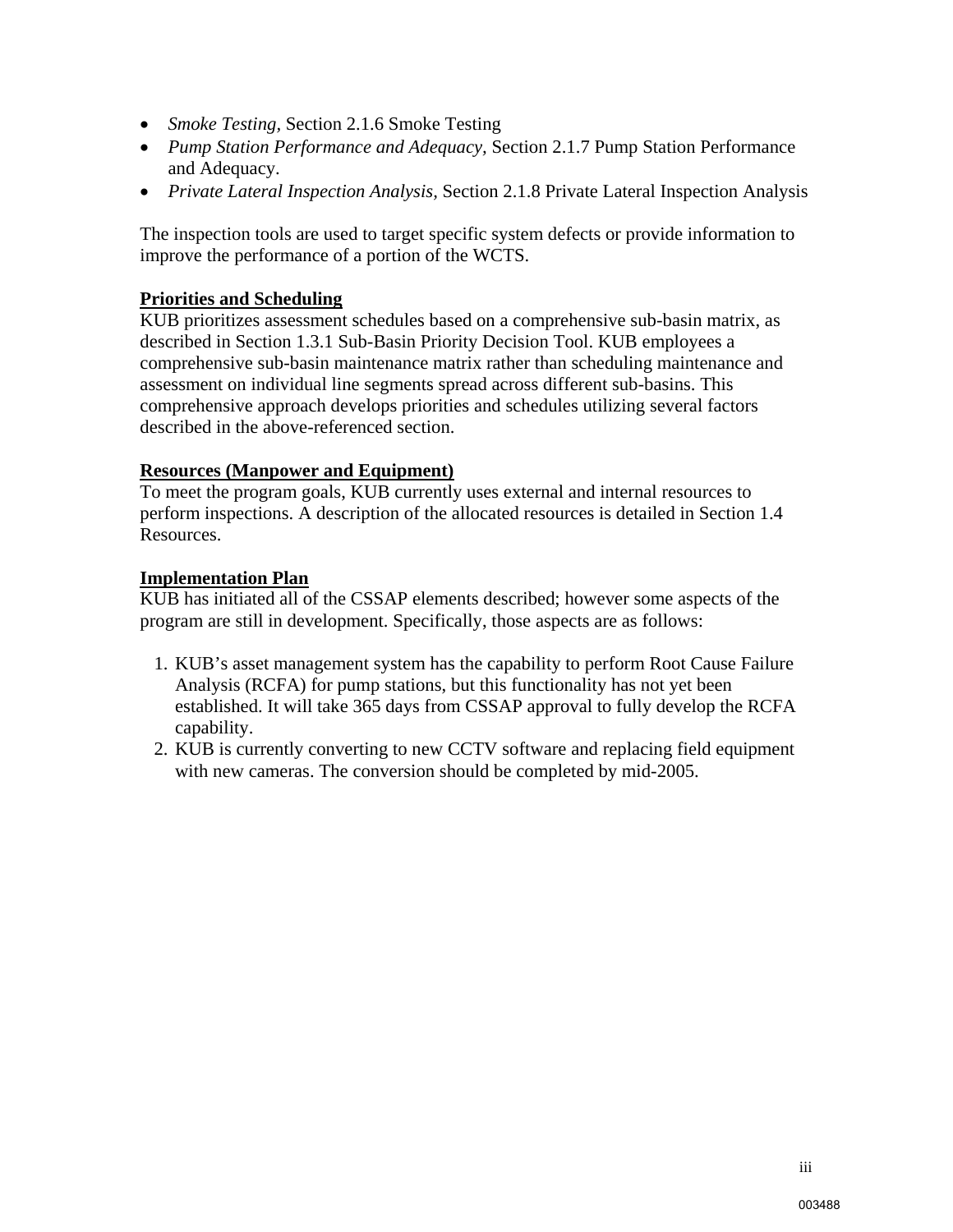- *Smoke Testing*, Section 2.1.6 Smoke Testing
- *Pump Station Performance and Adequacy*, Section 2.1.7 Pump Station Performance and Adequacy.
- *Private Lateral Inspection Analysis*, Section 2.1.8 Private Lateral Inspection Analysis

The inspection tools are used to target specific system defects or provide information to improve the performance of a portion of the WCTS.

**Priorities and Scheduling**

KUB prioritizes assessment schedules based on a comprehensive sub-basin matrix, as described in Section 1.3.1 Sub-Basin Priority Decision Tool. KUB employees a comprehensive sub-basin maintenance matrix rather than scheduling maintenance and assessment on individual line segments spread across different sub-basins. This comprehensive approach develops priorities and schedules utilizing several factors described in the above-referenced section.

**Resources (Manpower and Equipment)**

To meet the program goals, KUB currently uses external and internal resources to perform inspections. A description of the allocated resources is detailed in Section 1.4 Resources.

**Implementation Plan**

KUB has initiated all of the CSSAP elements described; however some aspects of the program are still in development. Specifically, those aspects are as follows:

1. KUB's asset management system has the capability to perform Root Cause Failure Analysis (RCFA) for pump stations, but this functionality has not yet been established. It will take 365 days from CSSAP approval to fully develop the RCFA capability.
2. KUB is currently converting to new CCTV software and replacing field equipment with new cameras. The conversion should be completed by mid-2005.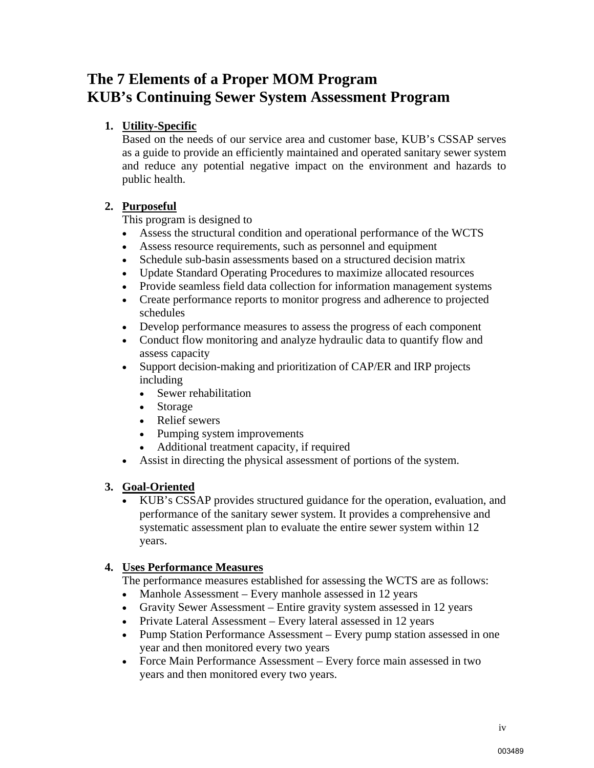# The 7 Elements of a Proper MOM Program
# KUB's Continuing Sewer System Assessment Program

1. **Utility-Specific**

   Based on the needs of our service area and customer base, KUB's CSSAP serves as a guide to provide an efficiently maintained and operated sanitary sewer system and reduce any potential negative impact on the environment and hazards to public health.

2. **Purposeful**

   This program is designed to
   - Assess the structural condition and operational performance of the WCTS
   - Assess resource requirements, such as personnel and equipment
   - Schedule sub-basin assessments based on a structured decision matrix
   - Update Standard Operating Procedures to maximize allocated resources
   - Provide seamless field data collection for information management systems
   - Create performance reports to monitor progress and adherence to projected schedules
   - Develop performance measures to assess the progress of each component
   - Conduct flow monitoring and analyze hydraulic data to quantify flow and assess capacity
   - Support decision-making and prioritization of CAP/ER and IRP projects including
     - Sewer rehabilitation
     - Storage
     - Relief sewers
     - Pumping system improvements
     - Additional treatment capacity, if required
   - Assist in directing the physical assessment of portions of the system.

3. **Goal-Oriented**
   - KUB's CSSAP provides structured guidance for the operation, evaluation, and performance of the sanitary sewer system. It provides a comprehensive and systematic assessment plan to evaluate the entire sewer system within 12 years.

4. **Uses Performance Measures**

   The performance measures established for assessing the WCTS are as follows:
   - Manhole Assessment – Every manhole assessed in 12 years
   - Gravity Sewer Assessment – Entire gravity system assessed in 12 years
   - Private Lateral Assessment – Every lateral assessed in 12 years
   - Pump Station Performance Assessment – Every pump station assessed in one year and then monitored every two years
   - Force Main Performance Assessment – Every force main assessed in two years and then monitored every two years.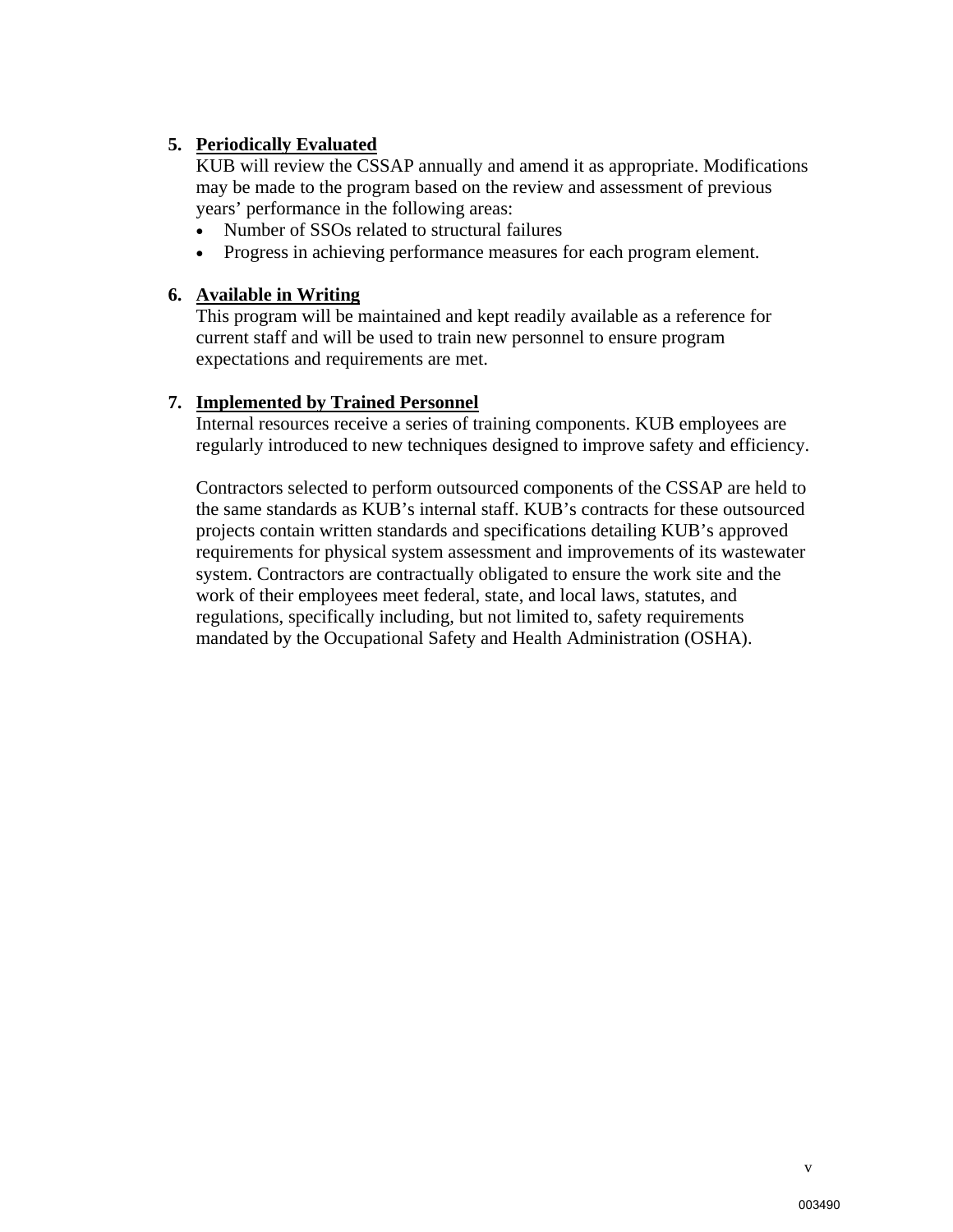5. **Periodically Evaluated**
   KUB will review the CSSAP annually and amend it as appropriate. Modifications may be made to the program based on the review and assessment of previous years' performance in the following areas:
   - Number of SSOs related to structural failures
   - Progress in achieving performance measures for each program element.

6. **Available in Writing**
   This program will be maintained and kept readily available as a reference for current staff and will be used to train new personnel to ensure program expectations and requirements are met.

7. **Implemented by Trained Personnel**
   Internal resources receive a series of training components. KUB employees are regularly introduced to new techniques designed to improve safety and efficiency.

   Contractors selected to perform outsourced components of the CSSAP are held to the same standards as KUB's internal staff. KUB's contracts for these outsourced projects contain written standards and specifications detailing KUB's approved requirements for physical system assessment and improvements of its wastewater system. Contractors are contractually obligated to ensure the work site and the work of their employees meet federal, state, and local laws, statutes, and regulations, specifically including, but not limited to, safety requirements mandated by the Occupational Safety and Health Administration (OSHA).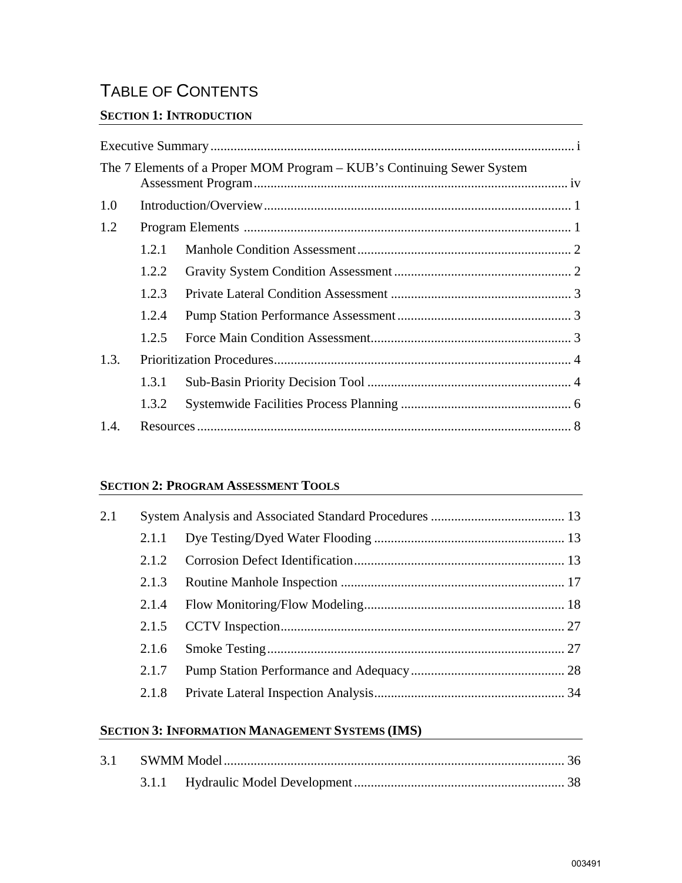# TABLE OF CONTENTS

## SECTION 1: INTRODUCTION

Executive Summary ............................................................ i

The 7 Elements of a Proper MOM Program – KUB's Continuing Sewer System Assessment Program ............................................................ iv

1.0 Introduction/Overview ............................................................ 1

1.2 Program Elements ............................................................ 1

- 1.2.1 Manhole Condition Assessment ............................................................ 2
- 1.2.2 Gravity System Condition Assessment ............................................................ 2
- 1.2.3 Private Lateral Condition Assessment ............................................................ 3
- 1.2.4 Pump Station Performance Assessment ............................................................ 3
- 1.2.5 Force Main Condition Assessment ............................................................ 3

1.3. Prioritization Procedures ............................................................ 4

- 1.3.1 Sub-Basin Priority Decision Tool ............................................................ 4
- 1.3.2 Systemwide Facilities Process Planning ............................................................ 6

1.4. Resources ............................................................ 8

## SECTION 2: PROGRAM ASSESSMENT TOOLS

2.1 System Analysis and Associated Standard Procedures ............................................................ 13

- 2.1.1 Dye Testing/Dyed Water Flooding ............................................................ 13
- 2.1.2 Corrosion Defect Identification ............................................................ 13
- 2.1.3 Routine Manhole Inspection ............................................................ 17
- 2.1.4 Flow Monitoring/Flow Modeling ............................................................ 18
- 2.1.5 CCTV Inspection ............................................................ 27
- 2.1.6 Smoke Testing ............................................................ 27
- 2.1.7 Pump Station Performance and Adequacy ............................................................ 28
- 2.1.8 Private Lateral Inspection Analysis ............................................................ 34

## SECTION 3: INFORMATION MANAGEMENT SYSTEMS (IMS)

3.1 SWMM Model ............................................................ 36

- 3.1.1 Hydraulic Model Development ............................................................ 38

003491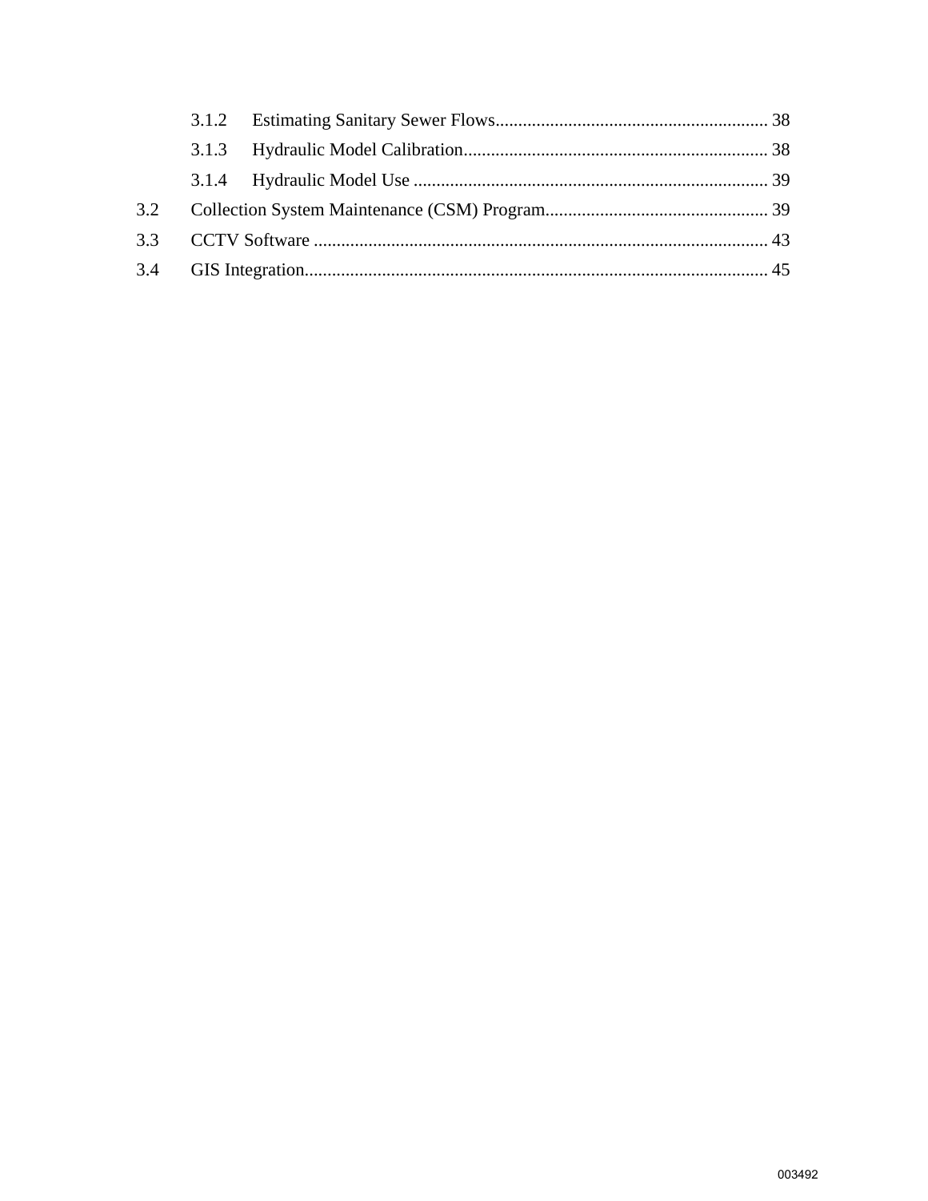3.1.2 Estimating Sanitary Sewer Flows............................................................ 38

3.1.3 Hydraulic Model Calibration................................................................... 38

3.1.4 Hydraulic Model Use ............................................................................. 39

3.2 Collection System Maintenance (CSM) Program................................................. 39

3.3 CCTV Software ................................................................................................... 43

3.4 GIS Integration..................................................................................................... 45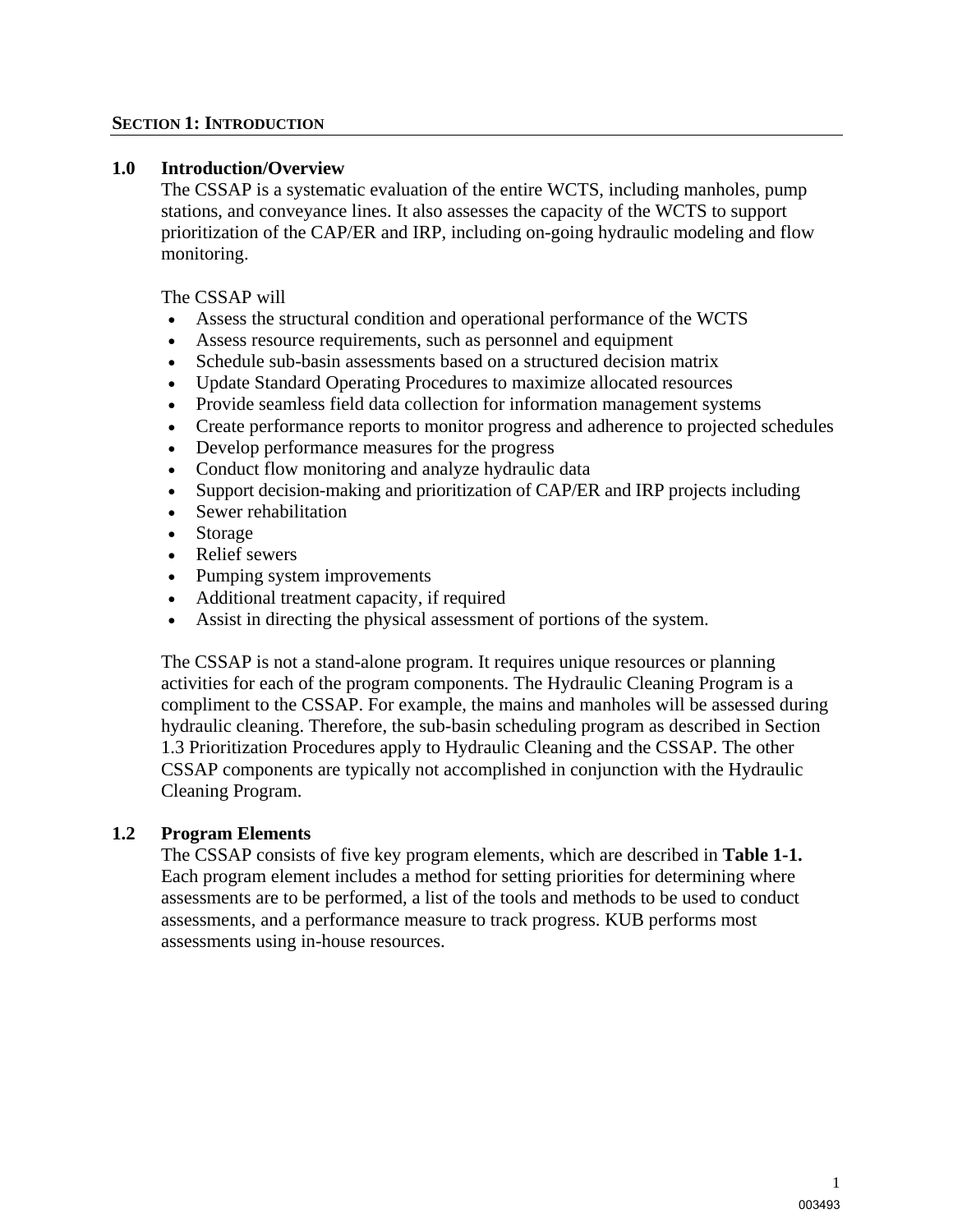# SECTION 1: INTRODUCTION

## 1.0 Introduction/Overview

The CSSAP is a systematic evaluation of the entire WCTS, including manholes, pump stations, and conveyance lines. It also assesses the capacity of the WCTS to support prioritization of the CAP/ER and IRP, including on-going hydraulic modeling and flow monitoring.

The CSSAP will

- Assess the structural condition and operational performance of the WCTS
- Assess resource requirements, such as personnel and equipment
- Schedule sub-basin assessments based on a structured decision matrix
- Update Standard Operating Procedures to maximize allocated resources
- Provide seamless field data collection for information management systems
- Create performance reports to monitor progress and adherence to projected schedules
- Develop performance measures for the progress
- Conduct flow monitoring and analyze hydraulic data
- Support decision-making and prioritization of CAP/ER and IRP projects including
- Sewer rehabilitation
- Storage
- Relief sewers
- Pumping system improvements
- Additional treatment capacity, if required
- Assist in directing the physical assessment of portions of the system.

The CSSAP is not a stand-alone program. It requires unique resources or planning activities for each of the program components. The Hydraulic Cleaning Program is a compliment to the CSSAP. For example, the mains and manholes will be assessed during hydraulic cleaning. Therefore, the sub-basin scheduling program as described in Section 1.3 Prioritization Procedures apply to Hydraulic Cleaning and the CSSAP. The other CSSAP components are typically not accomplished in conjunction with the Hydraulic Cleaning Program.

## 1.2 Program Elements

The CSSAP consists of five key program elements, which are described in **Table 1-1.** Each program element includes a method for setting priorities for determining where assessments are to be performed, a list of the tools and methods to be used to conduct assessments, and a performance measure to track progress. KUB performs most assessments using in-house resources.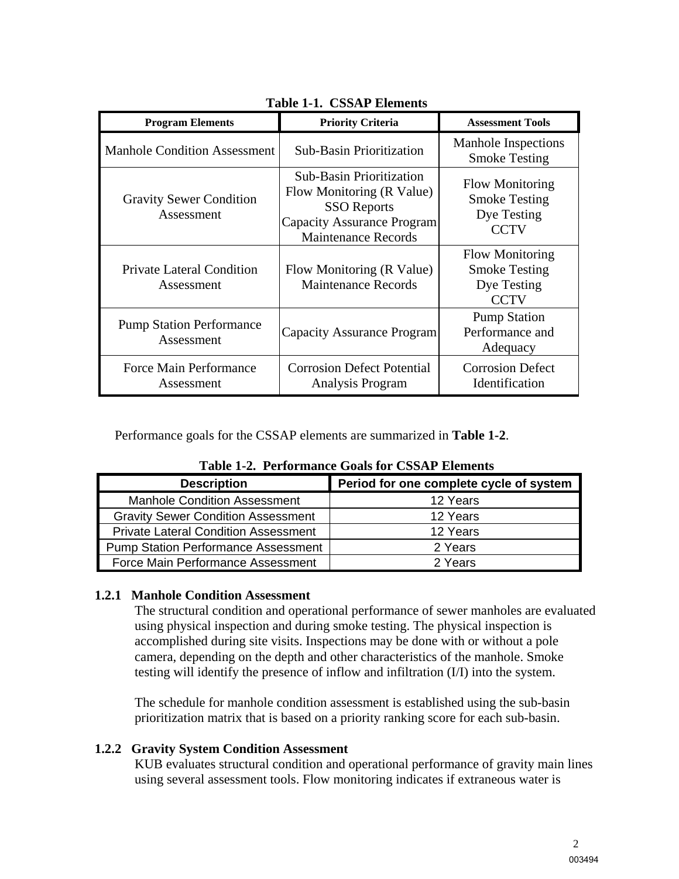**Table 1-1. CSSAP Elements**

| Program Elements | Priority Criteria | Assessment Tools |
| --- | --- | --- |
| Manhole Condition Assessment | Sub-Basin Prioritization | Manhole Inspections<br>Smoke Testing |
| Gravity Sewer Condition Assessment | Sub-Basin Prioritization<br>Flow Monitoring (R Value)<br>SSO Reports<br>Capacity Assurance Program<br>Maintenance Records | Flow Monitoring<br>Smoke Testing<br>Dye Testing<br>CCTV |
| Private Lateral Condition Assessment | Flow Monitoring (R Value)<br>Maintenance Records | Flow Monitoring<br>Smoke Testing<br>Dye Testing<br>CCTV |
| Pump Station Performance Assessment | Capacity Assurance Program | Pump Station Performance and Adequacy |
| Force Main Performance Assessment | Corrosion Defect Potential Analysis Program | Corrosion Defect Identification |

Performance goals for the CSSAP elements are summarized in **Table 1-2**.

**Table 1-2. Performance Goals for CSSAP Elements**

| Description | Period for one complete cycle of system |
| --- | --- |
| Manhole Condition Assessment | 12 Years |
| Gravity Sewer Condition Assessment | 12 Years |
| Private Lateral Condition Assessment | 12 Years |
| Pump Station Performance Assessment | 2 Years |
| Force Main Performance Assessment | 2 Years |

### 1.2.1 Manhole Condition Assessment

The structural condition and operational performance of sewer manholes are evaluated using physical inspection and during smoke testing. The physical inspection is accomplished during site visits. Inspections may be done with or without a pole camera, depending on the depth and other characteristics of the manhole. Smoke testing will identify the presence of inflow and infiltration (I/I) into the system.

The schedule for manhole condition assessment is established using the sub-basin prioritization matrix that is based on a priority ranking score for each sub-basin.

### 1.2.2 Gravity System Condition Assessment

KUB evaluates structural condition and operational performance of gravity main lines using several assessment tools. Flow monitoring indicates if extraneous water is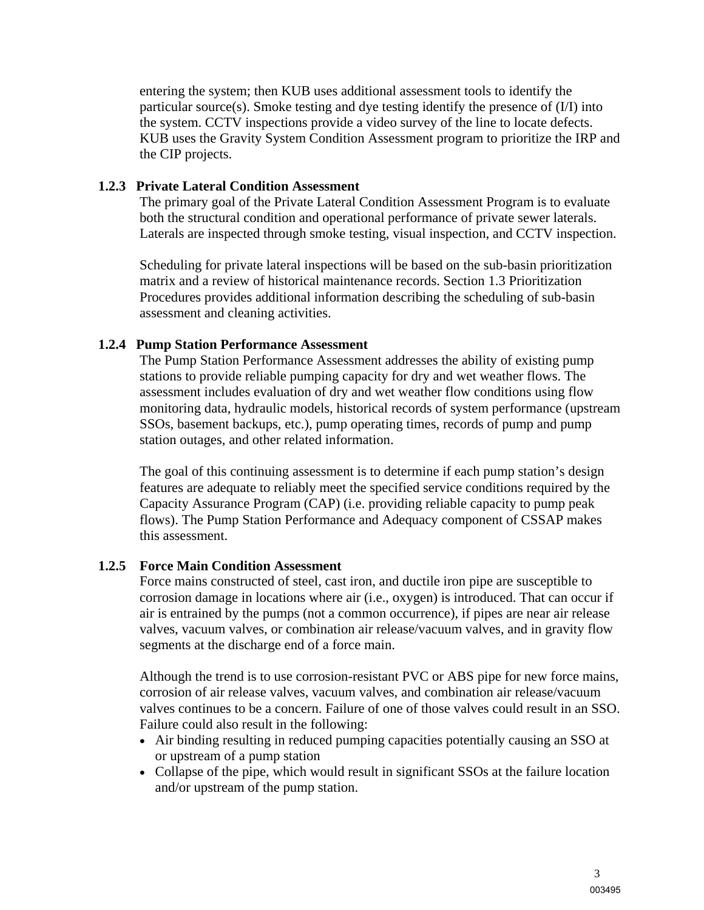entering the system; then KUB uses additional assessment tools to identify the particular source(s). Smoke testing and dye testing identify the presence of (I/I) into the system. CCTV inspections provide a video survey of the line to locate defects. KUB uses the Gravity System Condition Assessment program to prioritize the IRP and the CIP projects.

### 1.2.3 Private Lateral Condition Assessment

The primary goal of the Private Lateral Condition Assessment Program is to evaluate both the structural condition and operational performance of private sewer laterals. Laterals are inspected through smoke testing, visual inspection, and CCTV inspection.

Scheduling for private lateral inspections will be based on the sub-basin prioritization matrix and a review of historical maintenance records. Section 1.3 Prioritization Procedures provides additional information describing the scheduling of sub-basin assessment and cleaning activities.

### 1.2.4 Pump Station Performance Assessment

The Pump Station Performance Assessment addresses the ability of existing pump stations to provide reliable pumping capacity for dry and wet weather flows. The assessment includes evaluation of dry and wet weather flow conditions using flow monitoring data, hydraulic models, historical records of system performance (upstream SSOs, basement backups, etc.), pump operating times, records of pump and pump station outages, and other related information.

The goal of this continuing assessment is to determine if each pump station's design features are adequate to reliably meet the specified service conditions required by the Capacity Assurance Program (CAP) (i.e. providing reliable capacity to pump peak flows). The Pump Station Performance and Adequacy component of CSSAP makes this assessment.

### 1.2.5 Force Main Condition Assessment

Force mains constructed of steel, cast iron, and ductile iron pipe are susceptible to corrosion damage in locations where air (i.e., oxygen) is introduced. That can occur if air is entrained by the pumps (not a common occurrence), if pipes are near air release valves, vacuum valves, or combination air release/vacuum valves, and in gravity flow segments at the discharge end of a force main.

Although the trend is to use corrosion-resistant PVC or ABS pipe for new force mains, corrosion of air release valves, vacuum valves, and combination air release/vacuum valves continues to be a concern. Failure of one of those valves could result in an SSO. Failure could also result in the following:

- Air binding resulting in reduced pumping capacities potentially causing an SSO at or upstream of a pump station
- Collapse of the pipe, which would result in significant SSOs at the failure location and/or upstream of the pump station.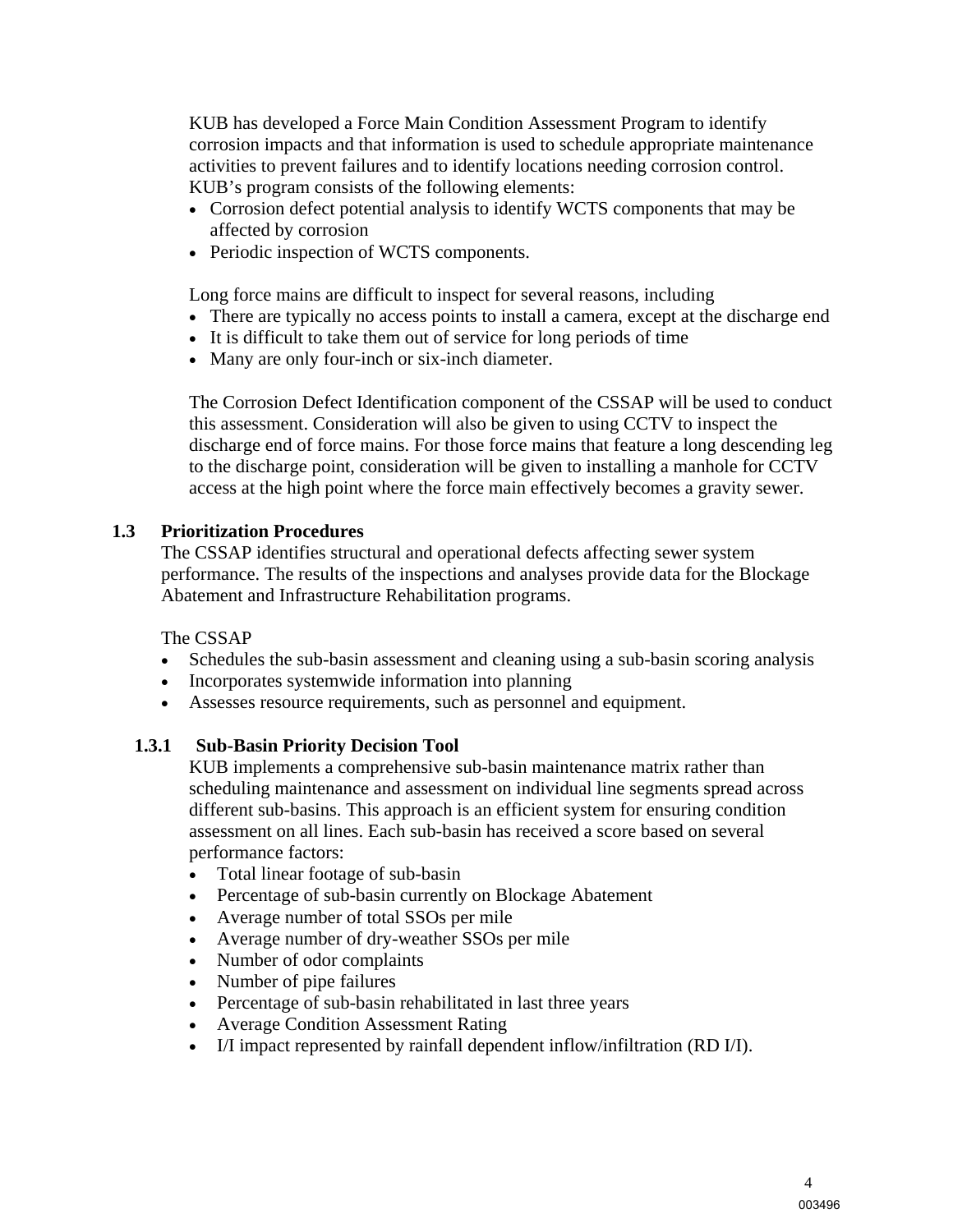KUB has developed a Force Main Condition Assessment Program to identify corrosion impacts and that information is used to schedule appropriate maintenance activities to prevent failures and to identify locations needing corrosion control. KUB's program consists of the following elements:

- Corrosion defect potential analysis to identify WCTS components that may be affected by corrosion
- Periodic inspection of WCTS components.

Long force mains are difficult to inspect for several reasons, including

- There are typically no access points to install a camera, except at the discharge end
- It is difficult to take them out of service for long periods of time
- Many are only four-inch or six-inch diameter.

The Corrosion Defect Identification component of the CSSAP will be used to conduct this assessment. Consideration will also be given to using CCTV to inspect the discharge end of force mains. For those force mains that feature a long descending leg to the discharge point, consideration will be given to installing a manhole for CCTV access at the high point where the force main effectively becomes a gravity sewer.

## 1.3 Prioritization Procedures

The CSSAP identifies structural and operational defects affecting sewer system performance. The results of the inspections and analyses provide data for the Blockage Abatement and Infrastructure Rehabilitation programs.

The CSSAP

- Schedules the sub-basin assessment and cleaning using a sub-basin scoring analysis
- Incorporates systemwide information into planning
- Assesses resource requirements, such as personnel and equipment.

### 1.3.1 Sub-Basin Priority Decision Tool

KUB implements a comprehensive sub-basin maintenance matrix rather than scheduling maintenance and assessment on individual line segments spread across different sub-basins. This approach is an efficient system for ensuring condition assessment on all lines. Each sub-basin has received a score based on several performance factors:

- Total linear footage of sub-basin
- Percentage of sub-basin currently on Blockage Abatement
- Average number of total SSOs per mile
- Average number of dry-weather SSOs per mile
- Number of odor complaints
- Number of pipe failures
- Percentage of sub-basin rehabilitated in last three years
- Average Condition Assessment Rating
- I/I impact represented by rainfall dependent inflow/infiltration (RD I/I).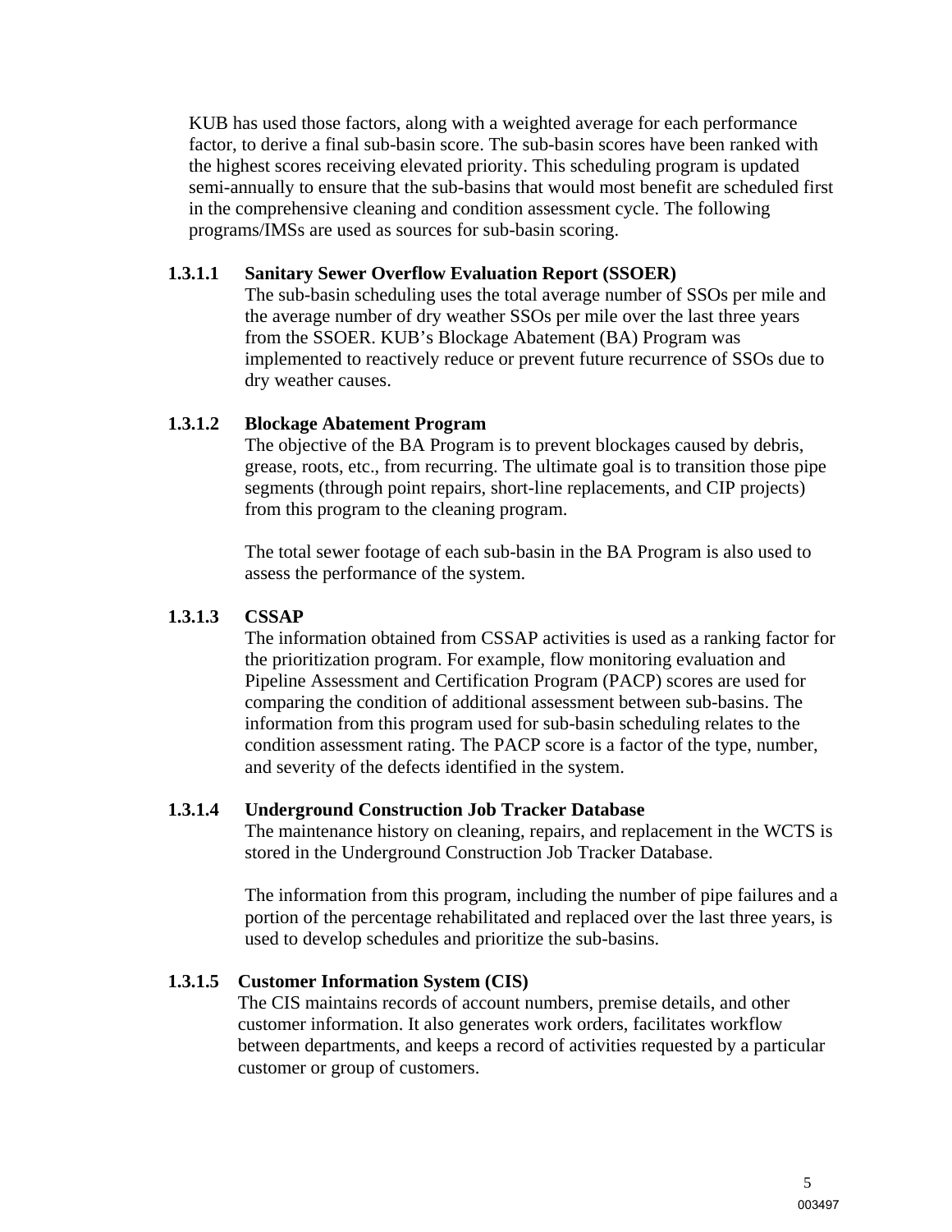KUB has used those factors, along with a weighted average for each performance factor, to derive a final sub-basin score. The sub-basin scores have been ranked with the highest scores receiving elevated priority. This scheduling program is updated semi-annually to ensure that the sub-basins that would most benefit are scheduled first in the comprehensive cleaning and condition assessment cycle. The following programs/IMSs are used as sources for sub-basin scoring.

#### 1.3.1.1 Sanitary Sewer Overflow Evaluation Report (SSOER)

The sub-basin scheduling uses the total average number of SSOs per mile and the average number of dry weather SSOs per mile over the last three years from the SSOER. KUB's Blockage Abatement (BA) Program was implemented to reactively reduce or prevent future recurrence of SSOs due to dry weather causes.

#### 1.3.1.2 Blockage Abatement Program

The objective of the BA Program is to prevent blockages caused by debris, grease, roots, etc., from recurring. The ultimate goal is to transition those pipe segments (through point repairs, short-line replacements, and CIP projects) from this program to the cleaning program.

The total sewer footage of each sub-basin in the BA Program is also used to assess the performance of the system.

#### 1.3.1.3 CSSAP

The information obtained from CSSAP activities is used as a ranking factor for the prioritization program. For example, flow monitoring evaluation and Pipeline Assessment and Certification Program (PACP) scores are used for comparing the condition of additional assessment between sub-basins. The information from this program used for sub-basin scheduling relates to the condition assessment rating. The PACP score is a factor of the type, number, and severity of the defects identified in the system.

#### 1.3.1.4 Underground Construction Job Tracker Database

The maintenance history on cleaning, repairs, and replacement in the WCTS is stored in the Underground Construction Job Tracker Database.

The information from this program, including the number of pipe failures and a portion of the percentage rehabilitated and replaced over the last three years, is used to develop schedules and prioritize the sub-basins.

#### 1.3.1.5 Customer Information System (CIS)

The CIS maintains records of account numbers, premise details, and other customer information. It also generates work orders, facilitates workflow between departments, and keeps a record of activities requested by a particular customer or group of customers.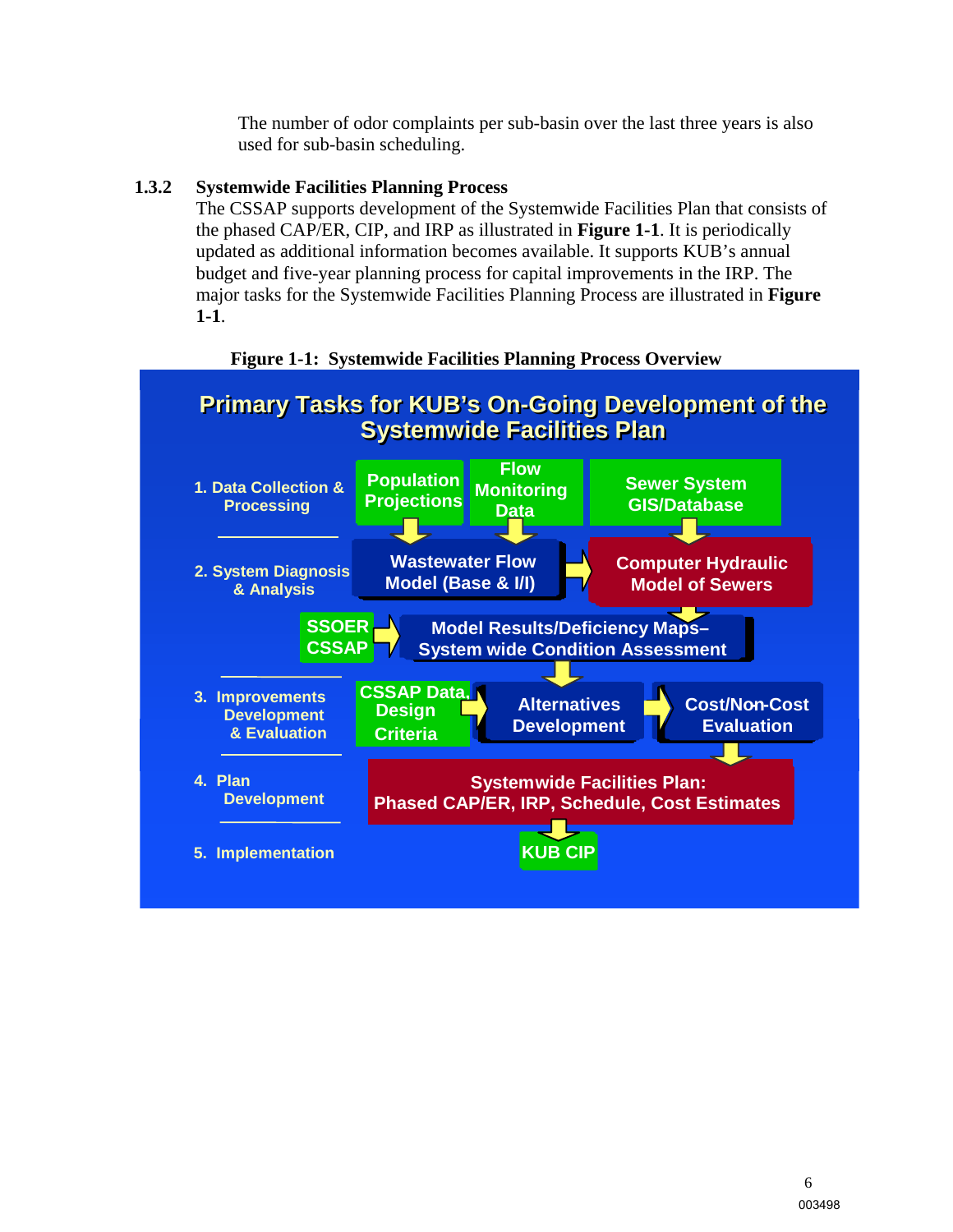The number of odor complaints per sub-basin over the last three years is also used for sub-basin scheduling.

### 1.3.2 Systemwide Facilities Planning Process

The CSSAP supports development of the Systemwide Facilities Plan that consists of the phased CAP/ER, CIP, and IRP as illustrated in **Figure 1-1**. It is periodically updated as additional information becomes available. It supports KUB's annual budget and five-year planning process for capital improvements in the IRP. The major tasks for the Systemwide Facilities Planning Process are illustrated in **Figure 1-1**.

**Figure 1-1: Systemwide Facilities Planning Process Overview**

**Primary Tasks for KUB's On-Going Development of the Systemwide Facilities Plan**

1. Data Collection & Processing
   - Population Projections
   - Flow Monitoring Data
   - Sewer System GIS/Database
2. System Diagnosis & Analysis
   - Wastewater Flow Model (Base & I/I)
   - Computer Hydraulic Model of Sewers
   - SSOER CSSAP
   - Model Results/Deficiency Maps– System wide Condition Assessment
3. Improvements Development & Evaluation
   - CSSAP Data, Design Criteria
   - Alternatives Development
   - Cost/Non-Cost Evaluation
4. Plan Development
   - Systemwide Facilities Plan: Phased CAP/ER, IRP, Schedule, Cost Estimates
5. Implementation
   - KUB CIP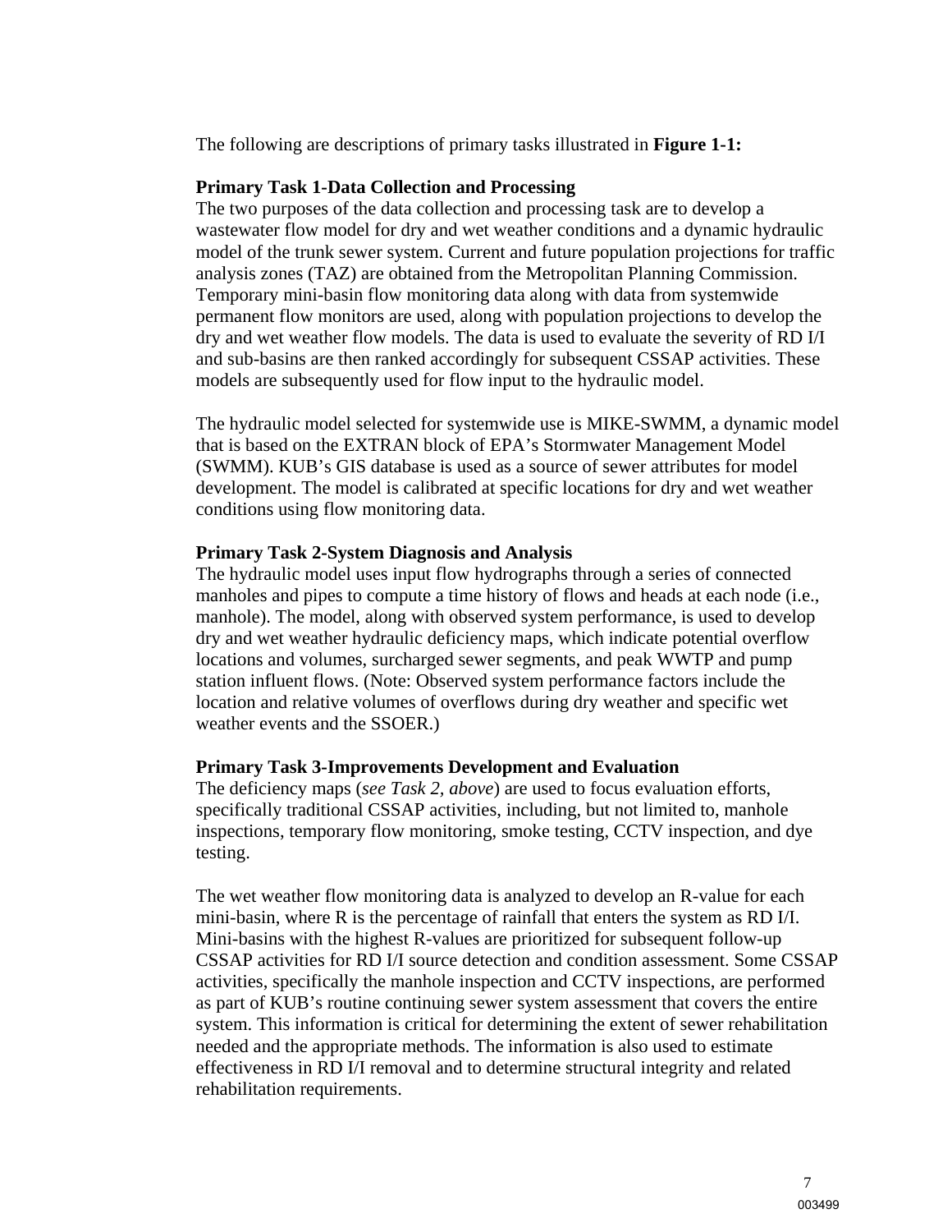The following are descriptions of primary tasks illustrated in **Figure 1-1:**

**Primary Task 1-Data Collection and Processing**
The two purposes of the data collection and processing task are to develop a wastewater flow model for dry and wet weather conditions and a dynamic hydraulic model of the trunk sewer system. Current and future population projections for traffic analysis zones (TAZ) are obtained from the Metropolitan Planning Commission. Temporary mini-basin flow monitoring data along with data from systemwide permanent flow monitors are used, along with population projections to develop the dry and wet weather flow models. The data is used to evaluate the severity of RD I/I and sub-basins are then ranked accordingly for subsequent CSSAP activities. These models are subsequently used for flow input to the hydraulic model.

The hydraulic model selected for systemwide use is MIKE-SWMM, a dynamic model that is based on the EXTRAN block of EPA's Stormwater Management Model (SWMM). KUB's GIS database is used as a source of sewer attributes for model development. The model is calibrated at specific locations for dry and wet weather conditions using flow monitoring data.

**Primary Task 2-System Diagnosis and Analysis**
The hydraulic model uses input flow hydrographs through a series of connected manholes and pipes to compute a time history of flows and heads at each node (i.e., manhole). The model, along with observed system performance, is used to develop dry and wet weather hydraulic deficiency maps, which indicate potential overflow locations and volumes, surcharged sewer segments, and peak WWTP and pump station influent flows. (Note: Observed system performance factors include the location and relative volumes of overflows during dry weather and specific wet weather events and the SSOER.)

**Primary Task 3-Improvements Development and Evaluation**
The deficiency maps (*see Task 2, above*) are used to focus evaluation efforts, specifically traditional CSSAP activities, including, but not limited to, manhole inspections, temporary flow monitoring, smoke testing, CCTV inspection, and dye testing.

The wet weather flow monitoring data is analyzed to develop an R-value for each mini-basin, where R is the percentage of rainfall that enters the system as RD I/I. Mini-basins with the highest R-values are prioritized for subsequent follow-up CSSAP activities for RD I/I source detection and condition assessment. Some CSSAP activities, specifically the manhole inspection and CCTV inspections, are performed as part of KUB's routine continuing sewer system assessment that covers the entire system. This information is critical for determining the extent of sewer rehabilitation needed and the appropriate methods. The information is also used to estimate effectiveness in RD I/I removal and to determine structural integrity and related rehabilitation requirements.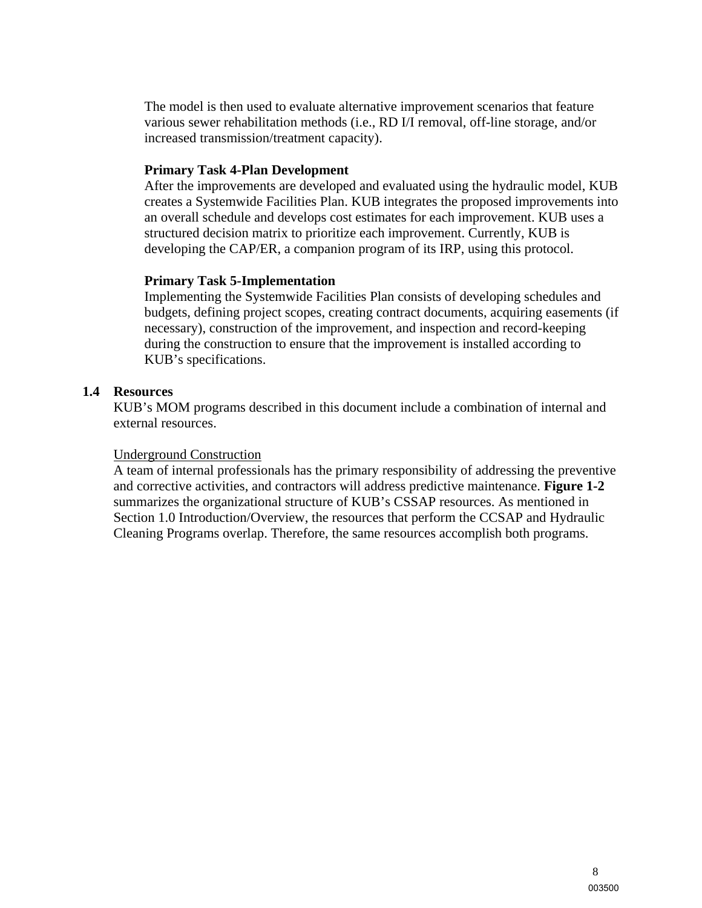The model is then used to evaluate alternative improvement scenarios that feature various sewer rehabilitation methods (i.e., RD I/I removal, off-line storage, and/or increased transmission/treatment capacity).

**Primary Task 4-Plan Development**
After the improvements are developed and evaluated using the hydraulic model, KUB creates a Systemwide Facilities Plan. KUB integrates the proposed improvements into an overall schedule and develops cost estimates for each improvement. KUB uses a structured decision matrix to prioritize each improvement. Currently, KUB is developing the CAP/ER, a companion program of its IRP, using this protocol.

**Primary Task 5-Implementation**
Implementing the Systemwide Facilities Plan consists of developing schedules and budgets, defining project scopes, creating contract documents, acquiring easements (if necessary), construction of the improvement, and inspection and record-keeping during the construction to ensure that the improvement is installed according to KUB's specifications.

## 1.4 Resources

KUB's MOM programs described in this document include a combination of internal and external resources.

Underground Construction

A team of internal professionals has the primary responsibility of addressing the preventive and corrective activities, and contractors will address predictive maintenance. **Figure 1-2** summarizes the organizational structure of KUB's CSSAP resources. As mentioned in Section 1.0 Introduction/Overview, the resources that perform the CCSAP and Hydraulic Cleaning Programs overlap. Therefore, the same resources accomplish both programs.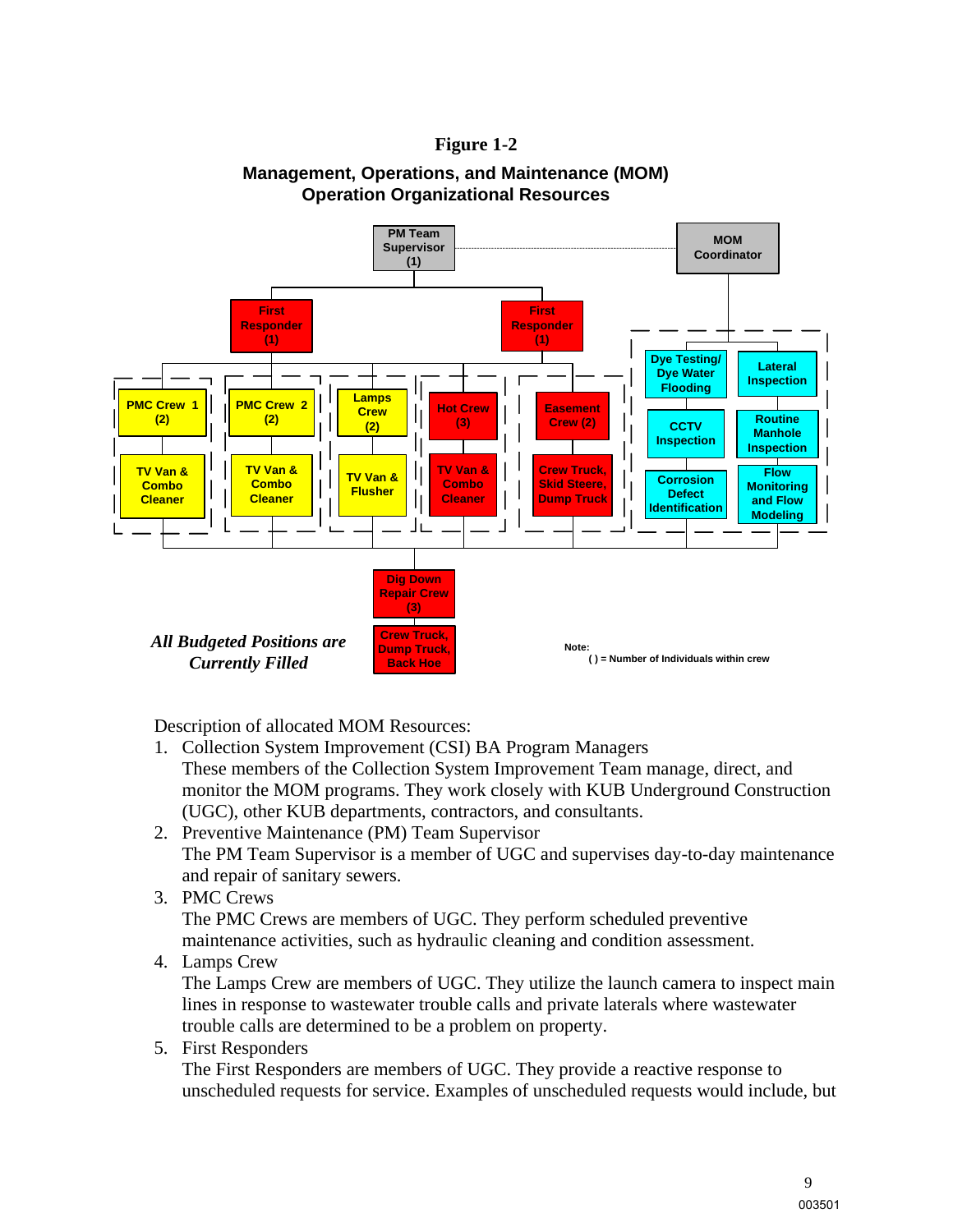**Figure 1-2**

**Management, Operations, and Maintenance (MOM)
Operation Organizational Resources**

PM Team Supervisor (1)

MOM Coordinator

First Responder (1)

First Responder (1)

PMC Crew 1 (2)

TV Van & Combo Cleaner

PMC Crew 2 (2)

TV Van & Combo Cleaner

Lamps Crew (2)

TV Van & Flusher

Hot Crew (3)

TV Van & Combo Cleaner

Easement Crew (2)

Crew Truck, Skid Steere, Dump Truck

Dye Testing/ Dye Water Flooding

Lateral Inspection

CCTV Inspection

Routine Manhole Inspection

Corrosion Defect Identification

Flow Monitoring and Flow Modeling

Dig Down Repair Crew (3)

Crew Truck, Dump Truck, Back Hoe

***All Budgeted Positions are Currently Filled***

Note:
( ) = Number of Individuals within crew

Description of allocated MOM Resources:

1. Collection System Improvement (CSI) BA Program Managers
   These members of the Collection System Improvement Team manage, direct, and monitor the MOM programs. They work closely with KUB Underground Construction (UGC), other KUB departments, contractors, and consultants.
2. Preventive Maintenance (PM) Team Supervisor
   The PM Team Supervisor is a member of UGC and supervises day-to-day maintenance and repair of sanitary sewers.
3. PMC Crews
   The PMC Crews are members of UGC. They perform scheduled preventive maintenance activities, such as hydraulic cleaning and condition assessment.
4. Lamps Crew
   The Lamps Crew are members of UGC. They utilize the launch camera to inspect main lines in response to wastewater trouble calls and private laterals where wastewater trouble calls are determined to be a problem on property.
5. First Responders
   The First Responders are members of UGC. They provide a reactive response to unscheduled requests for service. Examples of unscheduled requests would include, but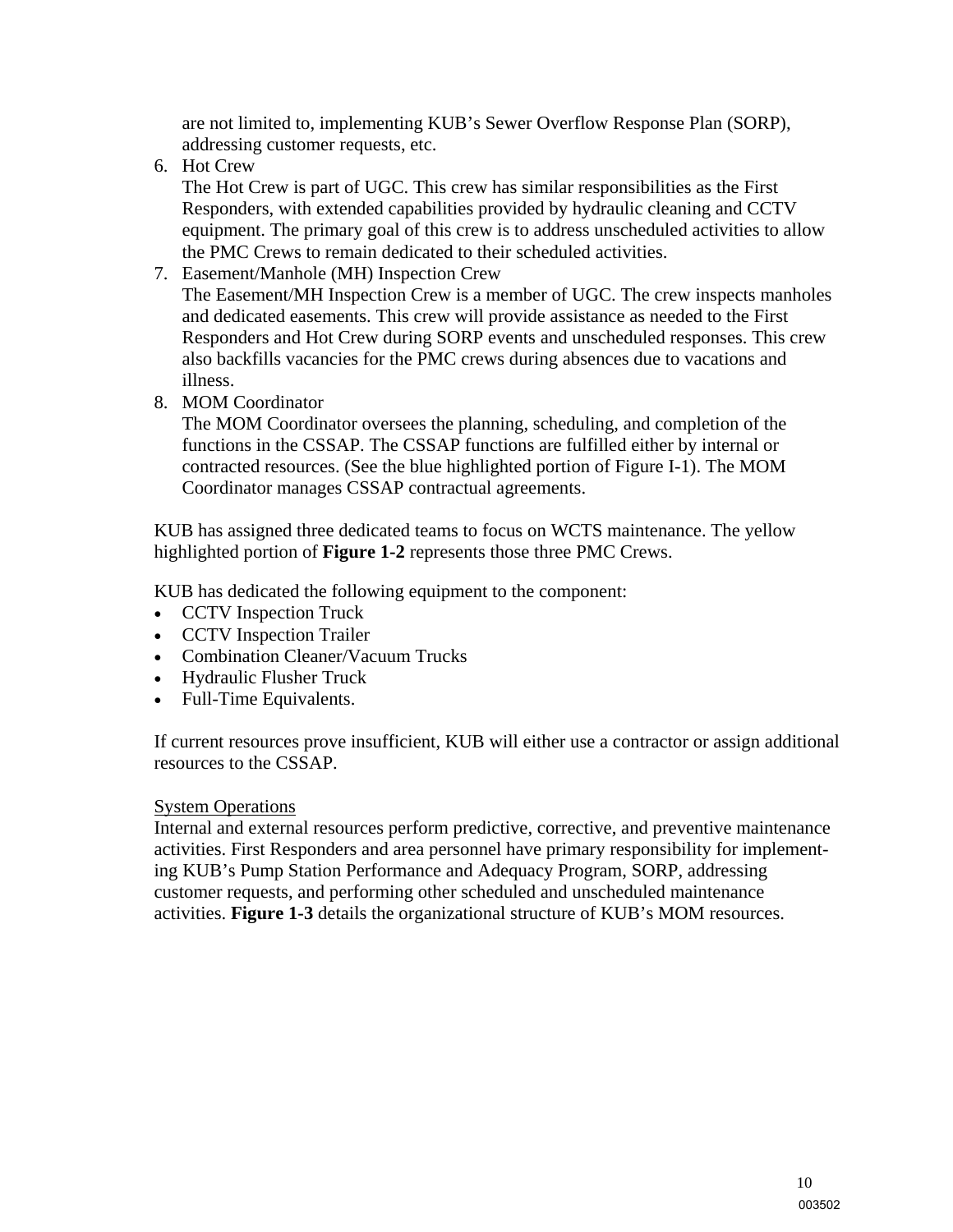are not limited to, implementing KUB's Sewer Overflow Response Plan (SORP), addressing customer requests, etc.

6. Hot Crew
   The Hot Crew is part of UGC. This crew has similar responsibilities as the First Responders, with extended capabilities provided by hydraulic cleaning and CCTV equipment. The primary goal of this crew is to address unscheduled activities to allow the PMC Crews to remain dedicated to their scheduled activities.
7. Easement/Manhole (MH) Inspection Crew
   The Easement/MH Inspection Crew is a member of UGC. The crew inspects manholes and dedicated easements. This crew will provide assistance as needed to the First Responders and Hot Crew during SORP events and unscheduled responses. This crew also backfills vacancies for the PMC crews during absences due to vacations and illness.
8. MOM Coordinator
   The MOM Coordinator oversees the planning, scheduling, and completion of the functions in the CSSAP. The CSSAP functions are fulfilled either by internal or contracted resources. (See the blue highlighted portion of Figure I-1). The MOM Coordinator manages CSSAP contractual agreements.

KUB has assigned three dedicated teams to focus on WCTS maintenance. The yellow highlighted portion of **Figure 1-2** represents those three PMC Crews.

KUB has dedicated the following equipment to the component:

- CCTV Inspection Truck
- CCTV Inspection Trailer
- Combination Cleaner/Vacuum Trucks
- Hydraulic Flusher Truck
- Full-Time Equivalents.

If current resources prove insufficient, KUB will either use a contractor or assign additional resources to the CSSAP.

<u>System Operations</u>

Internal and external resources perform predictive, corrective, and preventive maintenance activities. First Responders and area personnel have primary responsibility for implementing KUB's Pump Station Performance and Adequacy Program, SORP, addressing customer requests, and performing other scheduled and unscheduled maintenance activities. **Figure 1-3** details the organizational structure of KUB's MOM resources.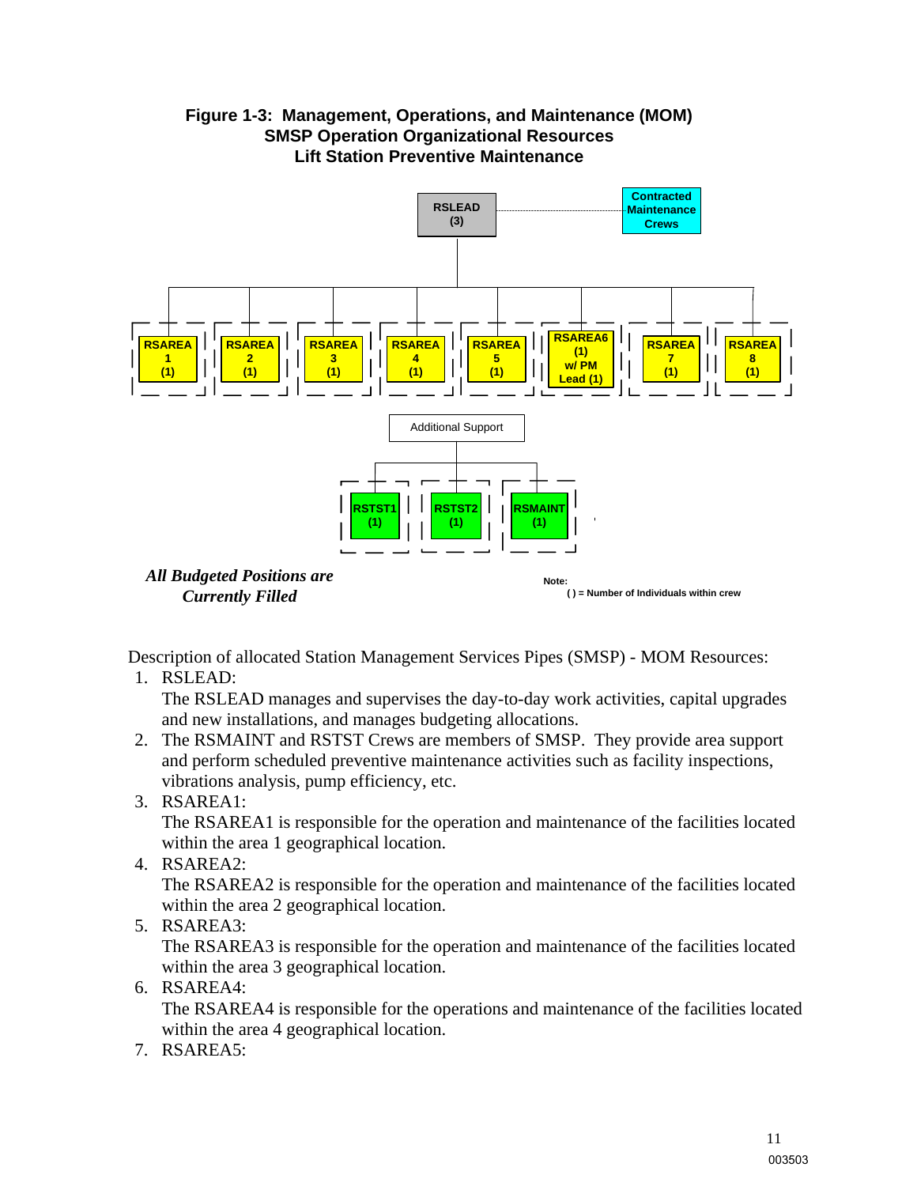**Figure 1-3: Management, Operations, and Maintenance (MOM) SMSP Operation Organizational Resources Lift Station Preventive Maintenance**

RSLEAD (3)

Contracted Maintenance Crews

RSAREA 1 (1) | RSAREA 2 (1) | RSAREA 3 (1) | RSAREA 4 (1) | RSAREA 5 (1) | RSAREA6 (1) w/ PM Lead (1) | RSAREA 7 (1) | RSAREA 8 (1)

Additional Support

RSTST1 (1) | RSTST2 (1) | RSMAINT (1)

***All Budgeted Positions are Currently Filled***

**Note:**
**( ) = Number of Individuals within crew**

Description of allocated Station Management Services Pipes (SMSP) - MOM Resources:

1. RSLEAD:
   The RSLEAD manages and supervises the day-to-day work activities, capital upgrades and new installations, and manages budgeting allocations.
2. The RSMAINT and RSTST Crews are members of SMSP. They provide area support and perform scheduled preventive maintenance activities such as facility inspections, vibrations analysis, pump efficiency, etc.
3. RSAREA1:
   The RSAREA1 is responsible for the operation and maintenance of the facilities located within the area 1 geographical location.
4. RSAREA2:
   The RSAREA2 is responsible for the operation and maintenance of the facilities located within the area 2 geographical location.
5. RSAREA3:
   The RSAREA3 is responsible for the operation and maintenance of the facilities located within the area 3 geographical location.
6. RSAREA4:
   The RSAREA4 is responsible for the operations and maintenance of the facilities located within the area 4 geographical location.
7. RSAREA5: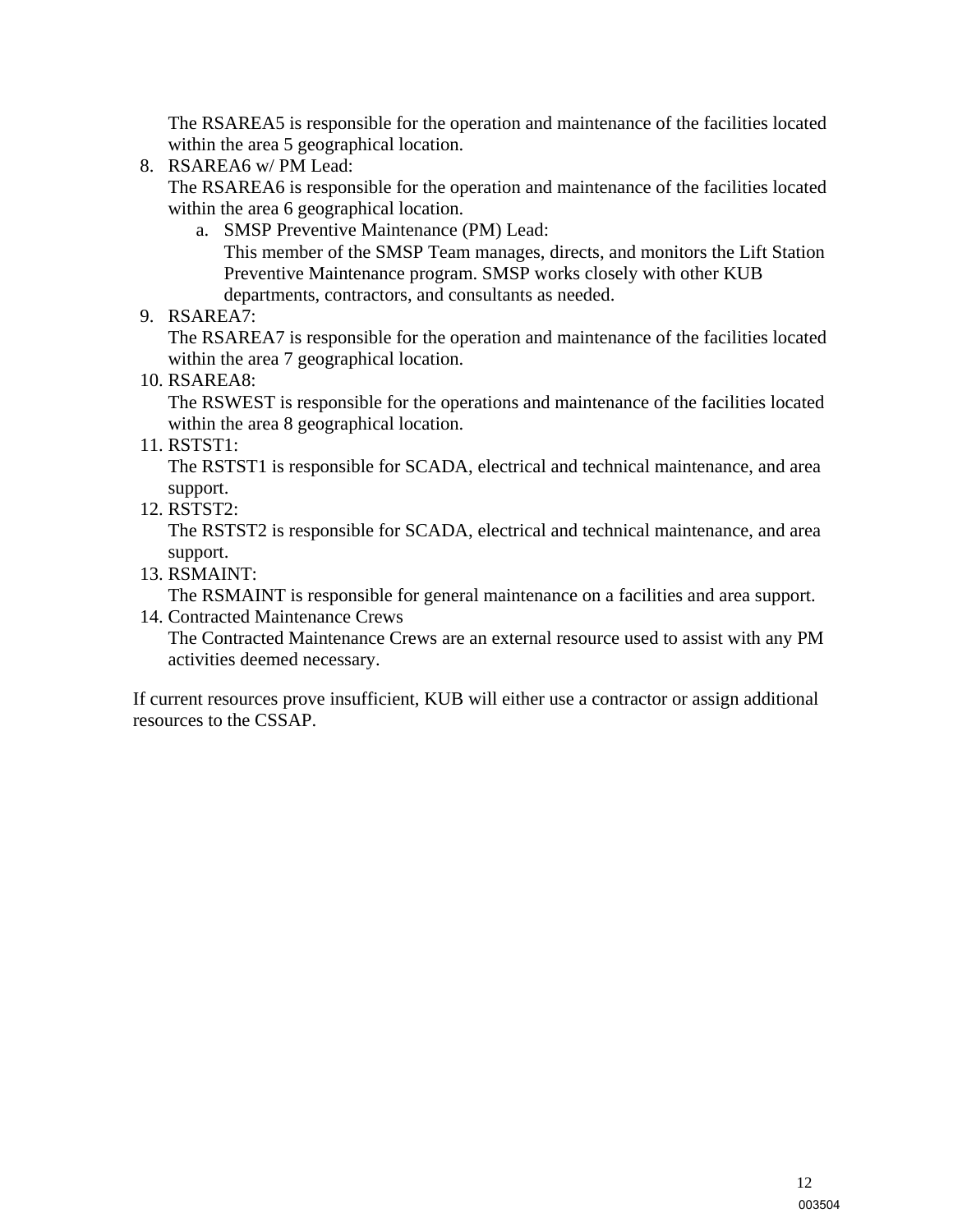The RSAREA5 is responsible for the operation and maintenance of the facilities located within the area 5 geographical location.

8. RSAREA6 w/ PM Lead:
   The RSAREA6 is responsible for the operation and maintenance of the facilities located within the area 6 geographical location.
   a. SMSP Preventive Maintenance (PM) Lead:
      This member of the SMSP Team manages, directs, and monitors the Lift Station Preventive Maintenance program. SMSP works closely with other KUB departments, contractors, and consultants as needed.
9. RSAREA7:
   The RSAREA7 is responsible for the operation and maintenance of the facilities located within the area 7 geographical location.
10. RSAREA8:
    The RSWEST is responsible for the operations and maintenance of the facilities located within the area 8 geographical location.
11. RSTST1:
    The RSTST1 is responsible for SCADA, electrical and technical maintenance, and area support.
12. RSTST2:
    The RSTST2 is responsible for SCADA, electrical and technical maintenance, and area support.
13. RSMAINT:
    The RSMAINT is responsible for general maintenance on a facilities and area support.
14. Contracted Maintenance Crews
    The Contracted Maintenance Crews are an external resource used to assist with any PM activities deemed necessary.

If current resources prove insufficient, KUB will either use a contractor or assign additional resources to the CSSAP.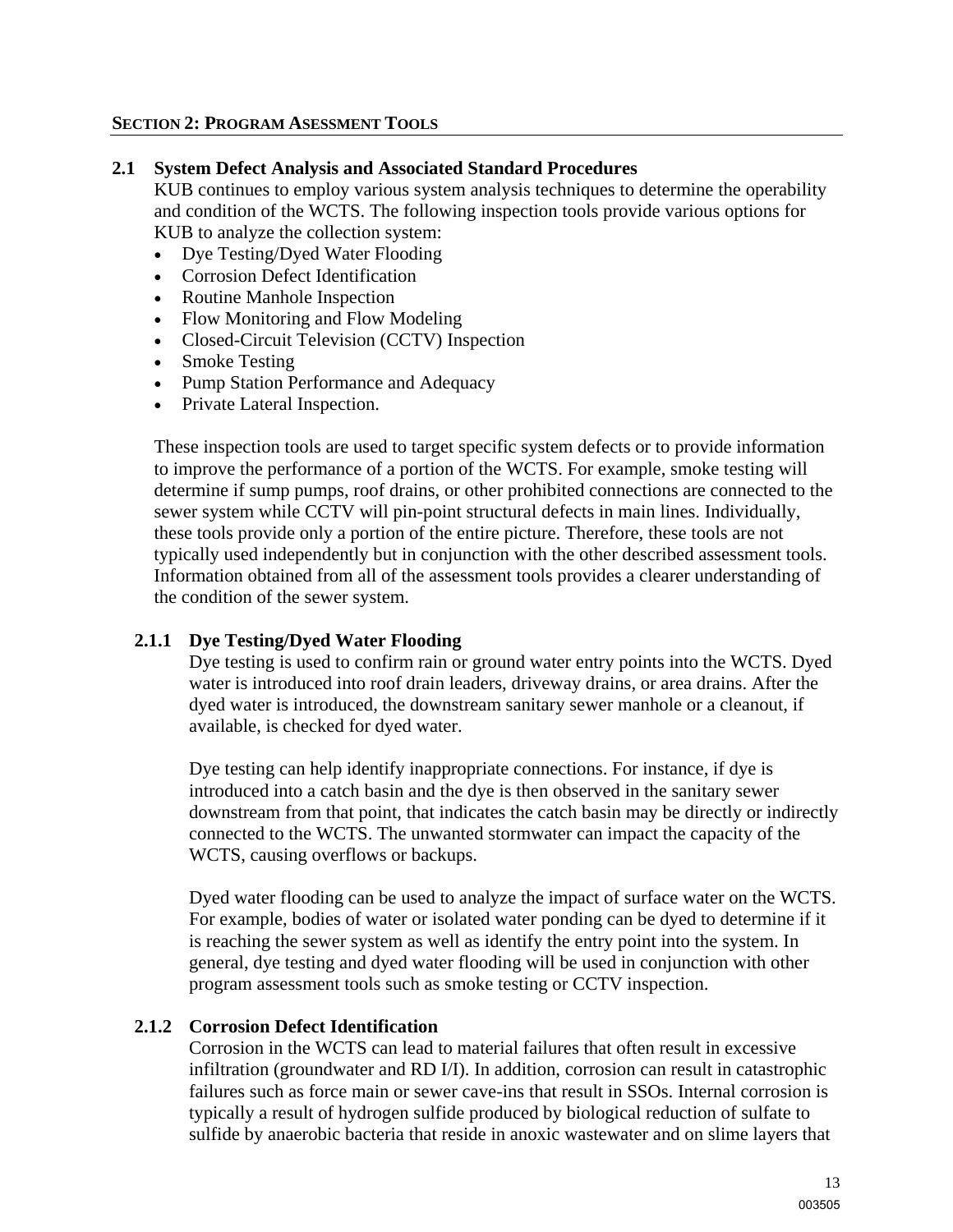## SECTION 2: PROGRAM ASESSMENT TOOLS

### 2.1 System Defect Analysis and Associated Standard Procedures

KUB continues to employ various system analysis techniques to determine the operability and condition of the WCTS. The following inspection tools provide various options for KUB to analyze the collection system:

- Dye Testing/Dyed Water Flooding
- Corrosion Defect Identification
- Routine Manhole Inspection
- Flow Monitoring and Flow Modeling
- Closed-Circuit Television (CCTV) Inspection
- Smoke Testing
- Pump Station Performance and Adequacy
- Private Lateral Inspection.

These inspection tools are used to target specific system defects or to provide information to improve the performance of a portion of the WCTS. For example, smoke testing will determine if sump pumps, roof drains, or other prohibited connections are connected to the sewer system while CCTV will pin-point structural defects in main lines. Individually, these tools provide only a portion of the entire picture. Therefore, these tools are not typically used independently but in conjunction with the other described assessment tools. Information obtained from all of the assessment tools provides a clearer understanding of the condition of the sewer system.

#### 2.1.1 Dye Testing/Dyed Water Flooding

Dye testing is used to confirm rain or ground water entry points into the WCTS. Dyed water is introduced into roof drain leaders, driveway drains, or area drains. After the dyed water is introduced, the downstream sanitary sewer manhole or a cleanout, if available, is checked for dyed water.

Dye testing can help identify inappropriate connections. For instance, if dye is introduced into a catch basin and the dye is then observed in the sanitary sewer downstream from that point, that indicates the catch basin may be directly or indirectly connected to the WCTS. The unwanted stormwater can impact the capacity of the WCTS, causing overflows or backups.

Dyed water flooding can be used to analyze the impact of surface water on the WCTS. For example, bodies of water or isolated water ponding can be dyed to determine if it is reaching the sewer system as well as identify the entry point into the system. In general, dye testing and dyed water flooding will be used in conjunction with other program assessment tools such as smoke testing or CCTV inspection.

#### 2.1.2 Corrosion Defect Identification

Corrosion in the WCTS can lead to material failures that often result in excessive infiltration (groundwater and RD I/I). In addition, corrosion can result in catastrophic failures such as force main or sewer cave-ins that result in SSOs. Internal corrosion is typically a result of hydrogen sulfide produced by biological reduction of sulfate to sulfide by anaerobic bacteria that reside in anoxic wastewater and on slime layers that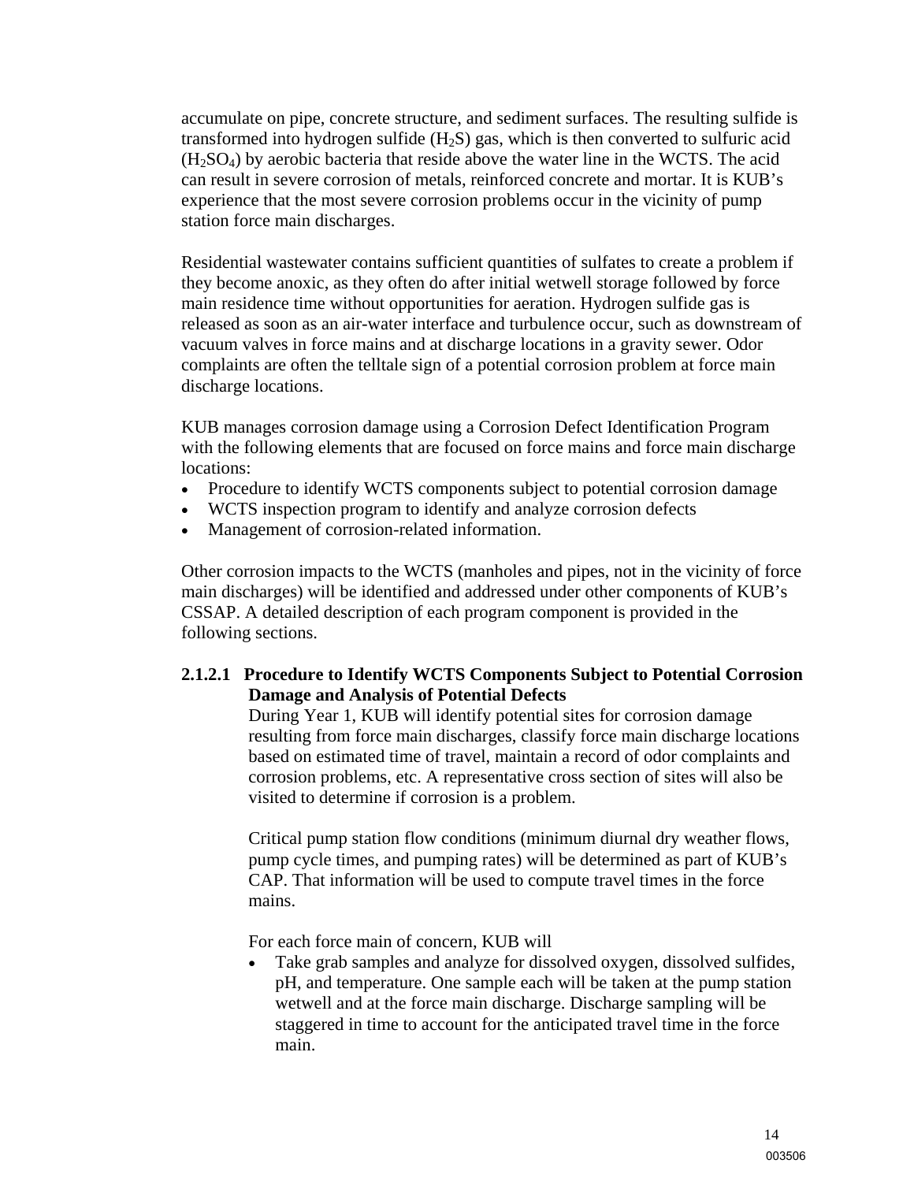accumulate on pipe, concrete structure, and sediment surfaces. The resulting sulfide is transformed into hydrogen sulfide ($H_2S$) gas, which is then converted to sulfuric acid ($H_2SO_4$) by aerobic bacteria that reside above the water line in the WCTS. The acid can result in severe corrosion of metals, reinforced concrete and mortar. It is KUB's experience that the most severe corrosion problems occur in the vicinity of pump station force main discharges.

Residential wastewater contains sufficient quantities of sulfates to create a problem if they become anoxic, as they often do after initial wetwell storage followed by force main residence time without opportunities for aeration. Hydrogen sulfide gas is released as soon as an air-water interface and turbulence occur, such as downstream of vacuum valves in force mains and at discharge locations in a gravity sewer. Odor complaints are often the telltale sign of a potential corrosion problem at force main discharge locations.

KUB manages corrosion damage using a Corrosion Defect Identification Program with the following elements that are focused on force mains and force main discharge locations:

- Procedure to identify WCTS components subject to potential corrosion damage
- WCTS inspection program to identify and analyze corrosion defects
- Management of corrosion-related information.

Other corrosion impacts to the WCTS (manholes and pipes, not in the vicinity of force main discharges) will be identified and addressed under other components of KUB's CSSAP. A detailed description of each program component is provided in the following sections.

#### 2.1.2.1 Procedure to Identify WCTS Components Subject to Potential Corrosion Damage and Analysis of Potential Defects

During Year 1, KUB will identify potential sites for corrosion damage resulting from force main discharges, classify force main discharge locations based on estimated time of travel, maintain a record of odor complaints and corrosion problems, etc. A representative cross section of sites will also be visited to determine if corrosion is a problem.

Critical pump station flow conditions (minimum diurnal dry weather flows, pump cycle times, and pumping rates) will be determined as part of KUB's CAP. That information will be used to compute travel times in the force mains.

For each force main of concern, KUB will

- Take grab samples and analyze for dissolved oxygen, dissolved sulfides, pH, and temperature. One sample each will be taken at the pump station wetwell and at the force main discharge. Discharge sampling will be staggered in time to account for the anticipated travel time in the force main.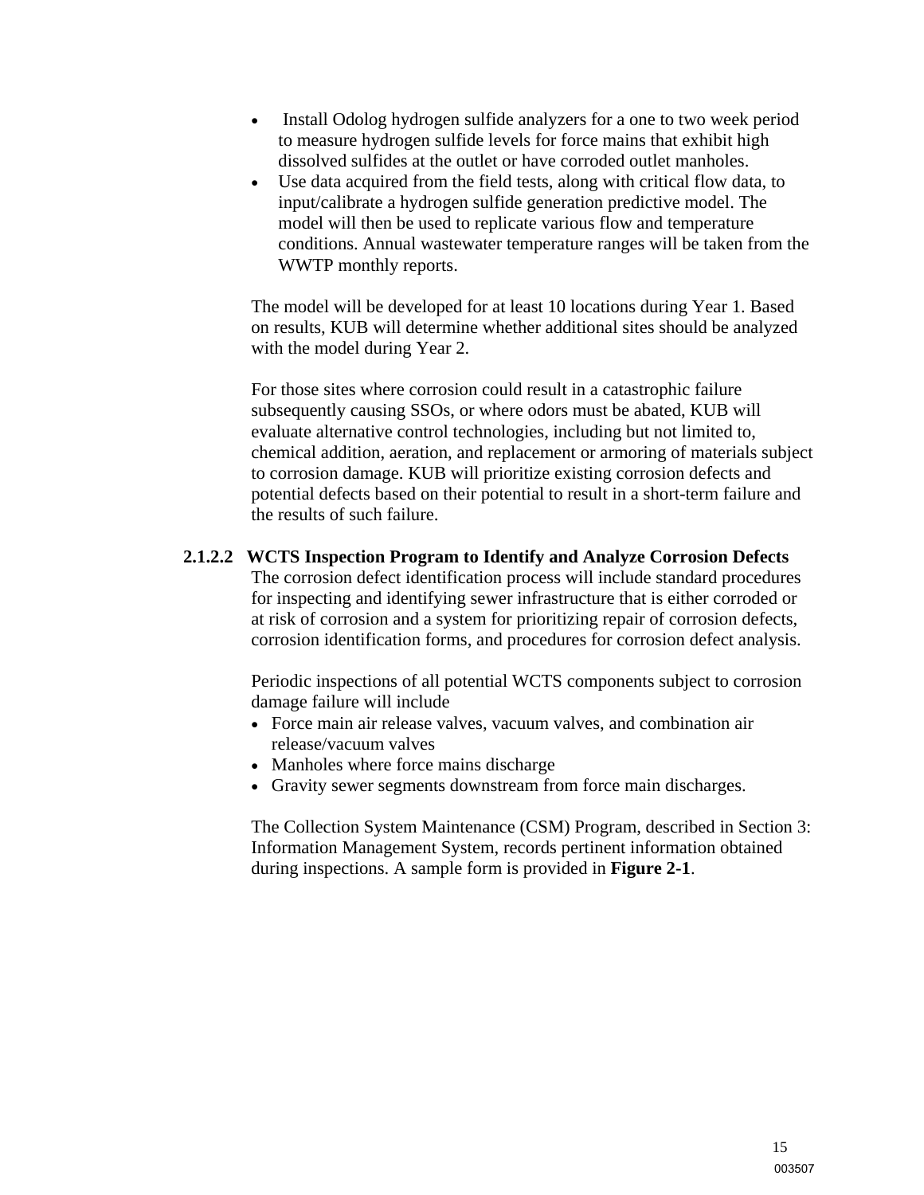- Install Odolog hydrogen sulfide analyzers for a one to two week period to measure hydrogen sulfide levels for force mains that exhibit high dissolved sulfides at the outlet or have corroded outlet manholes.
- Use data acquired from the field tests, along with critical flow data, to input/calibrate a hydrogen sulfide generation predictive model. The model will then be used to replicate various flow and temperature conditions. Annual wastewater temperature ranges will be taken from the WWTP monthly reports.

The model will be developed for at least 10 locations during Year 1. Based on results, KUB will determine whether additional sites should be analyzed with the model during Year 2.

For those sites where corrosion could result in a catastrophic failure subsequently causing SSOs, or where odors must be abated, KUB will evaluate alternative control technologies, including but not limited to, chemical addition, aeration, and replacement or armoring of materials subject to corrosion damage. KUB will prioritize existing corrosion defects and potential defects based on their potential to result in a short-term failure and the results of such failure.

#### 2.1.2.2 WCTS Inspection Program to Identify and Analyze Corrosion Defects

The corrosion defect identification process will include standard procedures for inspecting and identifying sewer infrastructure that is either corroded or at risk of corrosion and a system for prioritizing repair of corrosion defects, corrosion identification forms, and procedures for corrosion defect analysis.

Periodic inspections of all potential WCTS components subject to corrosion damage failure will include

- Force main air release valves, vacuum valves, and combination air release/vacuum valves
- Manholes where force mains discharge
- Gravity sewer segments downstream from force main discharges.

The Collection System Maintenance (CSM) Program, described in Section 3: Information Management System, records pertinent information obtained during inspections. A sample form is provided in **Figure 2-1**.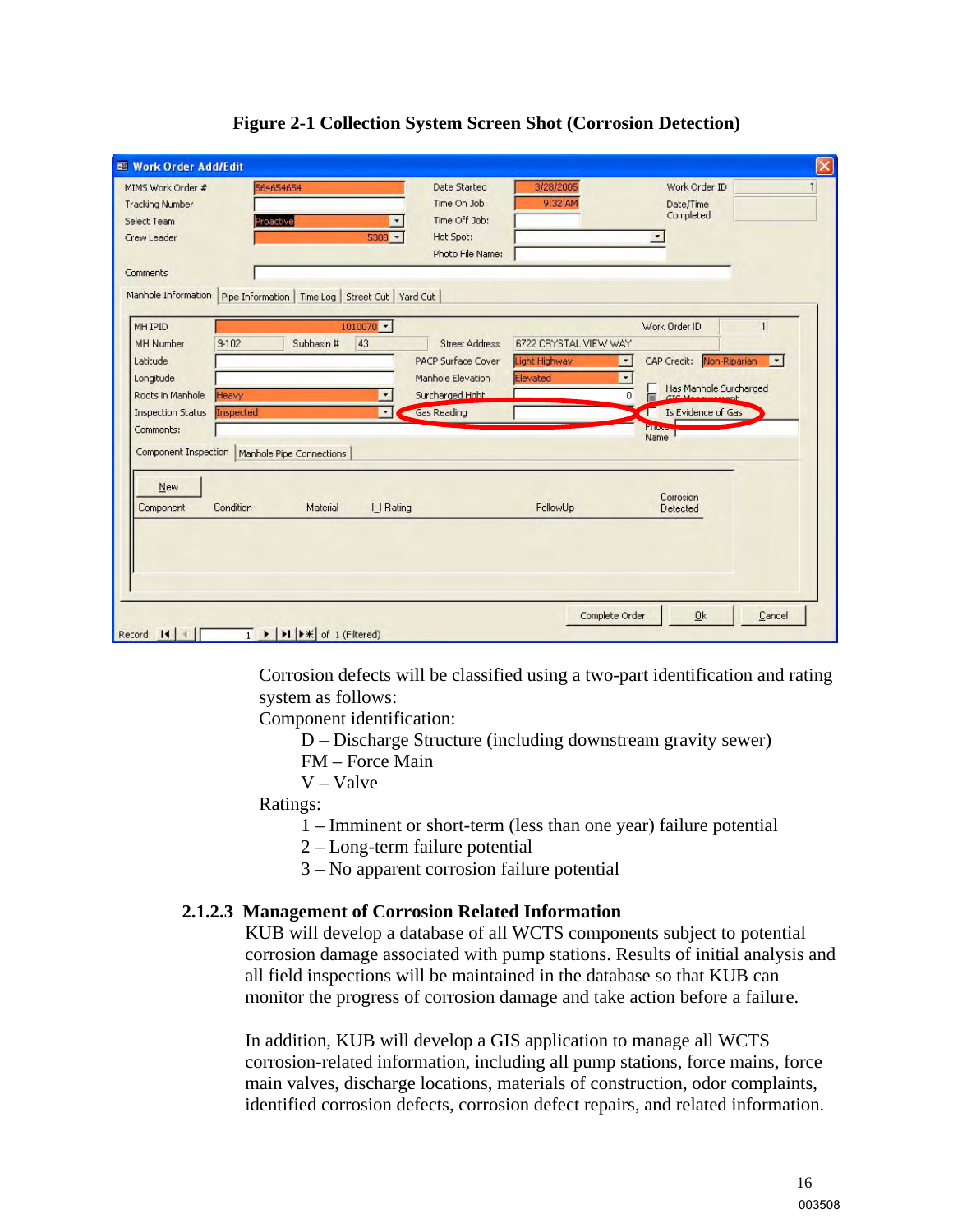**Figure 2-1 Collection System Screen Shot (Corrosion Detection)**

Corrosion defects will be classified using a two-part identification and rating system as follows:

Component identification:

- D – Discharge Structure (including downstream gravity sewer)
- FM – Force Main
- V – Valve

Ratings:

- 1 – Imminent or short-term (less than one year) failure potential
- 2 – Long-term failure potential
- 3 – No apparent corrosion failure potential

### 2.1.2.3 Management of Corrosion Related Information

KUB will develop a database of all WCTS components subject to potential corrosion damage associated with pump stations. Results of initial analysis and all field inspections will be maintained in the database so that KUB can monitor the progress of corrosion damage and take action before a failure.

In addition, KUB will develop a GIS application to manage all WCTS corrosion-related information, including all pump stations, force mains, force main valves, discharge locations, materials of construction, odor complaints, identified corrosion defects, corrosion defect repairs, and related information.

003508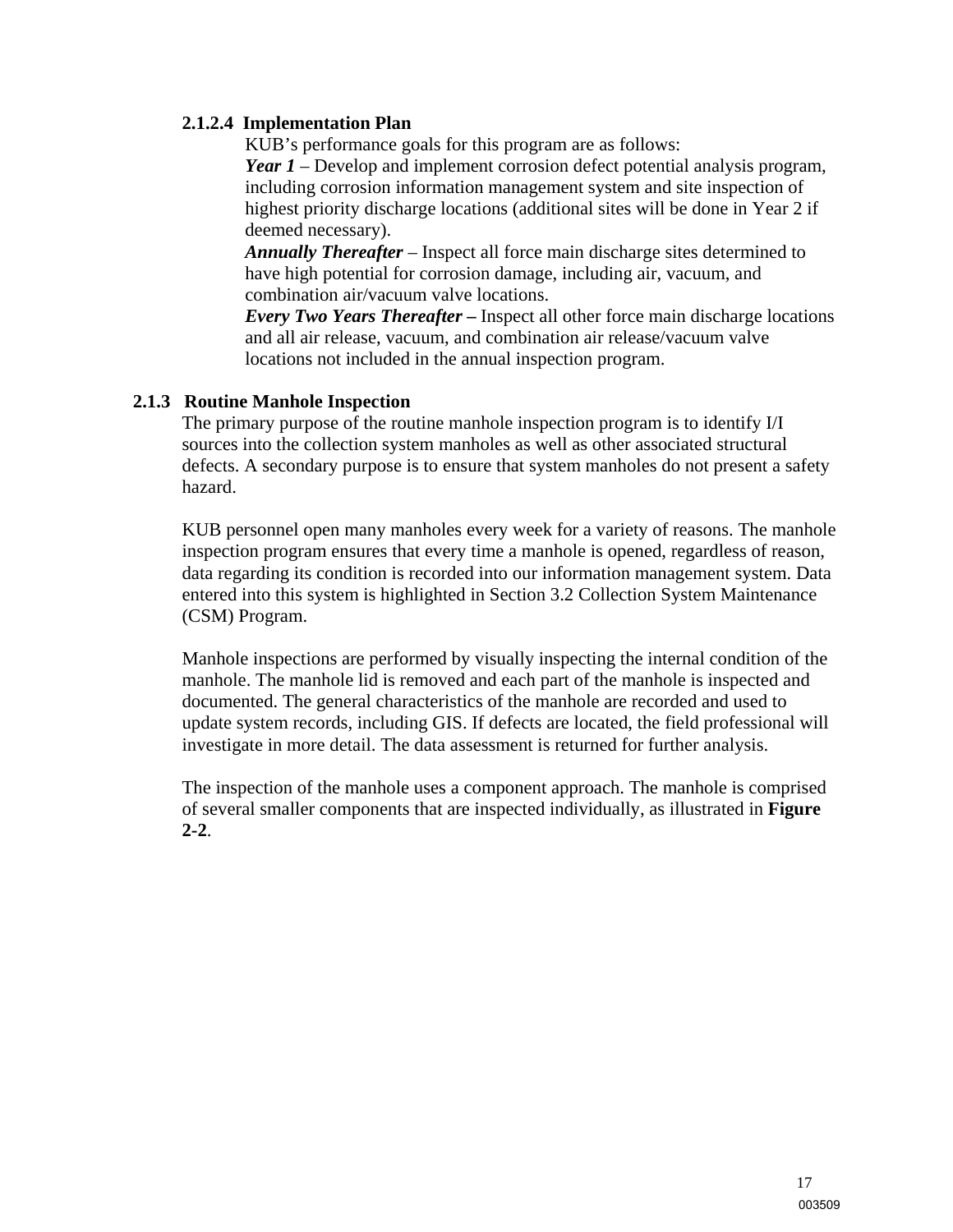#### 2.1.2.4 Implementation Plan

KUB's performance goals for this program are as follows:

***Year 1*** – Develop and implement corrosion defect potential analysis program, including corrosion information management system and site inspection of highest priority discharge locations (additional sites will be done in Year 2 if deemed necessary).

***Annually Thereafter*** – Inspect all force main discharge sites determined to have high potential for corrosion damage, including air, vacuum, and combination air/vacuum valve locations.

***Every Two Years Thereafter –*** Inspect all other force main discharge locations and all air release, vacuum, and combination air release/vacuum valve locations not included in the annual inspection program.

### 2.1.3 Routine Manhole Inspection

The primary purpose of the routine manhole inspection program is to identify I/I sources into the collection system manholes as well as other associated structural defects. A secondary purpose is to ensure that system manholes do not present a safety hazard.

KUB personnel open many manholes every week for a variety of reasons. The manhole inspection program ensures that every time a manhole is opened, regardless of reason, data regarding its condition is recorded into our information management system. Data entered into this system is highlighted in Section 3.2 Collection System Maintenance (CSM) Program.

Manhole inspections are performed by visually inspecting the internal condition of the manhole. The manhole lid is removed and each part of the manhole is inspected and documented. The general characteristics of the manhole are recorded and used to update system records, including GIS. If defects are located, the field professional will investigate in more detail. The data assessment is returned for further analysis.

The inspection of the manhole uses a component approach. The manhole is comprised of several smaller components that are inspected individually, as illustrated in **Figure 2-2**.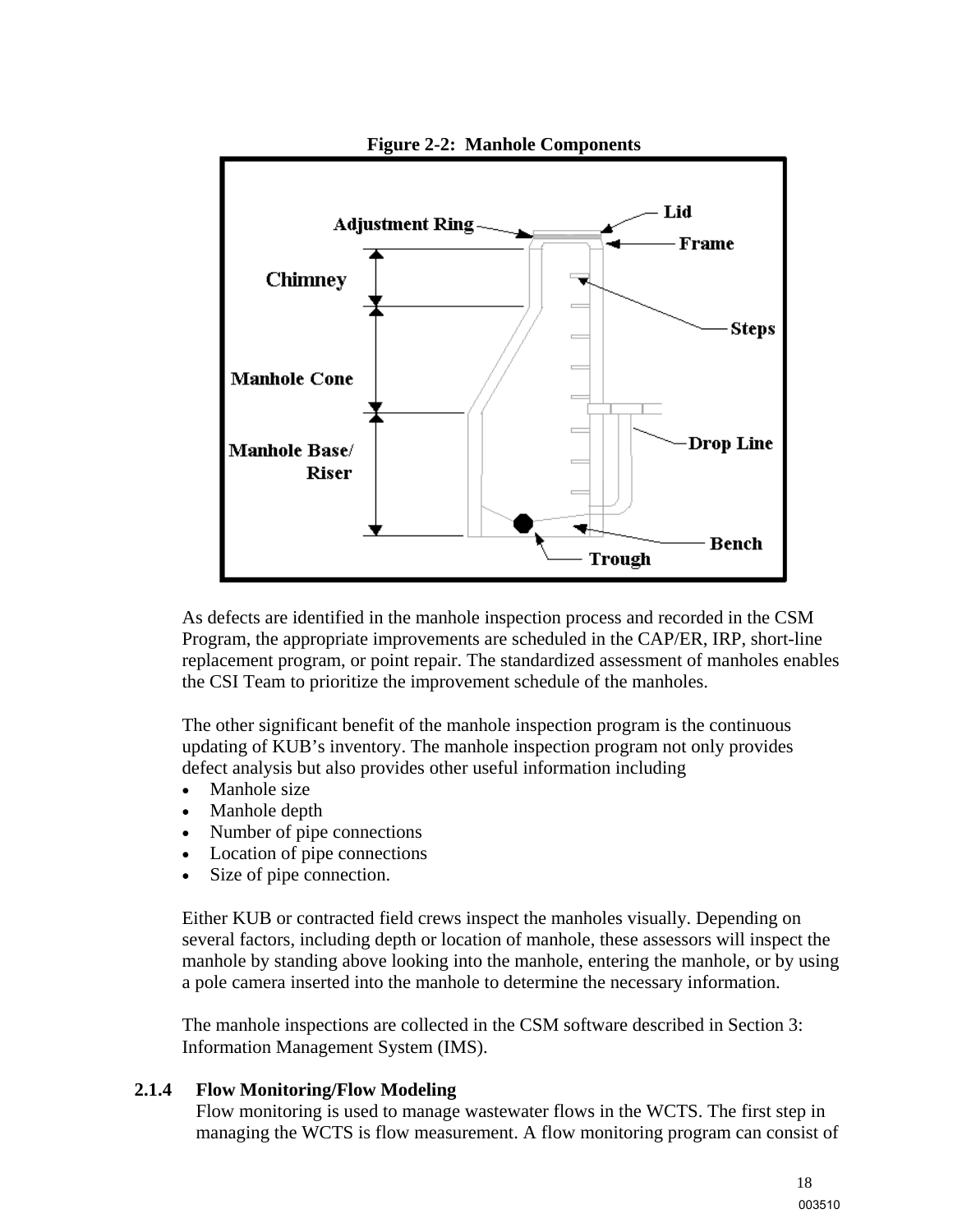**Figure 2-2: Manhole Components**

As defects are identified in the manhole inspection process and recorded in the CSM Program, the appropriate improvements are scheduled in the CAP/ER, IRP, short-line replacement program, or point repair. The standardized assessment of manholes enables the CSI Team to prioritize the improvement schedule of the manholes.

The other significant benefit of the manhole inspection program is the continuous updating of KUB's inventory. The manhole inspection program not only provides defect analysis but also provides other useful information including

- Manhole size
- Manhole depth
- Number of pipe connections
- Location of pipe connections
- Size of pipe connection.

Either KUB or contracted field crews inspect the manholes visually. Depending on several factors, including depth or location of manhole, these assessors will inspect the manhole by standing above looking into the manhole, entering the manhole, or by using a pole camera inserted into the manhole to determine the necessary information.

The manhole inspections are collected in the CSM software described in Section 3: Information Management System (IMS).

### 2.1.4 Flow Monitoring/Flow Modeling

Flow monitoring is used to manage wastewater flows in the WCTS. The first step in managing the WCTS is flow measurement. A flow monitoring program can consist of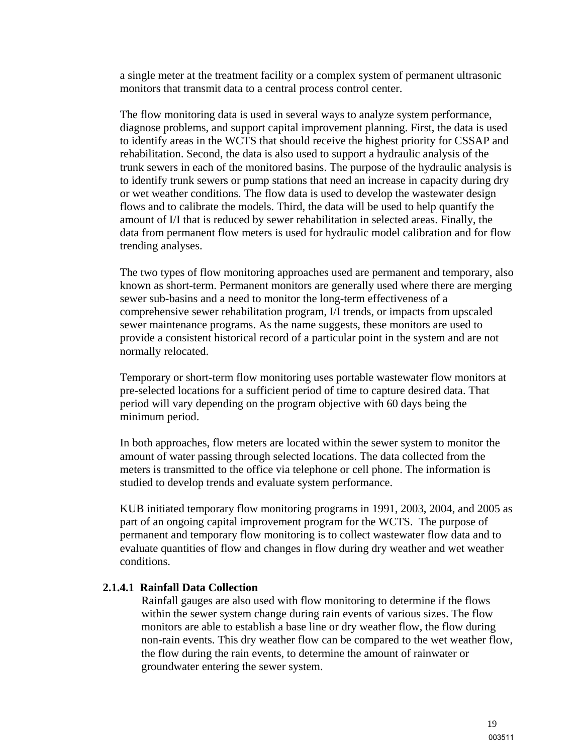a single meter at the treatment facility or a complex system of permanent ultrasonic monitors that transmit data to a central process control center.

The flow monitoring data is used in several ways to analyze system performance, diagnose problems, and support capital improvement planning. First, the data is used to identify areas in the WCTS that should receive the highest priority for CSSAP and rehabilitation. Second, the data is also used to support a hydraulic analysis of the trunk sewers in each of the monitored basins. The purpose of the hydraulic analysis is to identify trunk sewers or pump stations that need an increase in capacity during dry or wet weather conditions. The flow data is used to develop the wastewater design flows and to calibrate the models. Third, the data will be used to help quantify the amount of I/I that is reduced by sewer rehabilitation in selected areas. Finally, the data from permanent flow meters is used for hydraulic model calibration and for flow trending analyses.

The two types of flow monitoring approaches used are permanent and temporary, also known as short-term. Permanent monitors are generally used where there are merging sewer sub-basins and a need to monitor the long-term effectiveness of a comprehensive sewer rehabilitation program, I/I trends, or impacts from upscaled sewer maintenance programs. As the name suggests, these monitors are used to provide a consistent historical record of a particular point in the system and are not normally relocated.

Temporary or short-term flow monitoring uses portable wastewater flow monitors at pre-selected locations for a sufficient period of time to capture desired data. That period will vary depending on the program objective with 60 days being the minimum period.

In both approaches, flow meters are located within the sewer system to monitor the amount of water passing through selected locations. The data collected from the meters is transmitted to the office via telephone or cell phone. The information is studied to develop trends and evaluate system performance.

KUB initiated temporary flow monitoring programs in 1991, 2003, 2004, and 2005 as part of an ongoing capital improvement program for the WCTS. The purpose of permanent and temporary flow monitoring is to collect wastewater flow data and to evaluate quantities of flow and changes in flow during dry weather and wet weather conditions.

#### 2.1.4.1 Rainfall Data Collection

Rainfall gauges are also used with flow monitoring to determine if the flows within the sewer system change during rain events of various sizes. The flow monitors are able to establish a base line or dry weather flow, the flow during non-rain events. This dry weather flow can be compared to the wet weather flow, the flow during the rain events, to determine the amount of rainwater or groundwater entering the sewer system.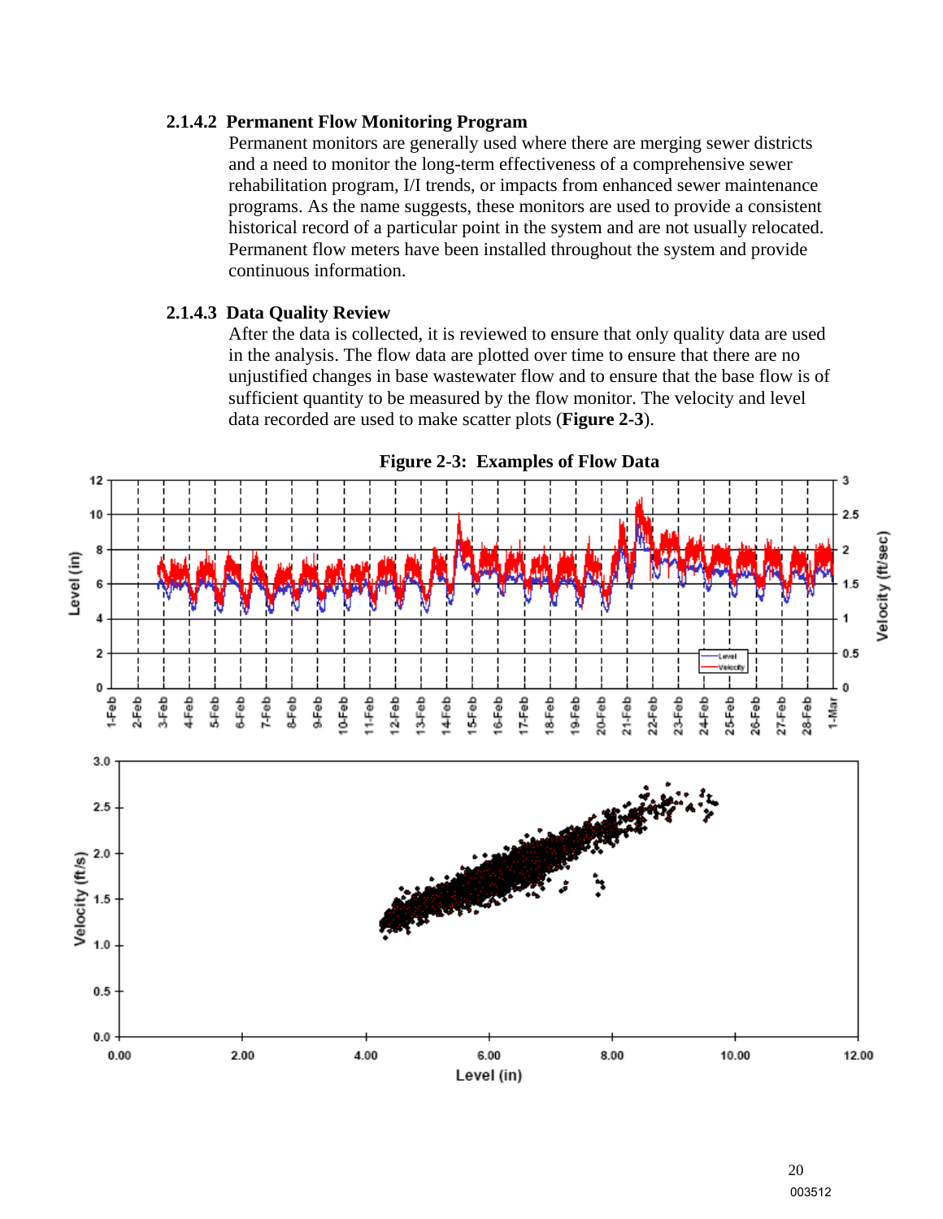#### 2.1.4.2 Permanent Flow Monitoring Program

Permanent monitors are generally used where there are merging sewer districts and a need to monitor the long-term effectiveness of a comprehensive sewer rehabilitation program, I/I trends, or impacts from enhanced sewer maintenance programs. As the name suggests, these monitors are used to provide a consistent historical record of a particular point in the system and are not usually relocated. Permanent flow meters have been installed throughout the system and provide continuous information.

#### 2.1.4.3 Data Quality Review

After the data is collected, it is reviewed to ensure that only quality data are used in the analysis. The flow data are plotted over time to ensure that there are no unjustified changes in base wastewater flow and to ensure that the base flow is of sufficient quantity to be measured by the flow monitor. The velocity and level data recorded are used to make scatter plots (**Figure 2-3**).

**Figure 2-3: Examples of Flow Data**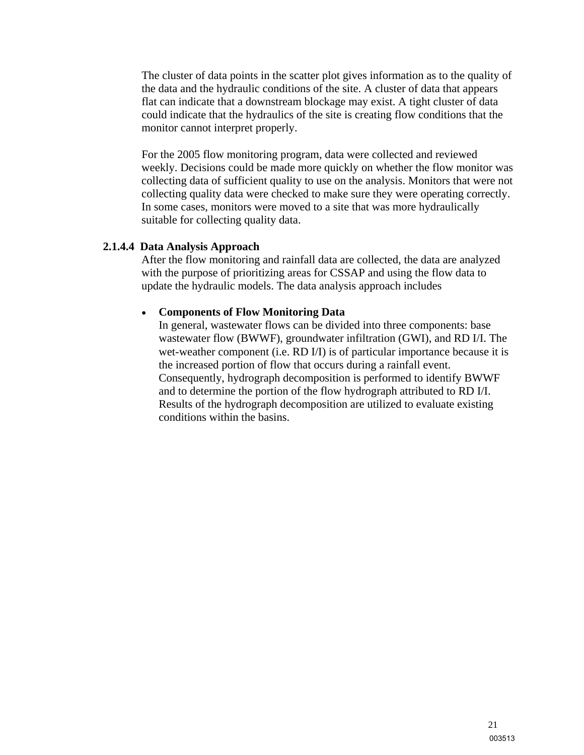The cluster of data points in the scatter plot gives information as to the quality of the data and the hydraulic conditions of the site. A cluster of data that appears flat can indicate that a downstream blockage may exist. A tight cluster of data could indicate that the hydraulics of the site is creating flow conditions that the monitor cannot interpret properly.

For the 2005 flow monitoring program, data were collected and reviewed weekly. Decisions could be made more quickly on whether the flow monitor was collecting data of sufficient quality to use on the analysis. Monitors that were not collecting quality data were checked to make sure they were operating correctly. In some cases, monitors were moved to a site that was more hydraulically suitable for collecting quality data.

#### 2.1.4.4 Data Analysis Approach

After the flow monitoring and rainfall data are collected, the data are analyzed with the purpose of prioritizing areas for CSSAP and using the flow data to update the hydraulic models. The data analysis approach includes

- **Components of Flow Monitoring Data**
  In general, wastewater flows can be divided into three components: base wastewater flow (BWWF), groundwater infiltration (GWI), and RD I/I. The wet-weather component (i.e. RD I/I) is of particular importance because it is the increased portion of flow that occurs during a rainfall event. Consequently, hydrograph decomposition is performed to identify BWWF and to determine the portion of the flow hydrograph attributed to RD I/I. Results of the hydrograph decomposition are utilized to evaluate existing conditions within the basins.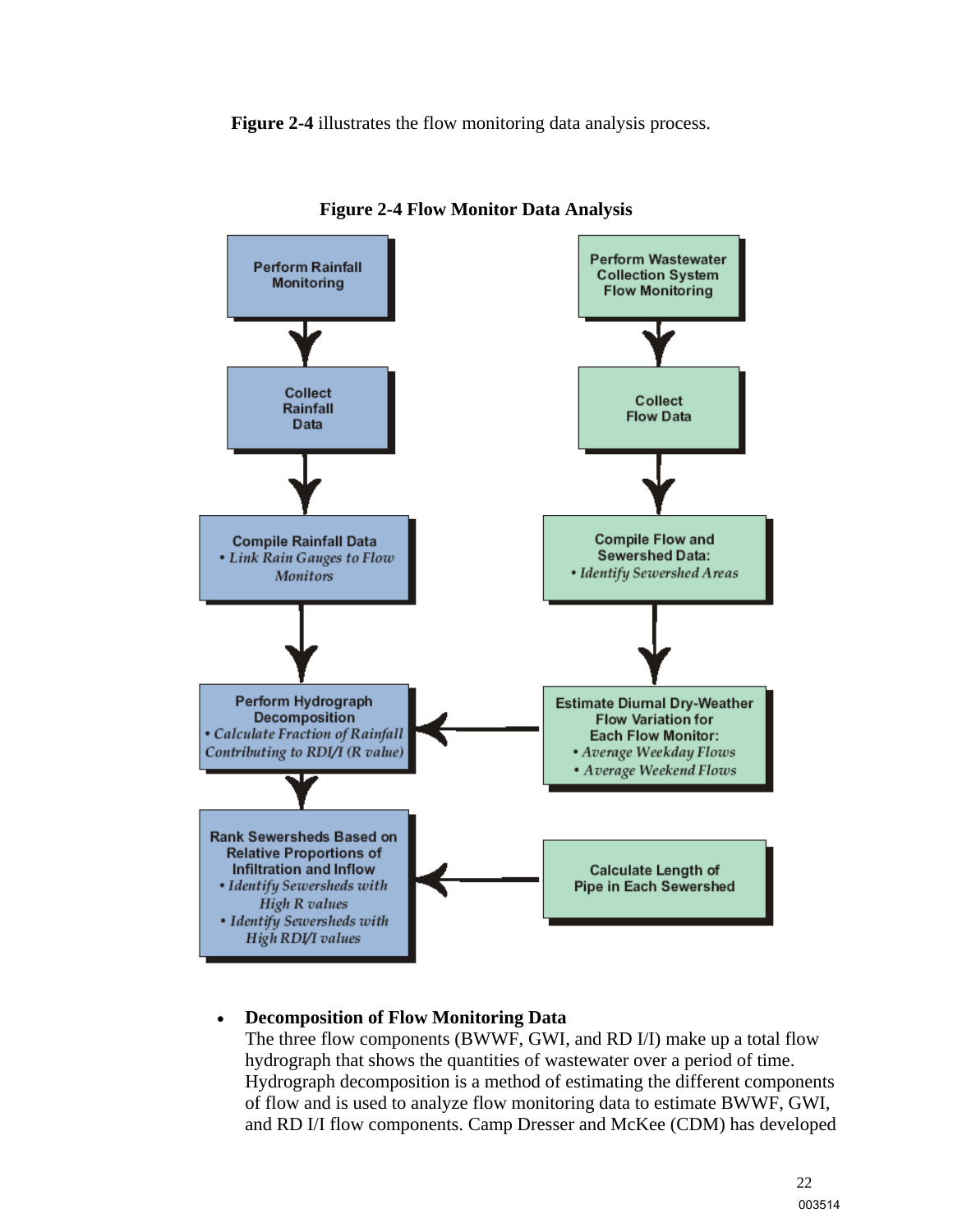**Figure 2-4** illustrates the flow monitoring data analysis process.

**Figure 2-4 Flow Monitor Data Analysis**

Perform Rainfall Monitoring

Collect Rainfall Data

Compile Rainfall Data
- *Link Rain Gauges to Flow Monitors*

Perform Hydrograph Decomposition
- *Calculate Fraction of Rainfall Contributing to RDI/I (R value)*

Rank Sewersheds Based on Relative Proportions of Infiltration and Inflow
- *Identify Sewersheds with High R values*
- *Identify Sewersheds with High RDI/I values*

Perform Wastewater Collection System Flow Monitoring

Collect Flow Data

Compile Flow and Sewershed Data:
- *Identify Sewershed Areas*

Estimate Diurnal Dry-Weather Flow Variation for Each Flow Monitor:
- *Average Weekday Flows*
- *Average Weekend Flows*

Calculate Length of Pipe in Each Sewershed

- **Decomposition of Flow Monitoring Data**
  The three flow components (BWWF, GWI, and RD I/I) make up a total flow hydrograph that shows the quantities of wastewater over a period of time. Hydrograph decomposition is a method of estimating the different components of flow and is used to analyze flow monitoring data to estimate BWWF, GWI, and RD I/I flow components. Camp Dresser and McKee (CDM) has developed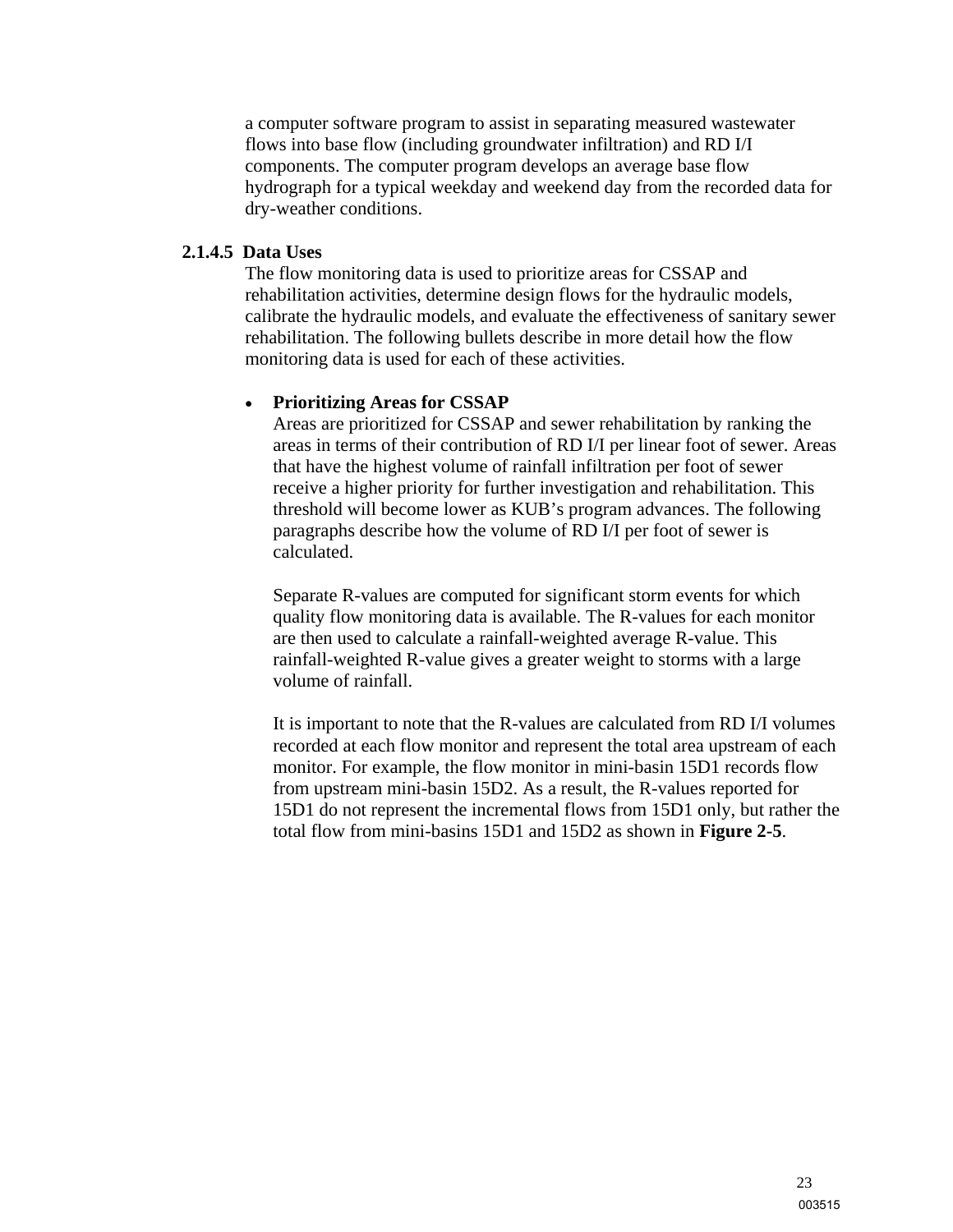a computer software program to assist in separating measured wastewater flows into base flow (including groundwater infiltration) and RD I/I components. The computer program develops an average base flow hydrograph for a typical weekday and weekend day from the recorded data for dry-weather conditions.

#### 2.1.4.5 Data Uses

The flow monitoring data is used to prioritize areas for CSSAP and rehabilitation activities, determine design flows for the hydraulic models, calibrate the hydraulic models, and evaluate the effectiveness of sanitary sewer rehabilitation. The following bullets describe in more detail how the flow monitoring data is used for each of these activities.

- **Prioritizing Areas for CSSAP**

  Areas are prioritized for CSSAP and sewer rehabilitation by ranking the areas in terms of their contribution of RD I/I per linear foot of sewer. Areas that have the highest volume of rainfall infiltration per foot of sewer receive a higher priority for further investigation and rehabilitation. This threshold will become lower as KUB's program advances. The following paragraphs describe how the volume of RD I/I per foot of sewer is calculated.

  Separate R-values are computed for significant storm events for which quality flow monitoring data is available. The R-values for each monitor are then used to calculate a rainfall-weighted average R-value. This rainfall-weighted R-value gives a greater weight to storms with a large volume of rainfall.

  It is important to note that the R-values are calculated from RD I/I volumes recorded at each flow monitor and represent the total area upstream of each monitor. For example, the flow monitor in mini-basin 15D1 records flow from upstream mini-basin 15D2. As a result, the R-values reported for 15D1 do not represent the incremental flows from 15D1 only, but rather the total flow from mini-basins 15D1 and 15D2 as shown in **Figure 2-5**.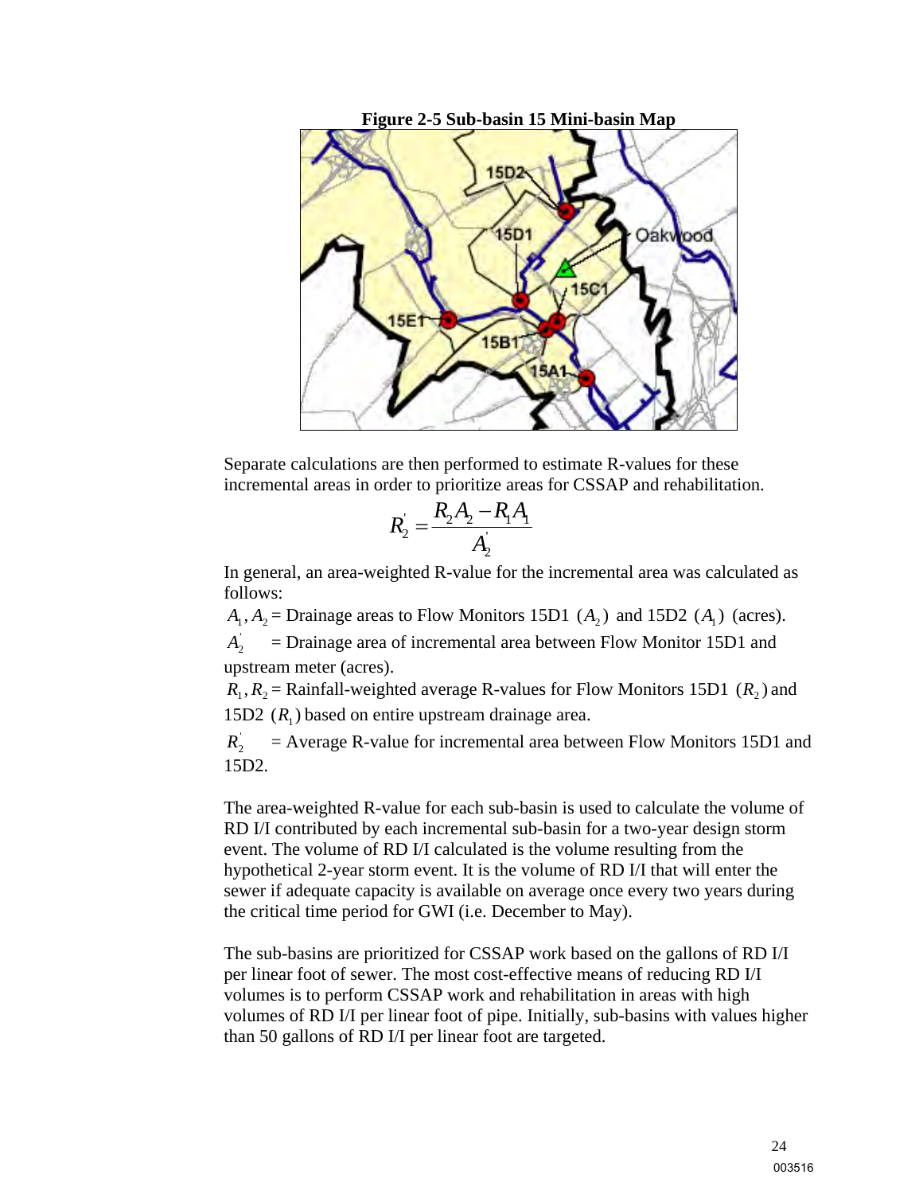**Figure 2-5 Sub-basin 15 Mini-basin Map**

Separate calculations are then performed to estimate R-values for these incremental areas in order to prioritize areas for CSSAP and rehabilitation.

$$R_2^{'} = \frac{R_2 A_2 - R_1 A_1}{A_2^{'}}$$

In general, an area-weighted R-value for the incremental area was calculated as follows:

$A_1, A_2$ = Drainage areas to Flow Monitors 15D1 $(A_2)$ and 15D2 $(A_1)$ (acres).

$A_2^{'}$ = Drainage area of incremental area between Flow Monitor 15D1 and upstream meter (acres).

$R_1, R_2$ = Rainfall-weighted average R-values for Flow Monitors 15D1 $(R_2)$ and 15D2 $(R_1)$ based on entire upstream drainage area.

$R_2^{'}$ = Average R-value for incremental area between Flow Monitors 15D1 and 15D2.

The area-weighted R-value for each sub-basin is used to calculate the volume of RD I/I contributed by each incremental sub-basin for a two-year design storm event. The volume of RD I/I calculated is the volume resulting from the hypothetical 2-year storm event. It is the volume of RD I/I that will enter the sewer if adequate capacity is available on average once every two years during the critical time period for GWI (i.e. December to May).

The sub-basins are prioritized for CSSAP work based on the gallons of RD I/I per linear foot of sewer. The most cost-effective means of reducing RD I/I volumes is to perform CSSAP work and rehabilitation in areas with high volumes of RD I/I per linear foot of pipe. Initially, sub-basins with values higher than 50 gallons of RD I/I per linear foot are targeted.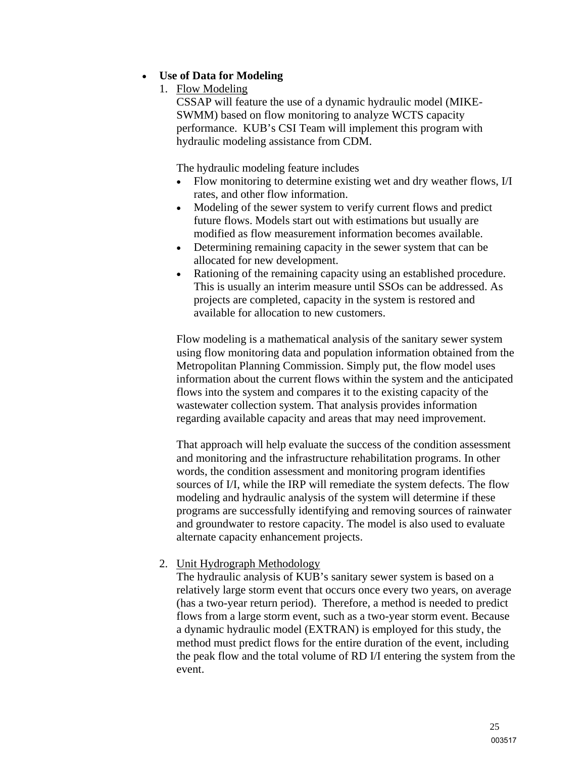- **Use of Data for Modeling**

1. Flow Modeling

   CSSAP will feature the use of a dynamic hydraulic model (MIKE-SWMM) based on flow monitoring to analyze WCTS capacity performance. KUB's CSI Team will implement this program with hydraulic modeling assistance from CDM.

   The hydraulic modeling feature includes

   - Flow monitoring to determine existing wet and dry weather flows, I/I rates, and other flow information.
   - Modeling of the sewer system to verify current flows and predict future flows. Models start out with estimations but usually are modified as flow measurement information becomes available.
   - Determining remaining capacity in the sewer system that can be allocated for new development.
   - Rationing of the remaining capacity using an established procedure. This is usually an interim measure until SSOs can be addressed. As projects are completed, capacity in the system is restored and available for allocation to new customers.

   Flow modeling is a mathematical analysis of the sanitary sewer system using flow monitoring data and population information obtained from the Metropolitan Planning Commission. Simply put, the flow model uses information about the current flows within the system and the anticipated flows into the system and compares it to the existing capacity of the wastewater collection system. That analysis provides information regarding available capacity and areas that may need improvement.

   That approach will help evaluate the success of the condition assessment and monitoring and the infrastructure rehabilitation programs. In other words, the condition assessment and monitoring program identifies sources of I/I, while the IRP will remediate the system defects. The flow modeling and hydraulic analysis of the system will determine if these programs are successfully identifying and removing sources of rainwater and groundwater to restore capacity. The model is also used to evaluate alternate capacity enhancement projects.

2. Unit Hydrograph Methodology

   The hydraulic analysis of KUB's sanitary sewer system is based on a relatively large storm event that occurs once every two years, on average (has a two-year return period). Therefore, a method is needed to predict flows from a large storm event, such as a two-year storm event. Because a dynamic hydraulic model (EXTRAN) is employed for this study, the method must predict flows for the entire duration of the event, including the peak flow and the total volume of RD I/I entering the system from the event.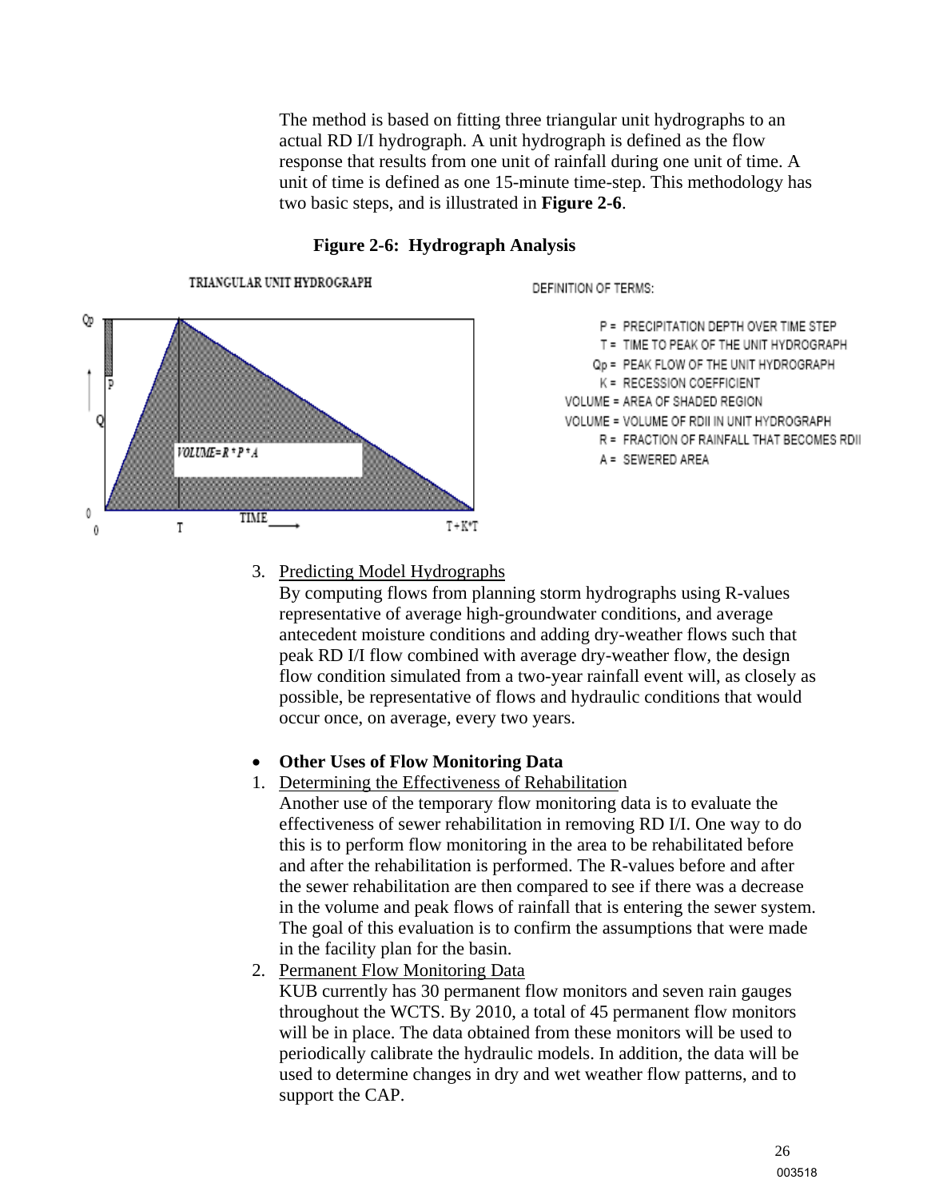The method is based on fitting three triangular unit hydrographs to an actual RD I/I hydrograph. A unit hydrograph is defined as the flow response that results from one unit of rainfall during one unit of time. A unit of time is defined as one 15-minute time-step. This methodology has two basic steps, and is illustrated in **Figure 2-6**.

**Figure 2-6: Hydrograph Analysis**

TRIANGULAR UNIT HYDROGRAPH

DEFINITION OF TERMS:

P = PRECIPITATION DEPTH OVER TIME STEP
T = TIME TO PEAK OF THE UNIT HYDROGRAPH
Qp = PEAK FLOW OF THE UNIT HYDROGRAPH
K = RECESSION COEFFICIENT
VOLUME = AREA OF SHADED REGION
VOLUME = VOLUME OF RDII IN UNIT HYDROGRAPH
R = FRACTION OF RAINFALL THAT BECOMES RDII
A = SEWERED AREA

3. <u>Predicting Model Hydrographs</u>
   By computing flows from planning storm hydrographs using R-values representative of average high-groundwater conditions, and average antecedent moisture conditions and adding dry-weather flows such that peak RD I/I flow combined with average dry-weather flow, the design flow condition simulated from a two-year rainfall event will, as closely as possible, be representative of flows and hydraulic conditions that would occur once, on average, every two years.

- **Other Uses of Flow Monitoring Data**

1. <u>Determining the Effectiveness of Rehabilitation</u>
   Another use of the temporary flow monitoring data is to evaluate the effectiveness of sewer rehabilitation in removing RD I/I. One way to do this is to perform flow monitoring in the area to be rehabilitated before and after the rehabilitation is performed. The R-values before and after the sewer rehabilitation are then compared to see if there was a decrease in the volume and peak flows of rainfall that is entering the sewer system. The goal of this evaluation is to confirm the assumptions that were made in the facility plan for the basin.
2. <u>Permanent Flow Monitoring Data</u>
   KUB currently has 30 permanent flow monitors and seven rain gauges throughout the WCTS. By 2010, a total of 45 permanent flow monitors will be in place. The data obtained from these monitors will be used to periodically calibrate the hydraulic models. In addition, the data will be used to determine changes in dry and wet weather flow patterns, and to support the CAP.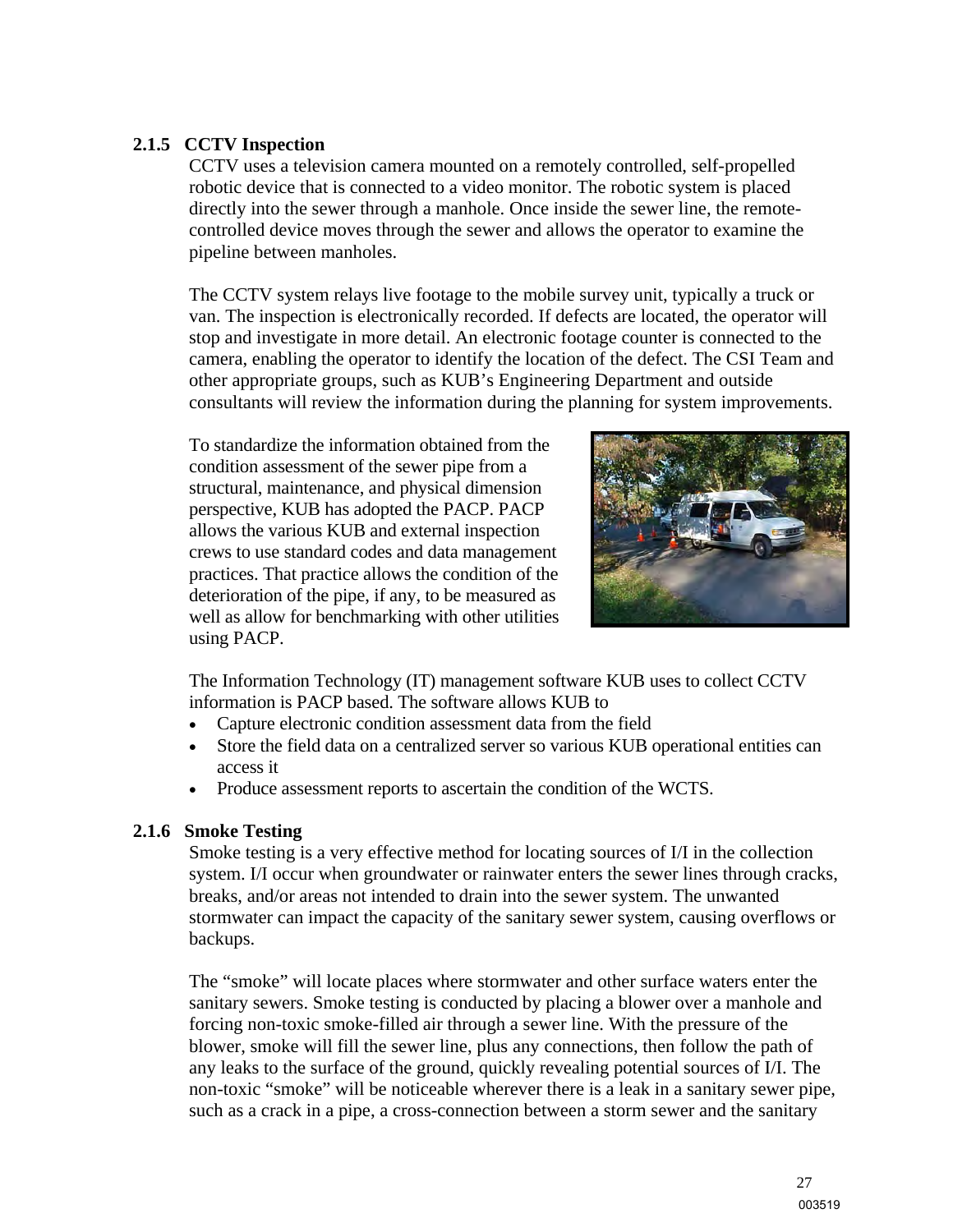### 2.1.5 CCTV Inspection

CCTV uses a television camera mounted on a remotely controlled, self-propelled robotic device that is connected to a video monitor. The robotic system is placed directly into the sewer through a manhole. Once inside the sewer line, the remote-controlled device moves through the sewer and allows the operator to examine the pipeline between manholes.

The CCTV system relays live footage to the mobile survey unit, typically a truck or van. The inspection is electronically recorded. If defects are located, the operator will stop and investigate in more detail. An electronic footage counter is connected to the camera, enabling the operator to identify the location of the defect. The CSI Team and other appropriate groups, such as KUB's Engineering Department and outside consultants will review the information during the planning for system improvements.

To standardize the information obtained from the condition assessment of the sewer pipe from a structural, maintenance, and physical dimension perspective, KUB has adopted the PACP. PACP allows the various KUB and external inspection crews to use standard codes and data management practices. That practice allows the condition of the deterioration of the pipe, if any, to be measured as well as allow for benchmarking with other utilities using PACP.

The Information Technology (IT) management software KUB uses to collect CCTV information is PACP based. The software allows KUB to

- Capture electronic condition assessment data from the field
- Store the field data on a centralized server so various KUB operational entities can access it
- Produce assessment reports to ascertain the condition of the WCTS.

### 2.1.6 Smoke Testing

Smoke testing is a very effective method for locating sources of I/I in the collection system. I/I occur when groundwater or rainwater enters the sewer lines through cracks, breaks, and/or areas not intended to drain into the sewer system. The unwanted stormwater can impact the capacity of the sanitary sewer system, causing overflows or backups.

The "smoke" will locate places where stormwater and other surface waters enter the sanitary sewers. Smoke testing is conducted by placing a blower over a manhole and forcing non-toxic smoke-filled air through a sewer line. With the pressure of the blower, smoke will fill the sewer line, plus any connections, then follow the path of any leaks to the surface of the ground, quickly revealing potential sources of I/I. The non-toxic "smoke" will be noticeable wherever there is a leak in a sanitary sewer pipe, such as a crack in a pipe, a cross-connection between a storm sewer and the sanitary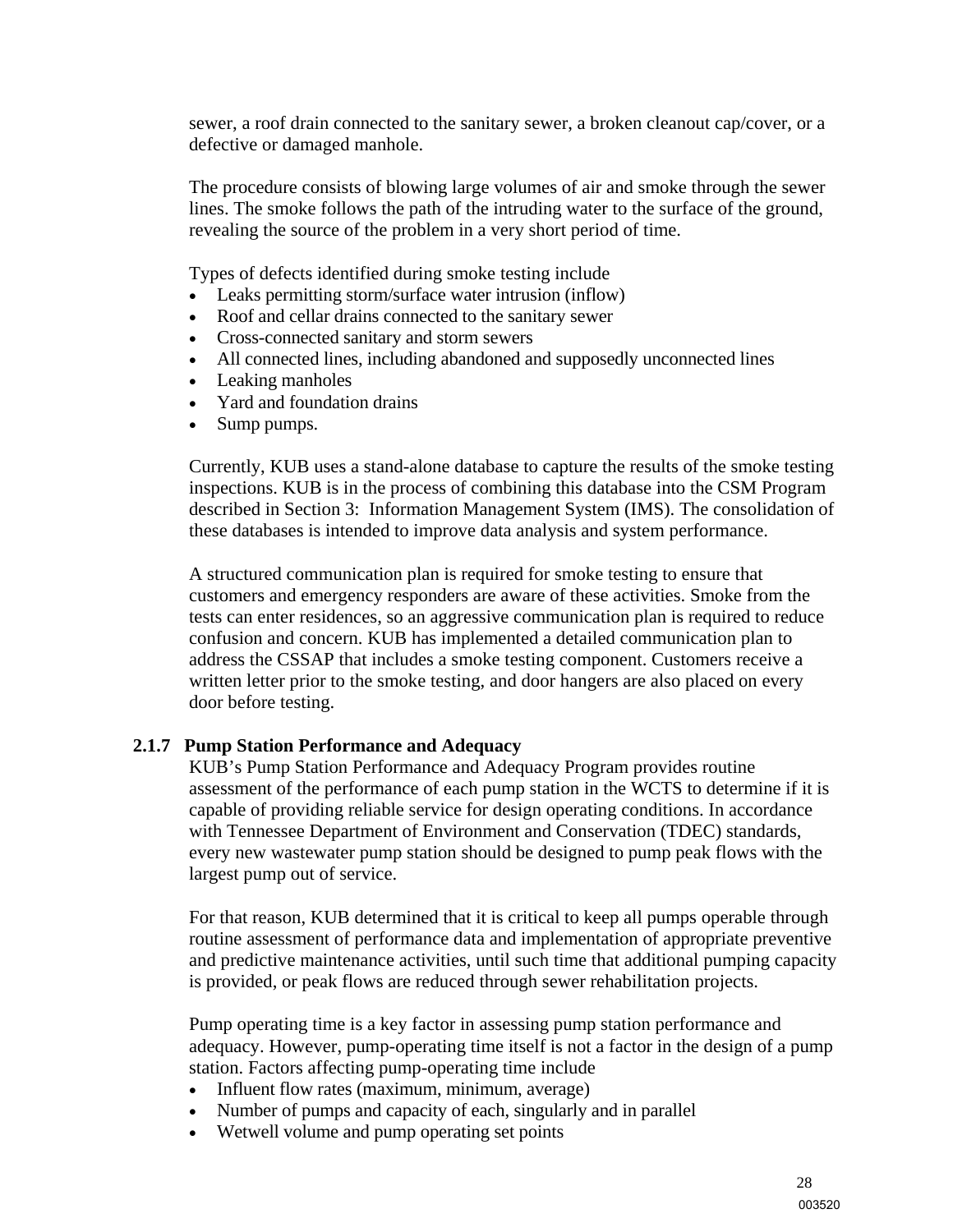sewer, a roof drain connected to the sanitary sewer, a broken cleanout cap/cover, or a defective or damaged manhole.

The procedure consists of blowing large volumes of air and smoke through the sewer lines. The smoke follows the path of the intruding water to the surface of the ground, revealing the source of the problem in a very short period of time.

Types of defects identified during smoke testing include

- Leaks permitting storm/surface water intrusion (inflow)
- Roof and cellar drains connected to the sanitary sewer
- Cross-connected sanitary and storm sewers
- All connected lines, including abandoned and supposedly unconnected lines
- Leaking manholes
- Yard and foundation drains
- Sump pumps.

Currently, KUB uses a stand-alone database to capture the results of the smoke testing inspections. KUB is in the process of combining this database into the CSM Program described in Section 3: Information Management System (IMS). The consolidation of these databases is intended to improve data analysis and system performance.

A structured communication plan is required for smoke testing to ensure that customers and emergency responders are aware of these activities. Smoke from the tests can enter residences, so an aggressive communication plan is required to reduce confusion and concern. KUB has implemented a detailed communication plan to address the CSSAP that includes a smoke testing component. Customers receive a written letter prior to the smoke testing, and door hangers are also placed on every door before testing.

### 2.1.7 Pump Station Performance and Adequacy

KUB's Pump Station Performance and Adequacy Program provides routine assessment of the performance of each pump station in the WCTS to determine if it is capable of providing reliable service for design operating conditions. In accordance with Tennessee Department of Environment and Conservation (TDEC) standards, every new wastewater pump station should be designed to pump peak flows with the largest pump out of service.

For that reason, KUB determined that it is critical to keep all pumps operable through routine assessment of performance data and implementation of appropriate preventive and predictive maintenance activities, until such time that additional pumping capacity is provided, or peak flows are reduced through sewer rehabilitation projects.

Pump operating time is a key factor in assessing pump station performance and adequacy. However, pump-operating time itself is not a factor in the design of a pump station. Factors affecting pump-operating time include

- Influent flow rates (maximum, minimum, average)
- Number of pumps and capacity of each, singularly and in parallel
- Wetwell volume and pump operating set points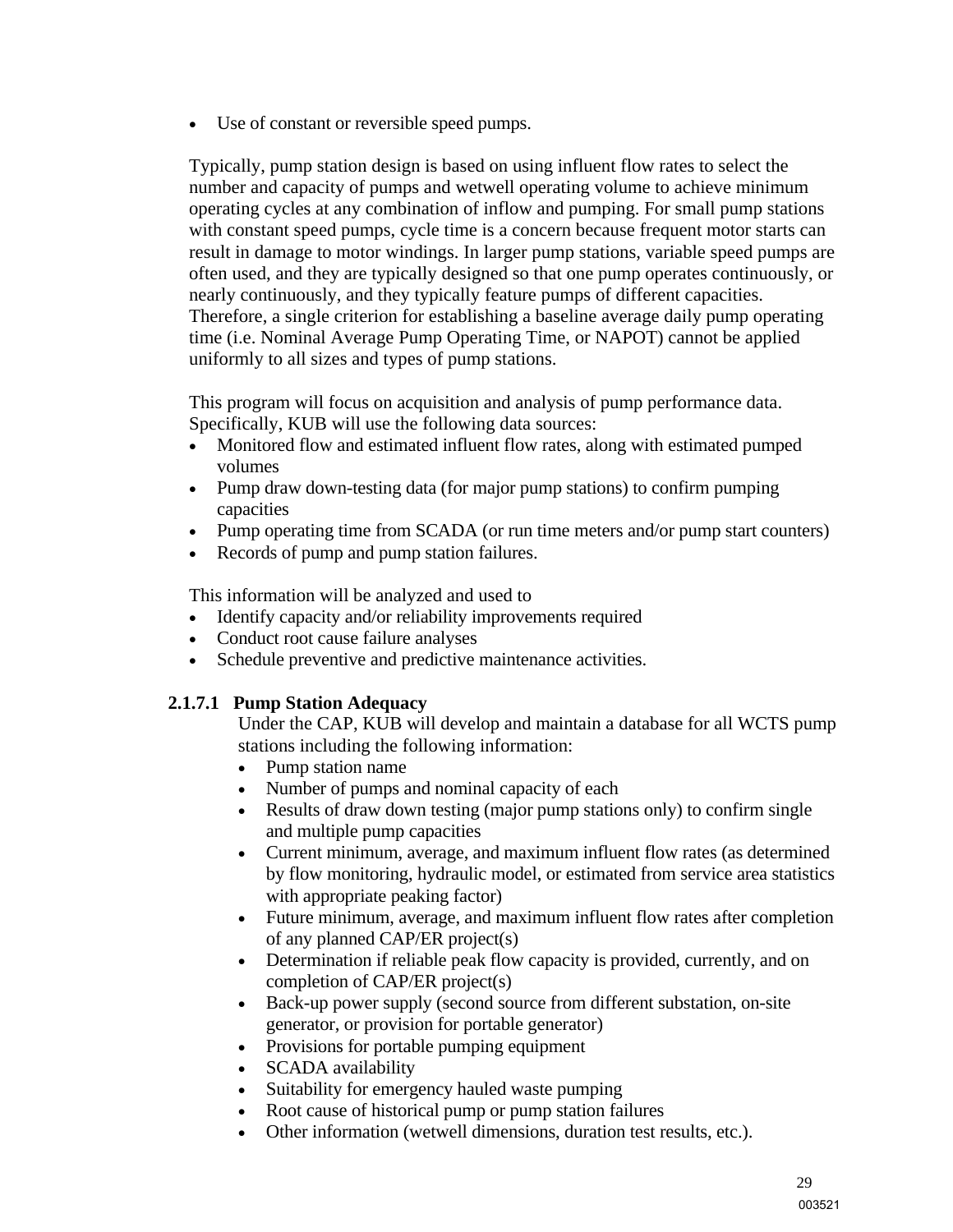- Use of constant or reversible speed pumps.

Typically, pump station design is based on using influent flow rates to select the number and capacity of pumps and wetwell operating volume to achieve minimum operating cycles at any combination of inflow and pumping. For small pump stations with constant speed pumps, cycle time is a concern because frequent motor starts can result in damage to motor windings. In larger pump stations, variable speed pumps are often used, and they are typically designed so that one pump operates continuously, or nearly continuously, and they typically feature pumps of different capacities. Therefore, a single criterion for establishing a baseline average daily pump operating time (i.e. Nominal Average Pump Operating Time, or NAPOT) cannot be applied uniformly to all sizes and types of pump stations.

This program will focus on acquisition and analysis of pump performance data. Specifically, KUB will use the following data sources:

- Monitored flow and estimated influent flow rates, along with estimated pumped volumes
- Pump draw down-testing data (for major pump stations) to confirm pumping capacities
- Pump operating time from SCADA (or run time meters and/or pump start counters)
- Records of pump and pump station failures.

This information will be analyzed and used to

- Identify capacity and/or reliability improvements required
- Conduct root cause failure analyses
- Schedule preventive and predictive maintenance activities.

#### 2.1.7.1 Pump Station Adequacy

Under the CAP, KUB will develop and maintain a database for all WCTS pump stations including the following information:

- Pump station name
- Number of pumps and nominal capacity of each
- Results of draw down testing (major pump stations only) to confirm single and multiple pump capacities
- Current minimum, average, and maximum influent flow rates (as determined by flow monitoring, hydraulic model, or estimated from service area statistics with appropriate peaking factor)
- Future minimum, average, and maximum influent flow rates after completion of any planned CAP/ER project(s)
- Determination if reliable peak flow capacity is provided, currently, and on completion of CAP/ER project(s)
- Back-up power supply (second source from different substation, on-site generator, or provision for portable generator)
- Provisions for portable pumping equipment
- SCADA availability
- Suitability for emergency hauled waste pumping
- Root cause of historical pump or pump station failures
- Other information (wetwell dimensions, duration test results, etc.).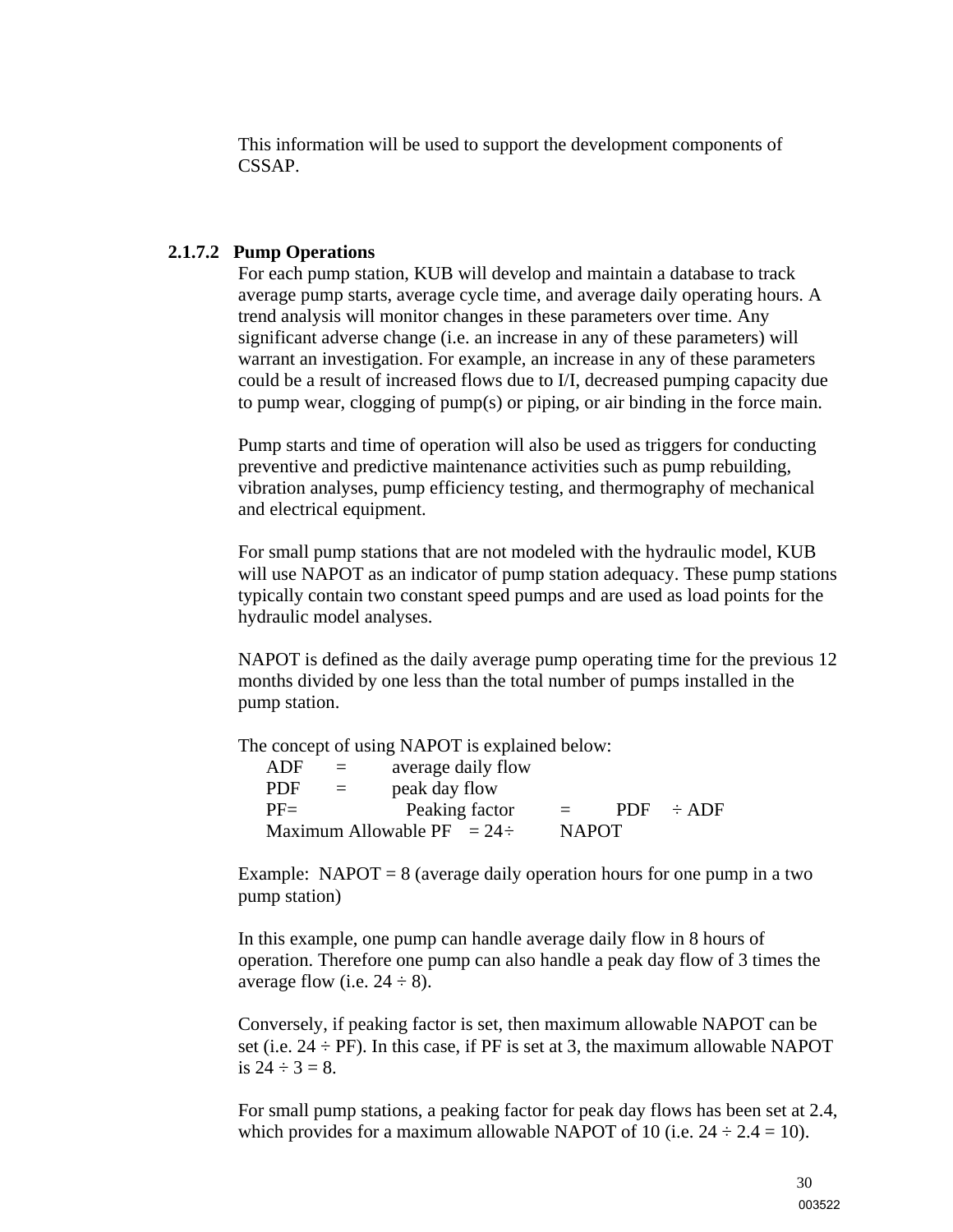This information will be used to support the development components of CSSAP.

### 2.1.7.2 Pump Operations

For each pump station, KUB will develop and maintain a database to track average pump starts, average cycle time, and average daily operating hours. A trend analysis will monitor changes in these parameters over time. Any significant adverse change (i.e. an increase in any of these parameters) will warrant an investigation. For example, an increase in any of these parameters could be a result of increased flows due to I/I, decreased pumping capacity due to pump wear, clogging of pump(s) or piping, or air binding in the force main.

Pump starts and time of operation will also be used as triggers for conducting preventive and predictive maintenance activities such as pump rebuilding, vibration analyses, pump efficiency testing, and thermography of mechanical and electrical equipment.

For small pump stations that are not modeled with the hydraulic model, KUB will use NAPOT as an indicator of pump station adequacy. These pump stations typically contain two constant speed pumps and are used as load points for the hydraulic model analyses.

NAPOT is defined as the daily average pump operating time for the previous 12 months divided by one less than the total number of pumps installed in the pump station.

The concept of using NAPOT is explained below:

ADF = average daily flow
PDF = peak day flow
PF= Peaking factor = PDF ÷ ADF
Maximum Allowable PF = 24÷ NAPOT

Example: NAPOT = 8 (average daily operation hours for one pump in a two pump station)

In this example, one pump can handle average daily flow in 8 hours of operation. Therefore one pump can also handle a peak day flow of 3 times the average flow (i.e. 24 ÷ 8).

Conversely, if peaking factor is set, then maximum allowable NAPOT can be set (i.e. 24 ÷ PF). In this case, if PF is set at 3, the maximum allowable NAPOT is 24 ÷ 3 = 8.

For small pump stations, a peaking factor for peak day flows has been set at 2.4, which provides for a maximum allowable NAPOT of 10 (i.e. 24 ÷ 2.4 = 10).

003522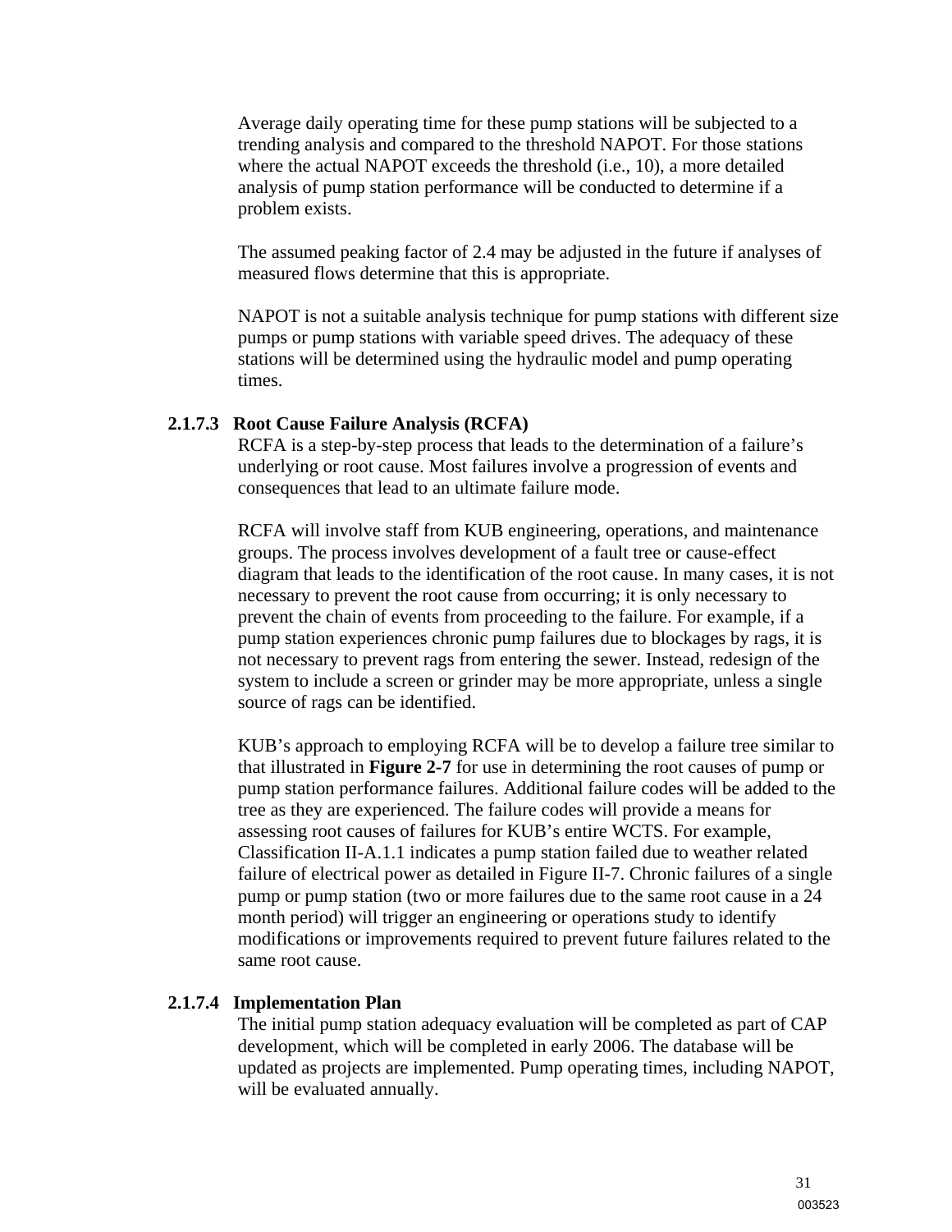Average daily operating time for these pump stations will be subjected to a trending analysis and compared to the threshold NAPOT. For those stations where the actual NAPOT exceeds the threshold (i.e., 10), a more detailed analysis of pump station performance will be conducted to determine if a problem exists.

The assumed peaking factor of 2.4 may be adjusted in the future if analyses of measured flows determine that this is appropriate.

NAPOT is not a suitable analysis technique for pump stations with different size pumps or pump stations with variable speed drives. The adequacy of these stations will be determined using the hydraulic model and pump operating times.

#### 2.1.7.3 Root Cause Failure Analysis (RCFA)

RCFA is a step-by-step process that leads to the determination of a failure's underlying or root cause. Most failures involve a progression of events and consequences that lead to an ultimate failure mode.

RCFA will involve staff from KUB engineering, operations, and maintenance groups. The process involves development of a fault tree or cause-effect diagram that leads to the identification of the root cause. In many cases, it is not necessary to prevent the root cause from occurring; it is only necessary to prevent the chain of events from proceeding to the failure. For example, if a pump station experiences chronic pump failures due to blockages by rags, it is not necessary to prevent rags from entering the sewer. Instead, redesign of the system to include a screen or grinder may be more appropriate, unless a single source of rags can be identified.

KUB's approach to employing RCFA will be to develop a failure tree similar to that illustrated in **Figure 2-7** for use in determining the root causes of pump or pump station performance failures. Additional failure codes will be added to the tree as they are experienced. The failure codes will provide a means for assessing root causes of failures for KUB's entire WCTS. For example, Classification II-A.1.1 indicates a pump station failed due to weather related failure of electrical power as detailed in Figure II-7. Chronic failures of a single pump or pump station (two or more failures due to the same root cause in a 24 month period) will trigger an engineering or operations study to identify modifications or improvements required to prevent future failures related to the same root cause.

#### 2.1.7.4 Implementation Plan

The initial pump station adequacy evaluation will be completed as part of CAP development, which will be completed in early 2006. The database will be updated as projects are implemented. Pump operating times, including NAPOT, will be evaluated annually.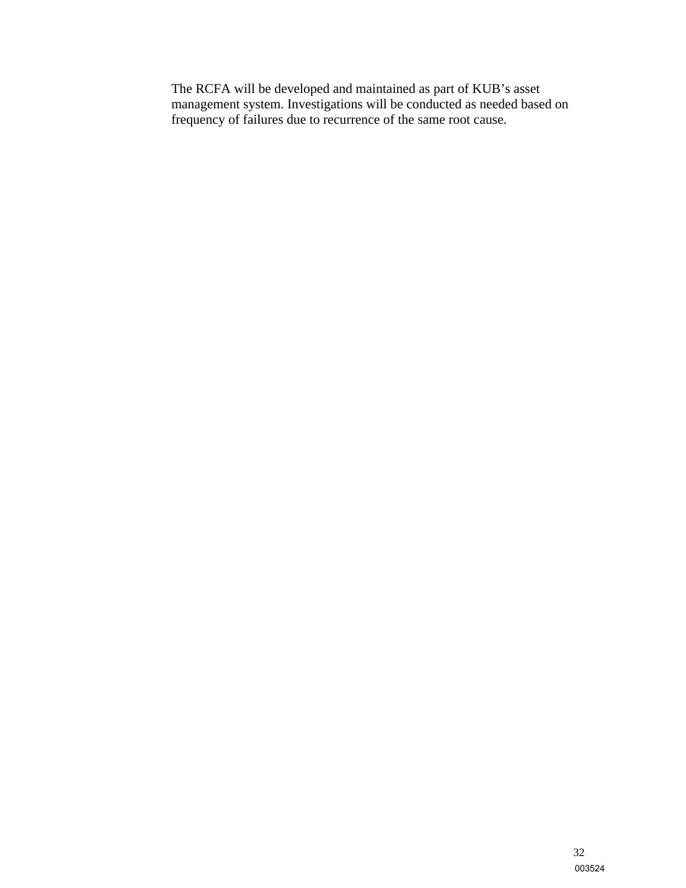The RCFA will be developed and maintained as part of KUB's asset management system. Investigations will be conducted as needed based on frequency of failures due to recurrence of the same root cause.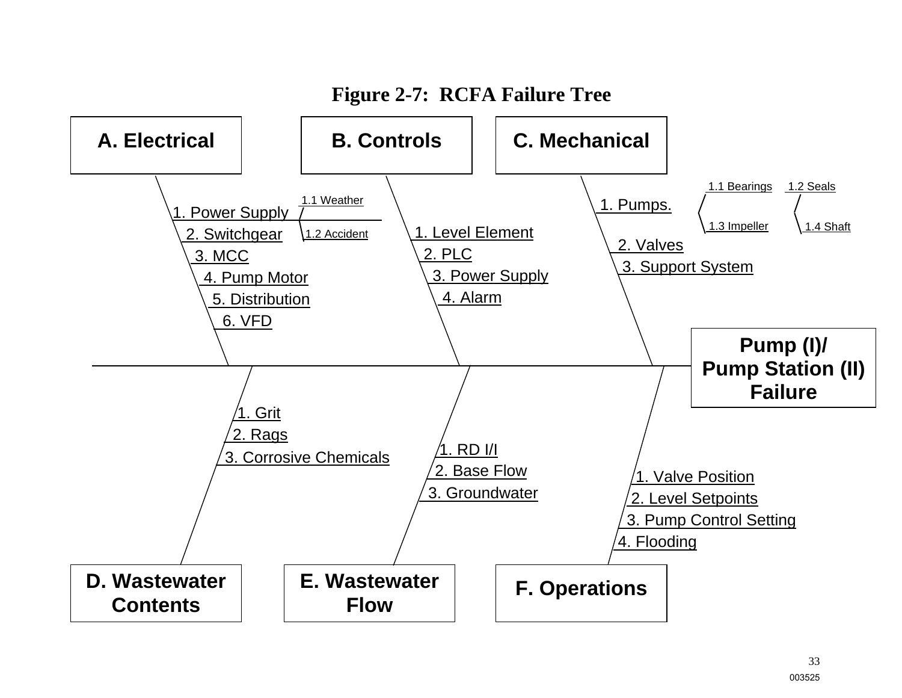# Figure 2-7: RCFA Failure Tree

**A. Electrical**
- 1. Power Supply
  - 1.1 Weather
  - 1.2 Accident
- 2. Switchgear
- 3. MCC
- 4. Pump Motor
- 5. Distribution
- 6. VFD

**B. Controls**
- 1. Level Element
- 2. PLC
- 3. Power Supply
- 4. Alarm

**C. Mechanical**
- 1. Pumps.
  - 1.1 Bearings
  - 1.2 Seals
  - 1.3 Impeller
  - 1.4 Shaft
- 2. Valves
- 3. Support System

**D. Wastewater Contents**
- 1. Grit
- 2. Rags
- 3. Corrosive Chemicals

**E. Wastewater Flow**
- 1. RD I/I
- 2. Base Flow
- 3. Groundwater

**F. Operations**
- 1. Valve Position
- 2. Level Setpoints
- 3. Pump Control Setting
- 4. Flooding

**Pump (I)/ Pump Station (II) Failure**

003525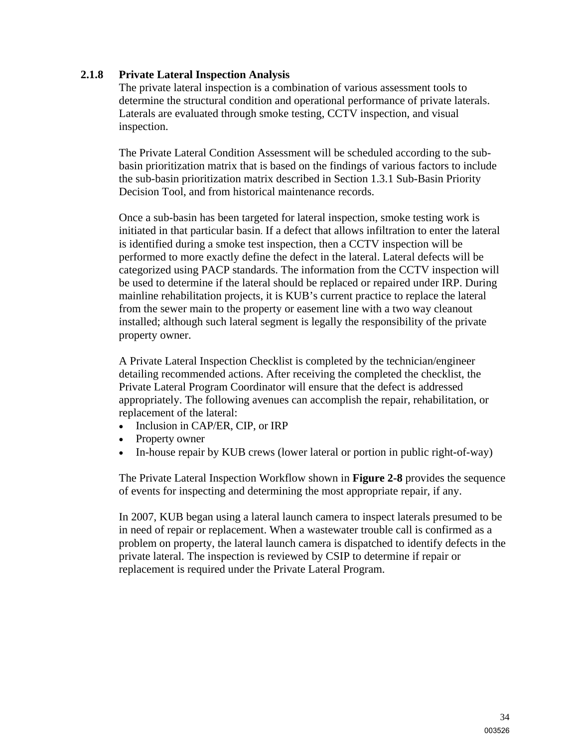### 2.1.8 Private Lateral Inspection Analysis

The private lateral inspection is a combination of various assessment tools to determine the structural condition and operational performance of private laterals. Laterals are evaluated through smoke testing, CCTV inspection, and visual inspection.

The Private Lateral Condition Assessment will be scheduled according to the sub-basin prioritization matrix that is based on the findings of various factors to include the sub-basin prioritization matrix described in Section 1.3.1 Sub-Basin Priority Decision Tool, and from historical maintenance records.

Once a sub-basin has been targeted for lateral inspection, smoke testing work is initiated in that particular basin. If a defect that allows infiltration to enter the lateral is identified during a smoke test inspection, then a CCTV inspection will be performed to more exactly define the defect in the lateral. Lateral defects will be categorized using PACP standards. The information from the CCTV inspection will be used to determine if the lateral should be replaced or repaired under IRP. During mainline rehabilitation projects, it is KUB's current practice to replace the lateral from the sewer main to the property or easement line with a two way cleanout installed; although such lateral segment is legally the responsibility of the private property owner.

A Private Lateral Inspection Checklist is completed by the technician/engineer detailing recommended actions. After receiving the completed the checklist, the Private Lateral Program Coordinator will ensure that the defect is addressed appropriately. The following avenues can accomplish the repair, rehabilitation, or replacement of the lateral:

- Inclusion in CAP/ER, CIP, or IRP
- Property owner
- In-house repair by KUB crews (lower lateral or portion in public right-of-way)

The Private Lateral Inspection Workflow shown in **Figure 2-8** provides the sequence of events for inspecting and determining the most appropriate repair, if any.

In 2007, KUB began using a lateral launch camera to inspect laterals presumed to be in need of repair or replacement. When a wastewater trouble call is confirmed as a problem on property, the lateral launch camera is dispatched to identify defects in the private lateral. The inspection is reviewed by CSIP to determine if repair or replacement is required under the Private Lateral Program.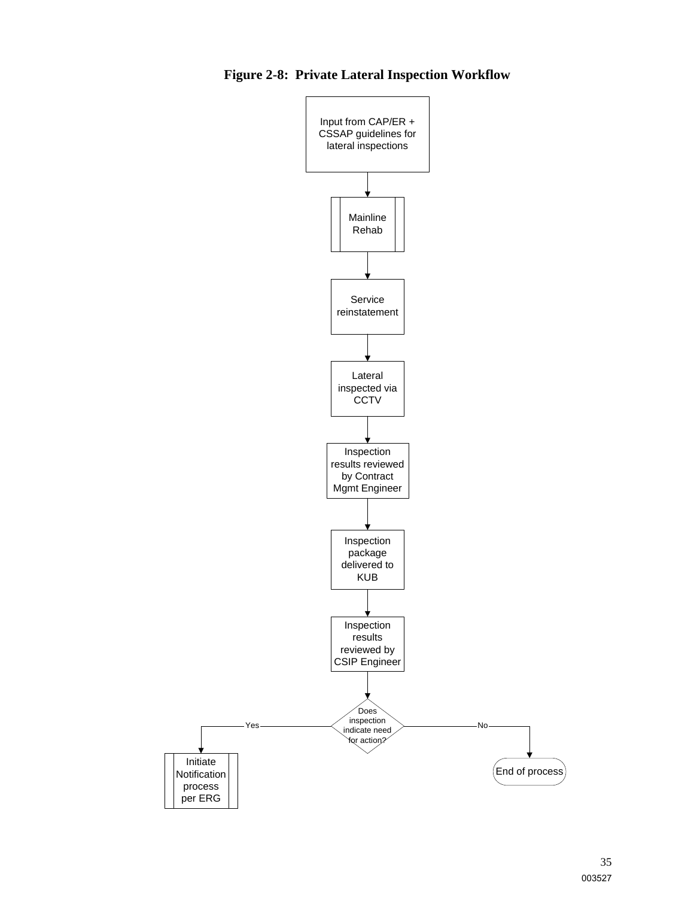**Figure 2-8: Private Lateral Inspection Workflow**

Input from CAP/ER + CSSAP guidelines for lateral inspections

Mainline Rehab

Service reinstatement

Lateral inspected via CCTV

Inspection results reviewed by Contract Mgmt Engineer

Inspection package delivered to KUB

Inspection results reviewed by CSIP Engineer

Does inspection indicate need for action?

Yes

No

Initiate Notification process per ERG

End of process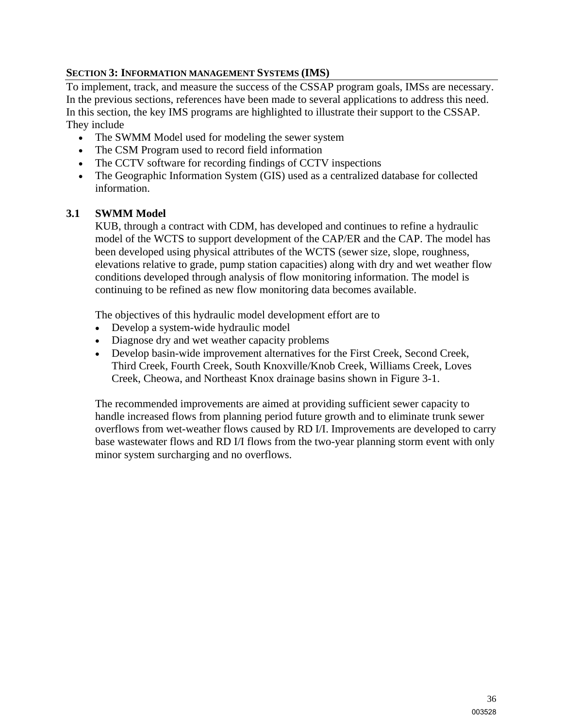## SECTION 3: INFORMATION MANAGEMENT SYSTEMS (IMS)

To implement, track, and measure the success of the CSSAP program goals, IMSs are necessary. In the previous sections, references have been made to several applications to address this need. In this section, the key IMS programs are highlighted to illustrate their support to the CSSAP. They include

- The SWMM Model used for modeling the sewer system
- The CSM Program used to record field information
- The CCTV software for recording findings of CCTV inspections
- The Geographic Information System (GIS) used as a centralized database for collected information.

### 3.1 SWMM Model

KUB, through a contract with CDM, has developed and continues to refine a hydraulic model of the WCTS to support development of the CAP/ER and the CAP. The model has been developed using physical attributes of the WCTS (sewer size, slope, roughness, elevations relative to grade, pump station capacities) along with dry and wet weather flow conditions developed through analysis of flow monitoring information. The model is continuing to be refined as new flow monitoring data becomes available.

The objectives of this hydraulic model development effort are to

- Develop a system-wide hydraulic model
- Diagnose dry and wet weather capacity problems
- Develop basin-wide improvement alternatives for the First Creek, Second Creek, Third Creek, Fourth Creek, South Knoxville/Knob Creek, Williams Creek, Loves Creek, Cheowa, and Northeast Knox drainage basins shown in Figure 3-1.

The recommended improvements are aimed at providing sufficient sewer capacity to handle increased flows from planning period future growth and to eliminate trunk sewer overflows from wet-weather flows caused by RD I/I. Improvements are developed to carry base wastewater flows and RD I/I flows from the two-year planning storm event with only minor system surcharging and no overflows.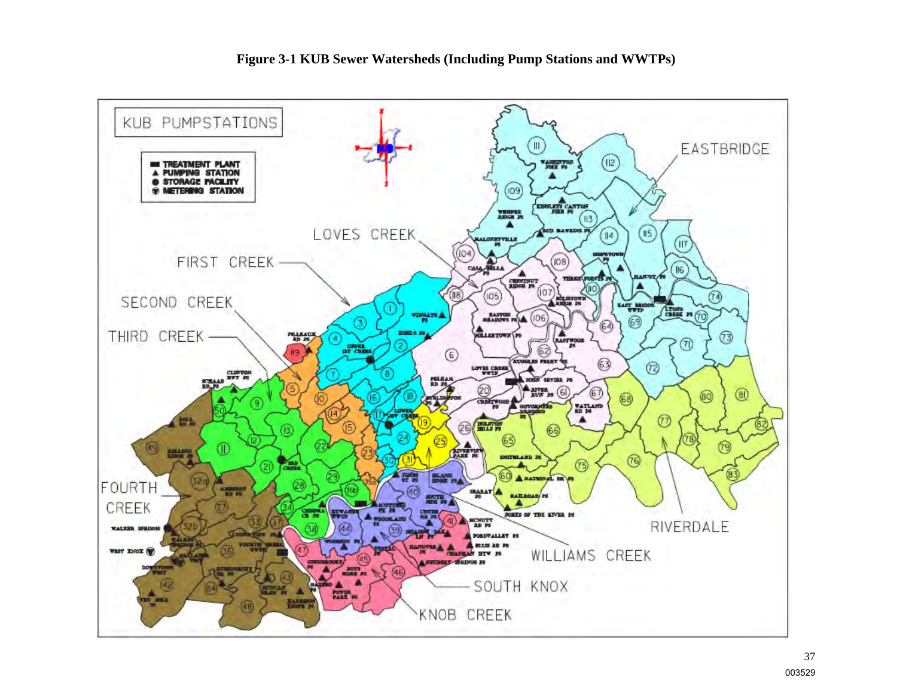**Figure 3-1 KUB Sewer Watersheds (Including Pump Stations and WWTPs)**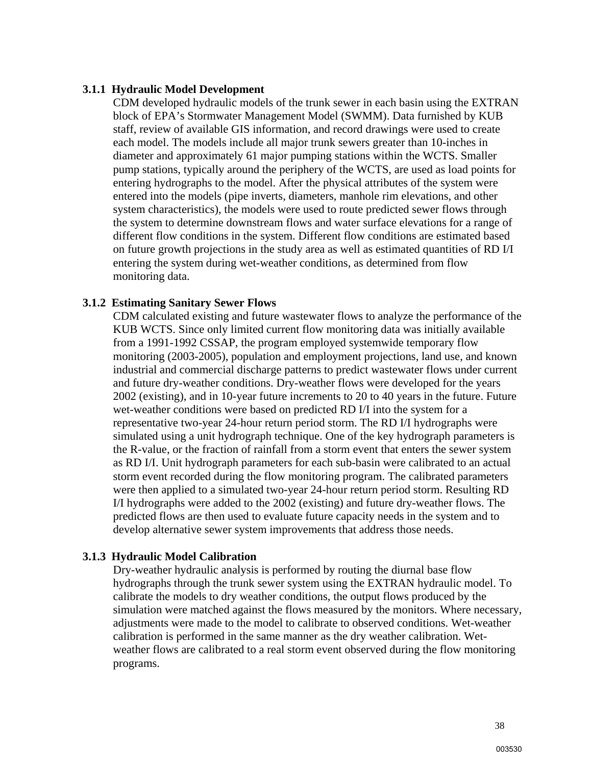### 3.1.1 Hydraulic Model Development

CDM developed hydraulic models of the trunk sewer in each basin using the EXTRAN block of EPA's Stormwater Management Model (SWMM). Data furnished by KUB staff, review of available GIS information, and record drawings were used to create each model. The models include all major trunk sewers greater than 10-inches in diameter and approximately 61 major pumping stations within the WCTS. Smaller pump stations, typically around the periphery of the WCTS, are used as load points for entering hydrographs to the model. After the physical attributes of the system were entered into the models (pipe inverts, diameters, manhole rim elevations, and other system characteristics), the models were used to route predicted sewer flows through the system to determine downstream flows and water surface elevations for a range of different flow conditions in the system. Different flow conditions are estimated based on future growth projections in the study area as well as estimated quantities of RD I/I entering the system during wet-weather conditions, as determined from flow monitoring data.

### 3.1.2 Estimating Sanitary Sewer Flows

CDM calculated existing and future wastewater flows to analyze the performance of the KUB WCTS. Since only limited current flow monitoring data was initially available from a 1991-1992 CSSAP, the program employed systemwide temporary flow monitoring (2003-2005), population and employment projections, land use, and known industrial and commercial discharge patterns to predict wastewater flows under current and future dry-weather conditions. Dry-weather flows were developed for the years 2002 (existing), and in 10-year future increments to 20 to 40 years in the future. Future wet-weather conditions were based on predicted RD I/I into the system for a representative two-year 24-hour return period storm. The RD I/I hydrographs were simulated using a unit hydrograph technique. One of the key hydrograph parameters is the R-value, or the fraction of rainfall from a storm event that enters the sewer system as RD I/I. Unit hydrograph parameters for each sub-basin were calibrated to an actual storm event recorded during the flow monitoring program. The calibrated parameters were then applied to a simulated two-year 24-hour return period storm. Resulting RD I/I hydrographs were added to the 2002 (existing) and future dry-weather flows. The predicted flows are then used to evaluate future capacity needs in the system and to develop alternative sewer system improvements that address those needs.

### 3.1.3 Hydraulic Model Calibration

Dry-weather hydraulic analysis is performed by routing the diurnal base flow hydrographs through the trunk sewer system using the EXTRAN hydraulic model. To calibrate the models to dry weather conditions, the output flows produced by the simulation were matched against the flows measured by the monitors. Where necessary, adjustments were made to the model to calibrate to observed conditions. Wet-weather calibration is performed in the same manner as the dry weather calibration. Wet-weather flows are calibrated to a real storm event observed during the flow monitoring programs.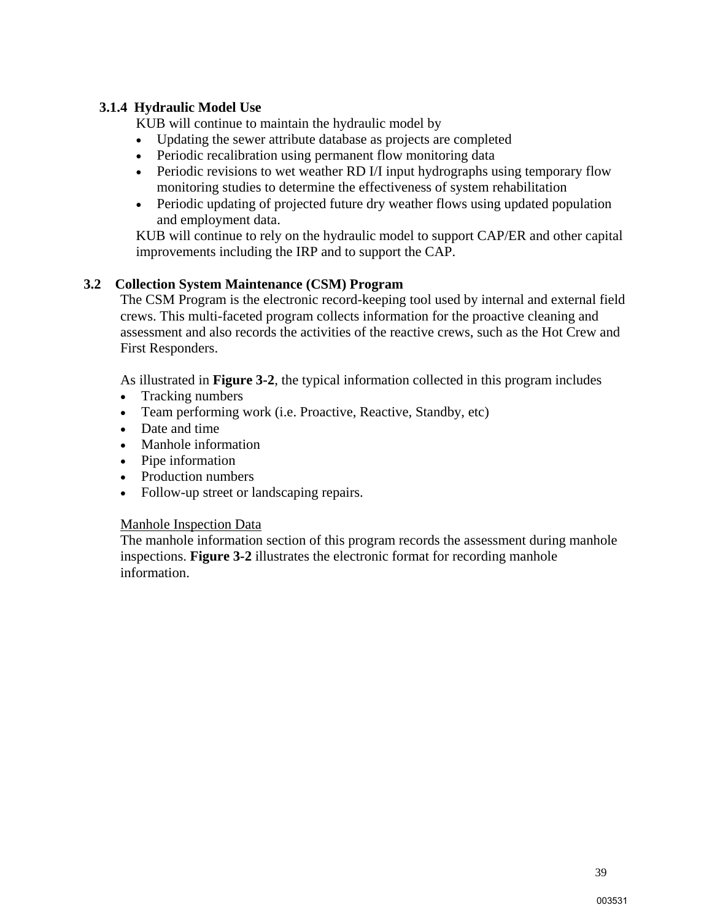#### 3.1.4 Hydraulic Model Use

KUB will continue to maintain the hydraulic model by

- Updating the sewer attribute database as projects are completed
- Periodic recalibration using permanent flow monitoring data
- Periodic revisions to wet weather RD I/I input hydrographs using temporary flow monitoring studies to determine the effectiveness of system rehabilitation
- Periodic updating of projected future dry weather flows using updated population and employment data.

KUB will continue to rely on the hydraulic model to support CAP/ER and other capital improvements including the IRP and to support the CAP.

### 3.2 Collection System Maintenance (CSM) Program

The CSM Program is the electronic record-keeping tool used by internal and external field crews. This multi-faceted program collects information for the proactive cleaning and assessment and also records the activities of the reactive crews, such as the Hot Crew and First Responders.

As illustrated in **Figure 3-2**, the typical information collected in this program includes

- Tracking numbers
- Team performing work (i.e. Proactive, Reactive, Standby, etc)
- Date and time
- Manhole information
- Pipe information
- Production numbers
- Follow-up street or landscaping repairs.

<u>Manhole Inspection Data</u>

The manhole information section of this program records the assessment during manhole inspections. **Figure 3-2** illustrates the electronic format for recording manhole information.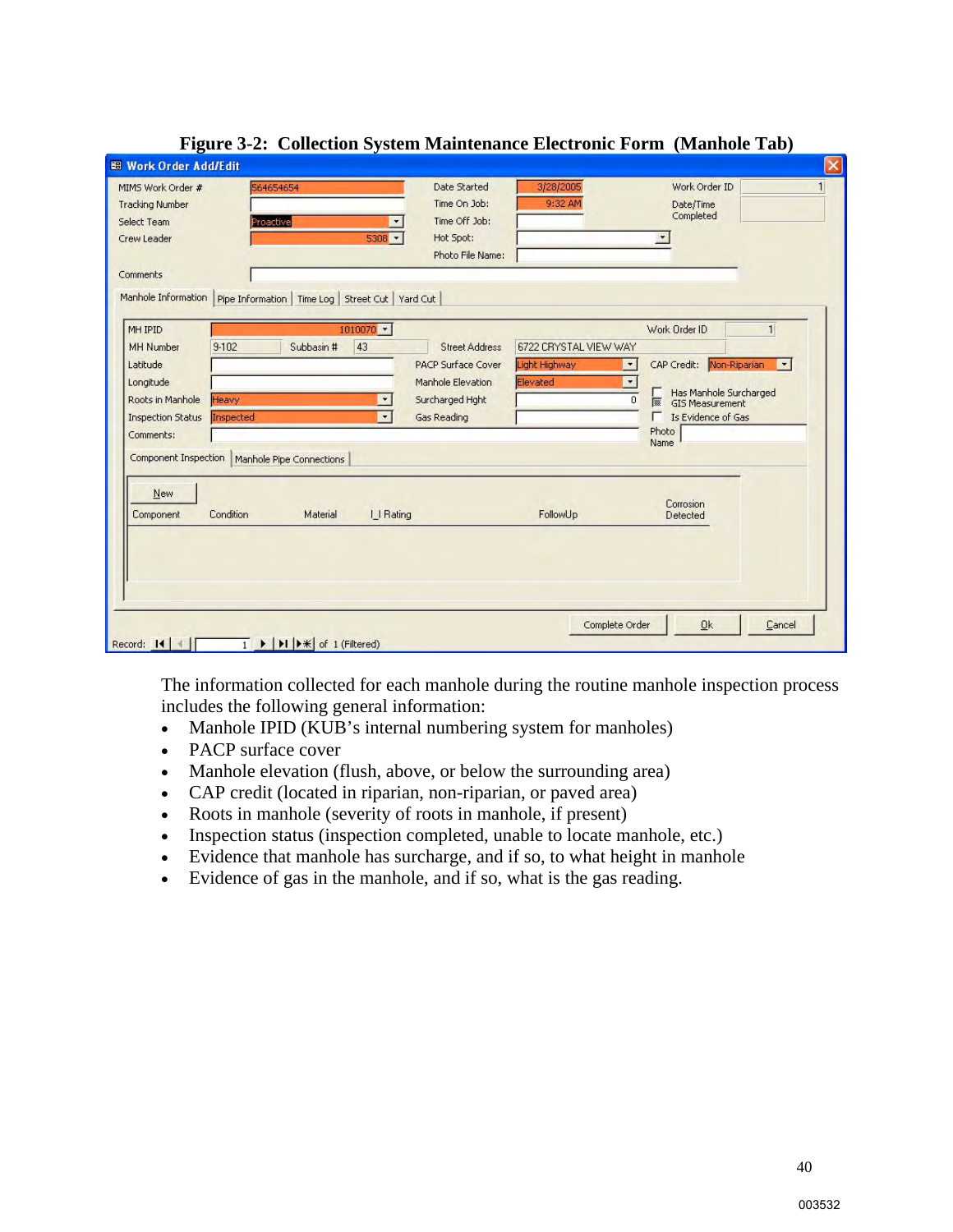**Figure 3-2: Collection System Maintenance Electronic Form (Manhole Tab)**

The information collected for each manhole during the routine manhole inspection process includes the following general information:

- Manhole IPID (KUB's internal numbering system for manholes)
- PACP surface cover
- Manhole elevation (flush, above, or below the surrounding area)
- CAP credit (located in riparian, non-riparian, or paved area)
- Roots in manhole (severity of roots in manhole, if present)
- Inspection status (inspection completed, unable to locate manhole, etc.)
- Evidence that manhole has surcharge, and if so, to what height in manhole
- Evidence of gas in the manhole, and if so, what is the gas reading.

003532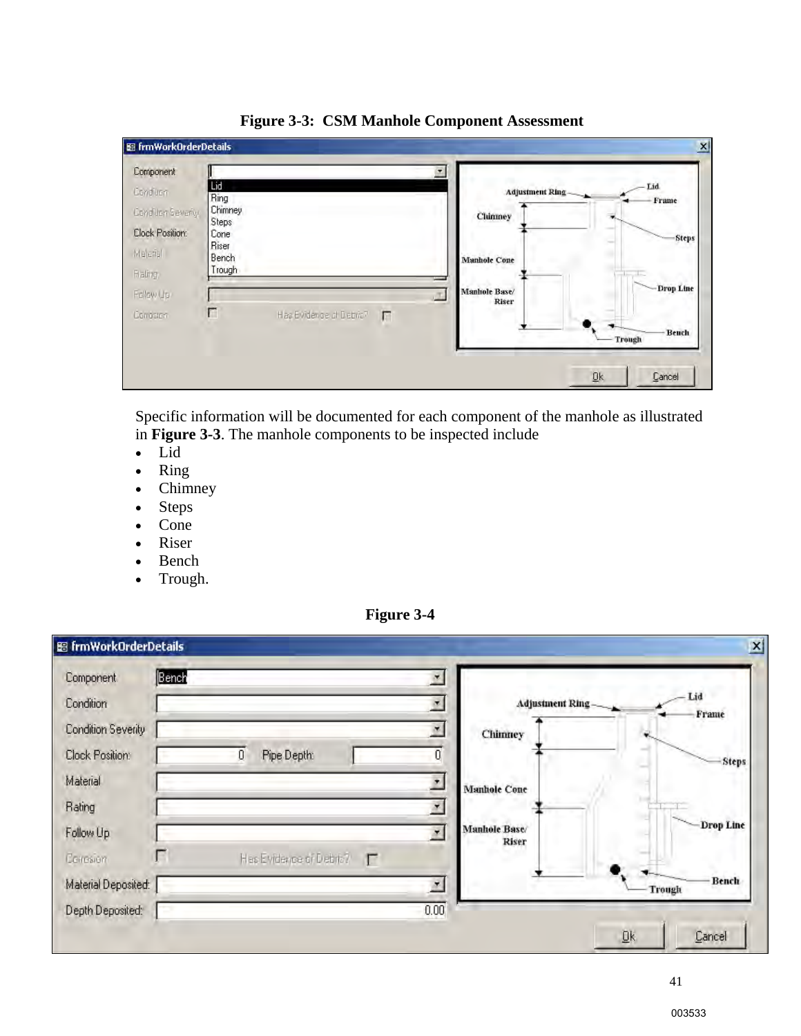**Figure 3-3: CSM Manhole Component Assessment**

Specific information will be documented for each component of the manhole as illustrated in **Figure 3-3**. The manhole components to be inspected include

- Lid
- Ring
- Chimney
- Steps
- Cone
- Riser
- Bench
- Trough.

**Figure 3-4**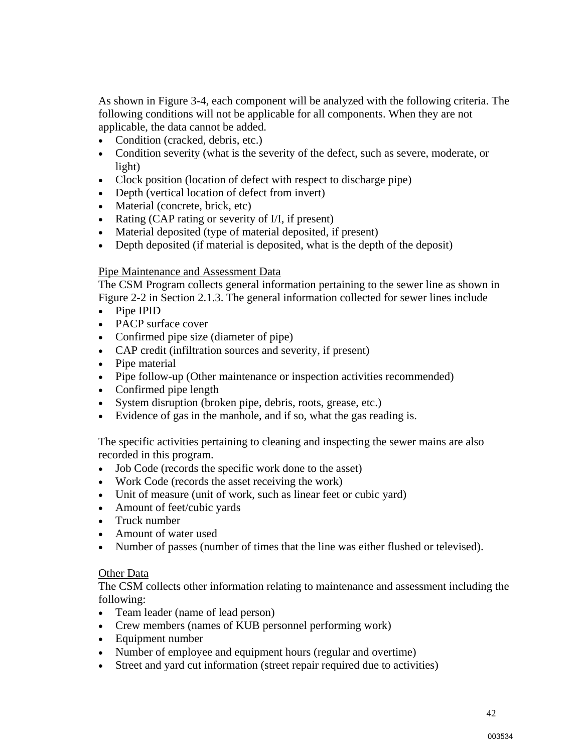As shown in Figure 3-4, each component will be analyzed with the following criteria. The following conditions will not be applicable for all components. When they are not applicable, the data cannot be added.

- Condition (cracked, debris, etc.)
- Condition severity (what is the severity of the defect, such as severe, moderate, or light)
- Clock position (location of defect with respect to discharge pipe)
- Depth (vertical location of defect from invert)
- Material (concrete, brick, etc)
- Rating (CAP rating or severity of I/I, if present)
- Material deposited (type of material deposited, if present)
- Depth deposited (if material is deposited, what is the depth of the deposit)

<u>Pipe Maintenance and Assessment Data</u>
The CSM Program collects general information pertaining to the sewer line as shown in Figure 2-2 in Section 2.1.3. The general information collected for sewer lines include

- Pipe IPID
- PACP surface cover
- Confirmed pipe size (diameter of pipe)
- CAP credit (infiltration sources and severity, if present)
- Pipe material
- Pipe follow-up (Other maintenance or inspection activities recommended)
- Confirmed pipe length
- System disruption (broken pipe, debris, roots, grease, etc.)
- Evidence of gas in the manhole, and if so, what the gas reading is.

The specific activities pertaining to cleaning and inspecting the sewer mains are also recorded in this program.

- Job Code (records the specific work done to the asset)
- Work Code (records the asset receiving the work)
- Unit of measure (unit of work, such as linear feet or cubic yard)
- Amount of feet/cubic yards
- Truck number
- Amount of water used
- Number of passes (number of times that the line was either flushed or televised).

<u>Other Data</u>
The CSM collects other information relating to maintenance and assessment including the following:

- Team leader (name of lead person)
- Crew members (names of KUB personnel performing work)
- Equipment number
- Number of employee and equipment hours (regular and overtime)
- Street and yard cut information (street repair required due to activities)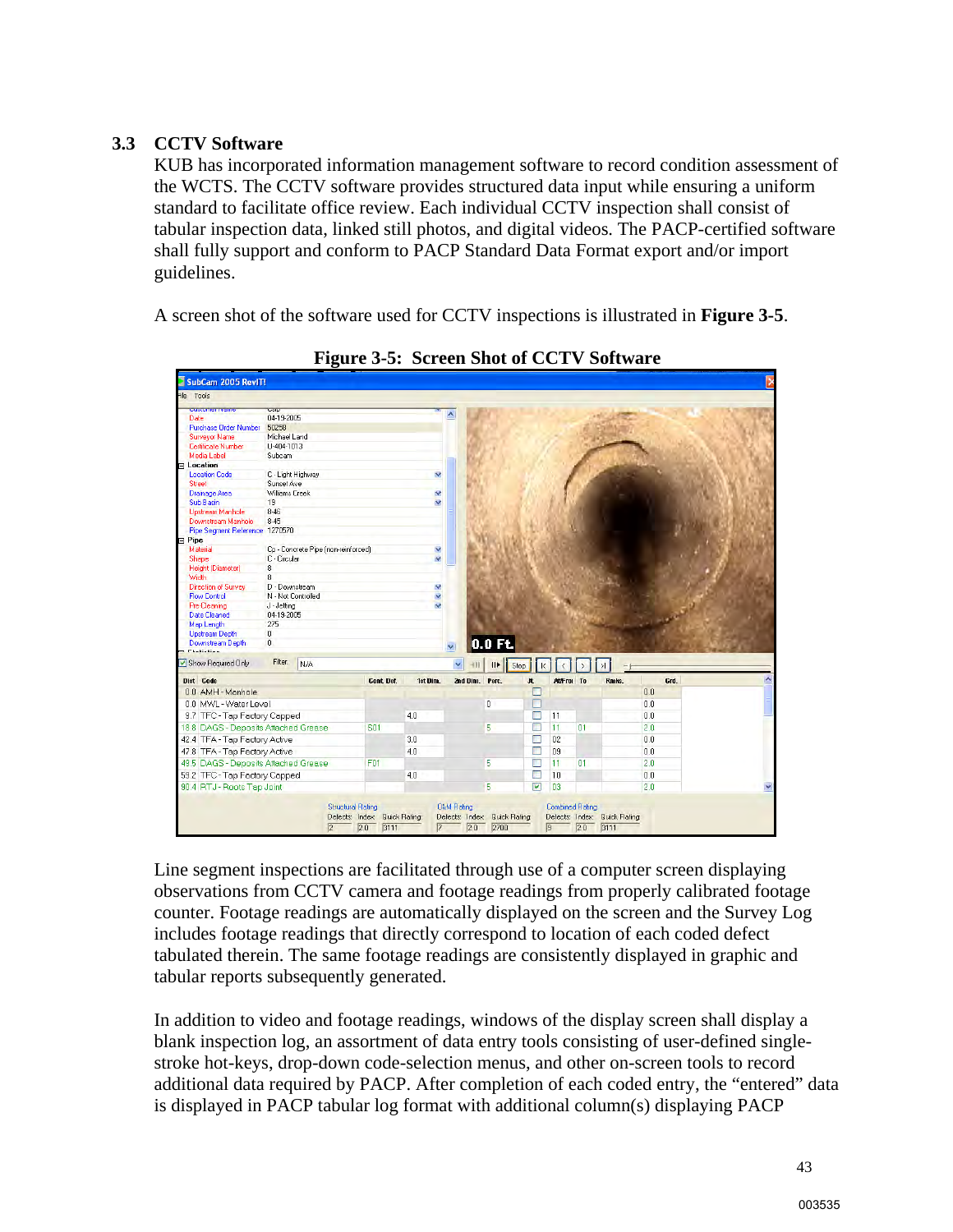### 3.3 CCTV Software

KUB has incorporated information management software to record condition assessment of the WCTS. The CCTV software provides structured data input while ensuring a uniform standard to facilitate office review. Each individual CCTV inspection shall consist of tabular inspection data, linked still photos, and digital videos. The PACP-certified software shall fully support and conform to PACP Standard Data Format export and/or import guidelines.

A screen shot of the software used for CCTV inspections is illustrated in **Figure 3-5**.

**Figure 3-5: Screen Shot of CCTV Software**

Line segment inspections are facilitated through use of a computer screen displaying observations from CCTV camera and footage readings from properly calibrated footage counter. Footage readings are automatically displayed on the screen and the Survey Log includes footage readings that directly correspond to location of each coded defect tabulated therein. The same footage readings are consistently displayed in graphic and tabular reports subsequently generated.

In addition to video and footage readings, windows of the display screen shall display a blank inspection log, an assortment of data entry tools consisting of user-defined single-stroke hot-keys, drop-down code-selection menus, and other on-screen tools to record additional data required by PACP. After completion of each coded entry, the "entered" data is displayed in PACP tabular log format with additional column(s) displaying PACP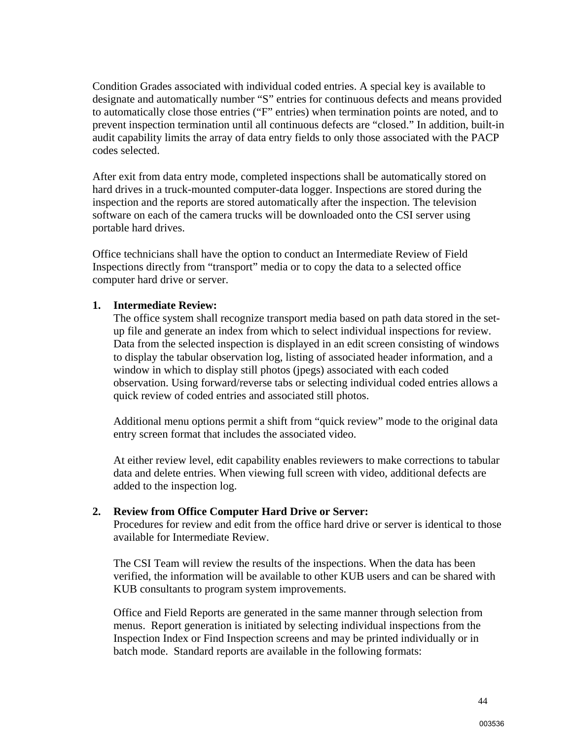Condition Grades associated with individual coded entries. A special key is available to designate and automatically number "S" entries for continuous defects and means provided to automatically close those entries ("F" entries) when termination points are noted, and to prevent inspection termination until all continuous defects are "closed." In addition, built-in audit capability limits the array of data entry fields to only those associated with the PACP codes selected.

After exit from data entry mode, completed inspections shall be automatically stored on hard drives in a truck-mounted computer-data logger. Inspections are stored during the inspection and the reports are stored automatically after the inspection. The television software on each of the camera trucks will be downloaded onto the CSI server using portable hard drives.

Office technicians shall have the option to conduct an Intermediate Review of Field Inspections directly from "transport" media or to copy the data to a selected office computer hard drive or server.

1. **Intermediate Review:**
   The office system shall recognize transport media based on path data stored in the set-up file and generate an index from which to select individual inspections for review. Data from the selected inspection is displayed in an edit screen consisting of windows to display the tabular observation log, listing of associated header information, and a window in which to display still photos (jpegs) associated with each coded observation. Using forward/reverse tabs or selecting individual coded entries allows a quick review of coded entries and associated still photos.

   Additional menu options permit a shift from "quick review" mode to the original data entry screen format that includes the associated video.

   At either review level, edit capability enables reviewers to make corrections to tabular data and delete entries. When viewing full screen with video, additional defects are added to the inspection log.

2. **Review from Office Computer Hard Drive or Server:**
   Procedures for review and edit from the office hard drive or server is identical to those available for Intermediate Review.

   The CSI Team will review the results of the inspections. When the data has been verified, the information will be available to other KUB users and can be shared with KUB consultants to program system improvements.

   Office and Field Reports are generated in the same manner through selection from menus. Report generation is initiated by selecting individual inspections from the Inspection Index or Find Inspection screens and may be printed individually or in batch mode. Standard reports are available in the following formats: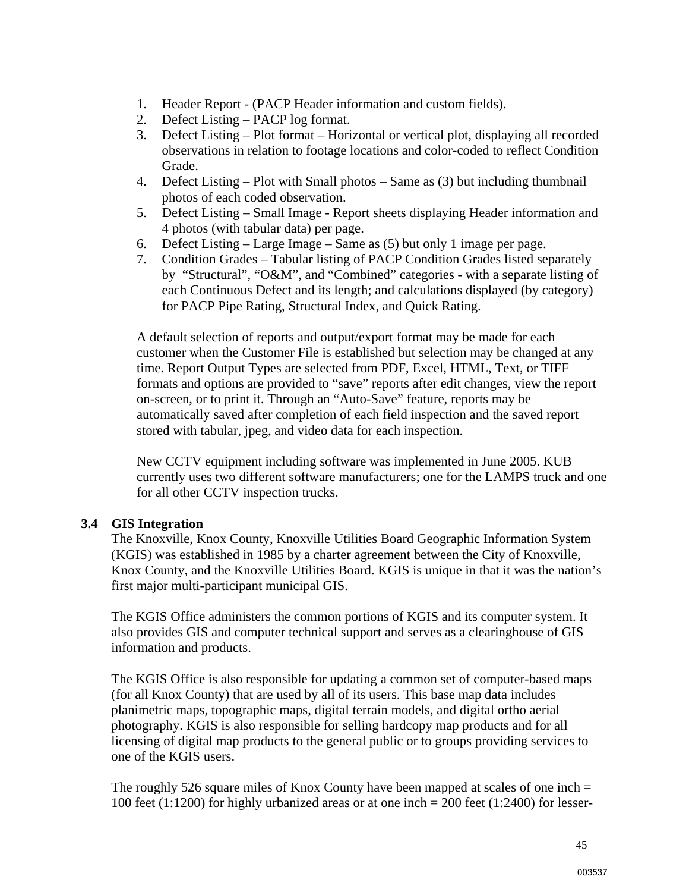1. Header Report - (PACP Header information and custom fields).
2. Defect Listing – PACP log format.
3. Defect Listing – Plot format – Horizontal or vertical plot, displaying all recorded observations in relation to footage locations and color-coded to reflect Condition Grade.
4. Defect Listing – Plot with Small photos – Same as (3) but including thumbnail photos of each coded observation.
5. Defect Listing – Small Image - Report sheets displaying Header information and 4 photos (with tabular data) per page.
6. Defect Listing – Large Image – Same as (5) but only 1 image per page.
7. Condition Grades – Tabular listing of PACP Condition Grades listed separately by "Structural", "O&M", and "Combined" categories - with a separate listing of each Continuous Defect and its length; and calculations displayed (by category) for PACP Pipe Rating, Structural Index, and Quick Rating.

A default selection of reports and output/export format may be made for each customer when the Customer File is established but selection may be changed at any time. Report Output Types are selected from PDF, Excel, HTML, Text, or TIFF formats and options are provided to "save" reports after edit changes, view the report on-screen, or to print it. Through an "Auto-Save" feature, reports may be automatically saved after completion of each field inspection and the saved report stored with tabular, jpeg, and video data for each inspection.

New CCTV equipment including software was implemented in June 2005. KUB currently uses two different software manufacturers; one for the LAMPS truck and one for all other CCTV inspection trucks.

### 3.4 GIS Integration

The Knoxville, Knox County, Knoxville Utilities Board Geographic Information System (KGIS) was established in 1985 by a charter agreement between the City of Knoxville, Knox County, and the Knoxville Utilities Board. KGIS is unique in that it was the nation's first major multi-participant municipal GIS.

The KGIS Office administers the common portions of KGIS and its computer system. It also provides GIS and computer technical support and serves as a clearinghouse of GIS information and products.

The KGIS Office is also responsible for updating a common set of computer-based maps (for all Knox County) that are used by all of its users. This base map data includes planimetric maps, topographic maps, digital terrain models, and digital ortho aerial photography. KGIS is also responsible for selling hardcopy map products and for all licensing of digital map products to the general public or to groups providing services to one of the KGIS users.

The roughly 526 square miles of Knox County have been mapped at scales of one inch = 100 feet (1:1200) for highly urbanized areas or at one inch = 200 feet (1:2400) for lesser-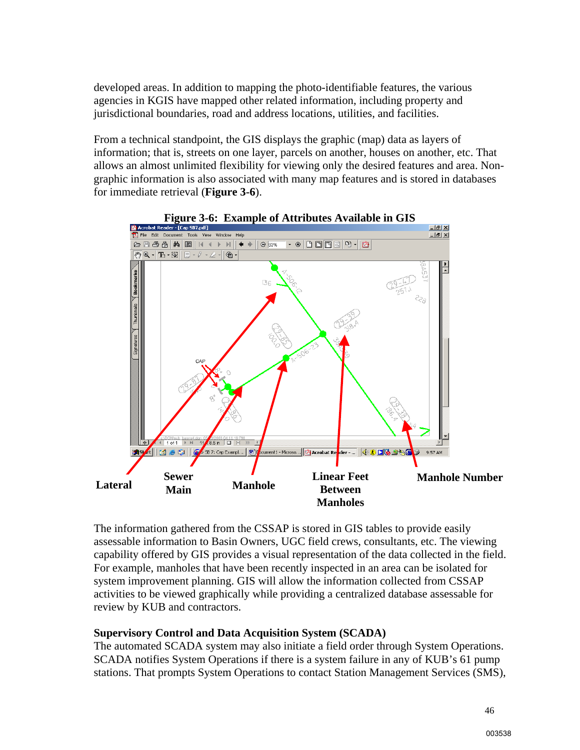developed areas. In addition to mapping the photo-identifiable features, the various agencies in KGIS have mapped other related information, including property and jurisdictional boundaries, road and address locations, utilities, and facilities.

From a technical standpoint, the GIS displays the graphic (map) data as layers of information; that is, streets on one layer, parcels on another, houses on another, etc. That allows an almost unlimited flexibility for viewing only the desired features and area. Non-graphic information is also associated with many map features and is stored in databases for immediate retrieval (**Figure 3-6**).

**Figure 3-6: Example of Attributes Available in GIS**

**Lateral** **Sewer Main** **Manhole** **Linear Feet Between Manholes** **Manhole Number**

The information gathered from the CSSAP is stored in GIS tables to provide easily assessable information to Basin Owners, UGC field crews, consultants, etc. The viewing capability offered by GIS provides a visual representation of the data collected in the field. For example, manholes that have been recently inspected in an area can be isolated for system improvement planning. GIS will allow the information collected from CSSAP activities to be viewed graphically while providing a centralized database assessable for review by KUB and contractors.

**Supervisory Control and Data Acquisition System (SCADA)**

The automated SCADA system may also initiate a field order through System Operations. SCADA notifies System Operations if there is a system failure in any of KUB's 61 pump stations. That prompts System Operations to contact Station Management Services (SMS),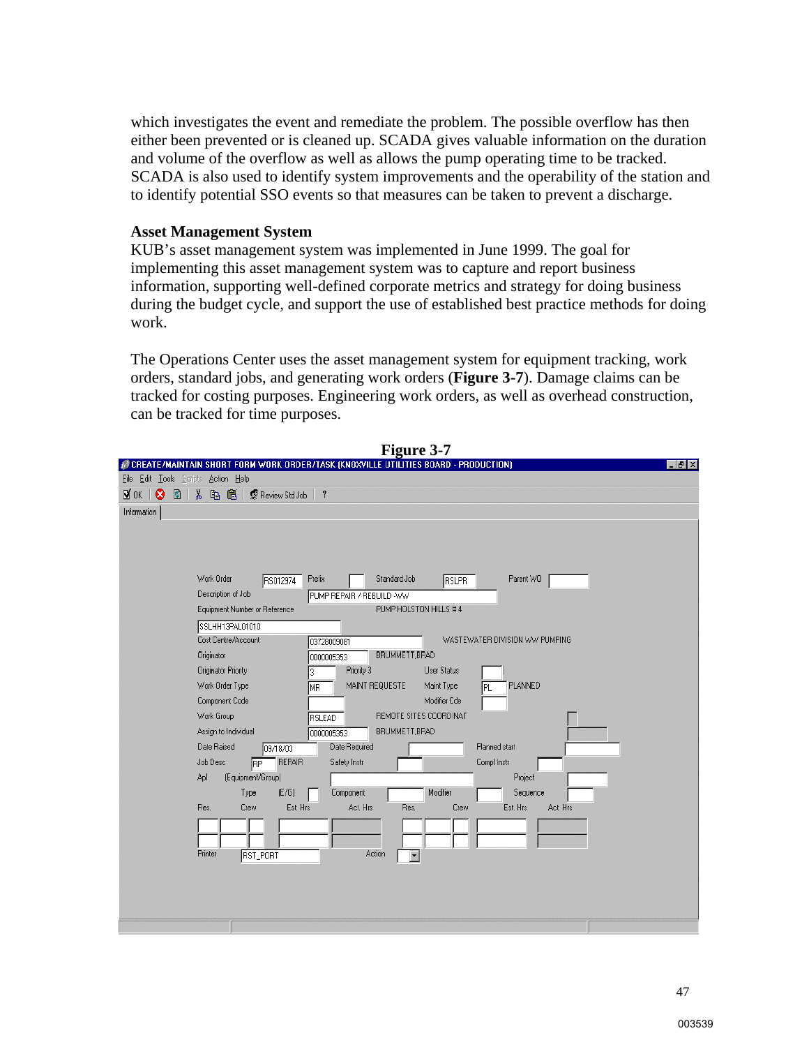which investigates the event and remediate the problem. The possible overflow has then either been prevented or is cleaned up. SCADA gives valuable information on the duration and volume of the overflow as well as allows the pump operating time to be tracked. SCADA is also used to identify system improvements and the operability of the station and to identify potential SSO events so that measures can be taken to prevent a discharge.

**Asset Management System**

KUB's asset management system was implemented in June 1999. The goal for implementing this asset management system was to capture and report business information, supporting well-defined corporate metrics and strategy for doing business during the budget cycle, and support the use of established best practice methods for doing work.

The Operations Center uses the asset management system for equipment tracking, work orders, standard jobs, and generating work orders (**Figure 3-7**). Damage claims can be tracked for costing purposes. Engineering work orders, as well as overhead construction, can be tracked for time purposes.

**Figure 3-7**

CREATE/MAINTAIN SHORT FORM WORK ORDER/TASK (KNOXVILLE UTILITIES BOARD - PRODUCTION)

File Edit Tools Scripts Action Help

OK | Review Std Job | ?

Information

Work Order: RS012974 | Prefix: | Standard Job: RSLPR | Parent WO:

Description of Job: PUMP REPAIR / REBUILD -WW

Equipment Number or Reference: SSLHH13PAL01010 — PUMP HOLSTON HILLS # 4

Cost Centre/Account: 03728009081 — WASTEWATER DIVISION WW PUMPING

Originator: 0000005353 — BRUMMETT,BRAD

Originator Priority: 3 — Priority 3 | User Status:

Work Order Type: MR — MAINT REQUESTE | Maint Type: PL — PLANNED

Component Code: | Modifier Cde:

Work Group: RSLEAD — REMOTE SITES COORDINAT

Assign to Individual: 0000005353 — BRUMMETT,BRAD

Date Raised: 09/18/03 | Date Required: | Planned start:

Job Desc: RP — REPAIR | Safety Instr: | Compl Instr:

Apl (Equipment/Group): | Project:

Type (E/G): | Component: | Modifier: | Sequence:

Res. | Crew | Est. Hrs | Act. Hrs | Res. | Crew | Est. Hrs | Act. Hrs

Printer: RST_PORT | Action: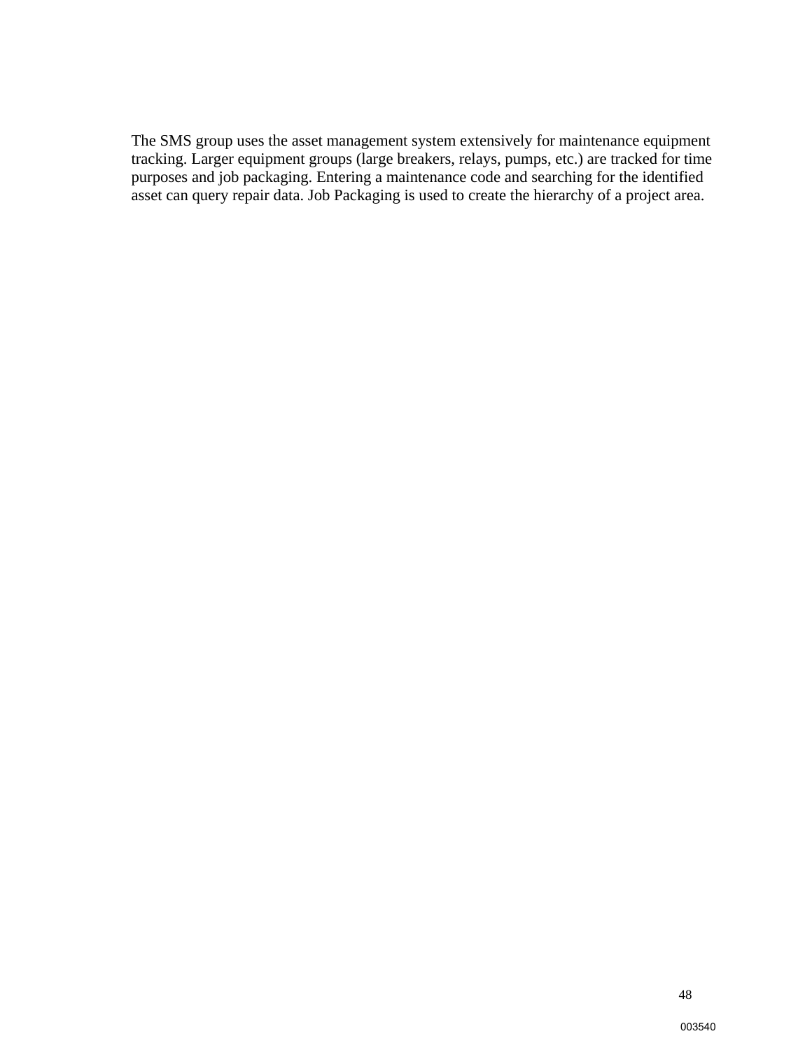The SMS group uses the asset management system extensively for maintenance equipment tracking. Larger equipment groups (large breakers, relays, pumps, etc.) are tracked for time purposes and job packaging. Entering a maintenance code and searching for the identified asset can query repair data. Job Packaging is used to create the hierarchy of a project area.